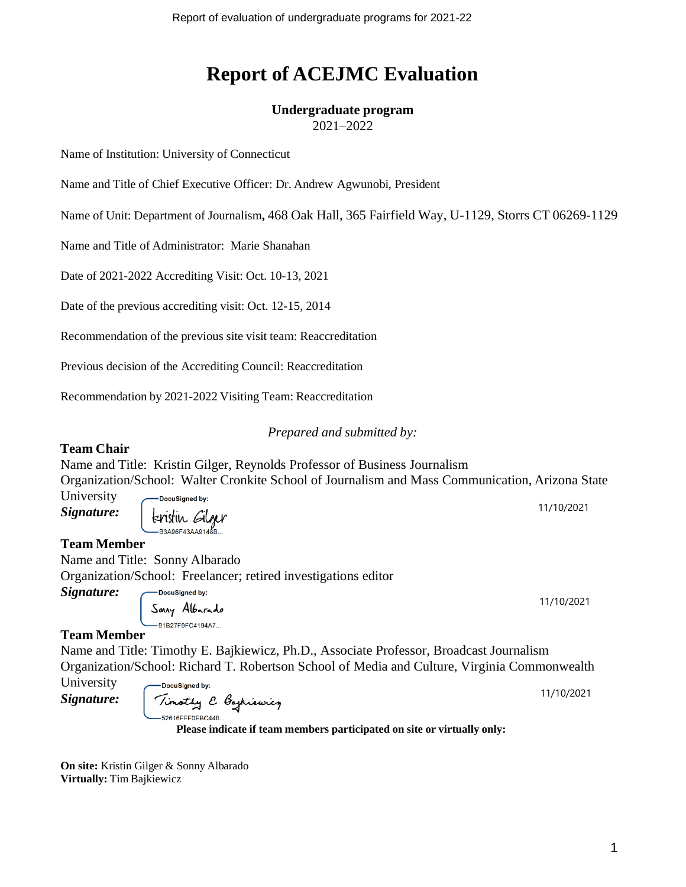# Report of ACEJMC Evaluation

**Undergraduate program**
2021–2022

Name of Institution: University of Connecticut

Name and Title of Chief Executive Officer: Dr. Andrew Agwunobi, President

Name of Unit: Department of Journalism**,** 468 Oak Hall, 365 Fairfield Way, U-1129, Storrs CT 06269-1129

Name and Title of Administrator: Marie Shanahan

Date of 2021-2022 Accrediting Visit: Oct. 10-13, 2021

Date of the previous accrediting visit: Oct. 12-15, 2014

Recommendation of the previous site visit team: Reaccreditation

Previous decision of the Accrediting Council: Reaccreditation

Recommendation by 2021-2022 Visiting Team: Reaccreditation

*Prepared and submitted by:*

**Team Chair**
Name and Title: Kristin Gilger, Reynolds Professor of Business Journalism
Organization/School: Walter Cronkite School of Journalism and Mass Communication, Arizona State University
***Signature:*** DocuSigned by: Kristin Gilger B3A96F43AA9148B... 11/10/2021

**Team Member**
Name and Title: Sonny Albarado
Organization/School: Freelancer; retired investigations editor
***Signature:*** DocuSigned by: Sonny Albarado 91B27F9FC4194A7... 11/10/2021

**Team Member**
Name and Title: Timothy E. Bajkiewicz, Ph.D., Associate Professor, Broadcast Journalism
Organization/School: Richard T. Robertson School of Media and Culture, Virginia Commonwealth University
***Signature:*** DocuSigned by: Timothy E Bajkiewicz 52616FFF0EBC440... 11/10/2021

**Please indicate if team members participated on site or virtually only:**

**On site:** Kristin Gilger & Sonny Albarado
**Virtually:** Tim Bajkiewicz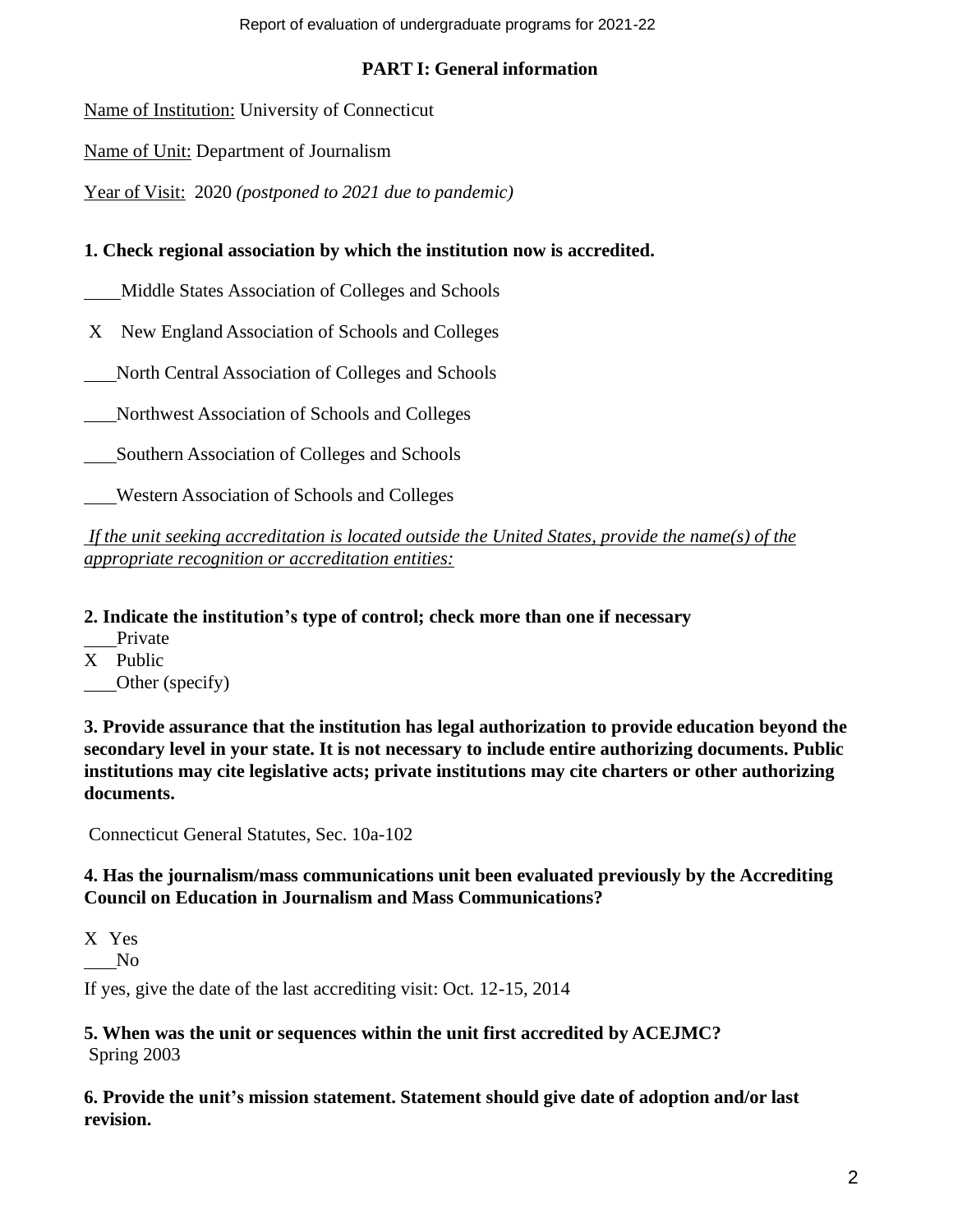## PART I: General information

Name of Institution: University of Connecticut

Name of Unit: Department of Journalism

Year of Visit: 2020 *(postponed to 2021 due to pandemic)*

**1. Check regional association by which the institution now is accredited.**

\_\_\_\_ Middle States Association of Colleges and Schools

X New England Association of Schools and Colleges

\_\_\_\_ North Central Association of Colleges and Schools

\_\_\_\_ Northwest Association of Schools and Colleges

\_\_\_\_ Southern Association of Colleges and Schools

\_\_\_\_ Western Association of Schools and Colleges

*If the unit seeking accreditation is located outside the United States, provide the name(s) of the appropriate recognition or accreditation entities:*

**2. Indicate the institution's type of control; check more than one if necessary**

\_\_\_\_ Private
X Public
\_\_\_\_ Other (specify)

**3. Provide assurance that the institution has legal authorization to provide education beyond the secondary level in your state. It is not necessary to include entire authorizing documents. Public institutions may cite legislative acts; private institutions may cite charters or other authorizing documents.**

Connecticut General Statutes, Sec. 10a-102

**4. Has the journalism/mass communications unit been evaluated previously by the Accrediting Council on Education in Journalism and Mass Communications?**

X Yes
\_\_\_\_ No

If yes, give the date of the last accrediting visit: Oct. 12-15, 2014

**5. When was the unit or sequences within the unit first accredited by ACEJMC?**
Spring 2003

**6. Provide the unit's mission statement. Statement should give date of adoption and/or last revision.**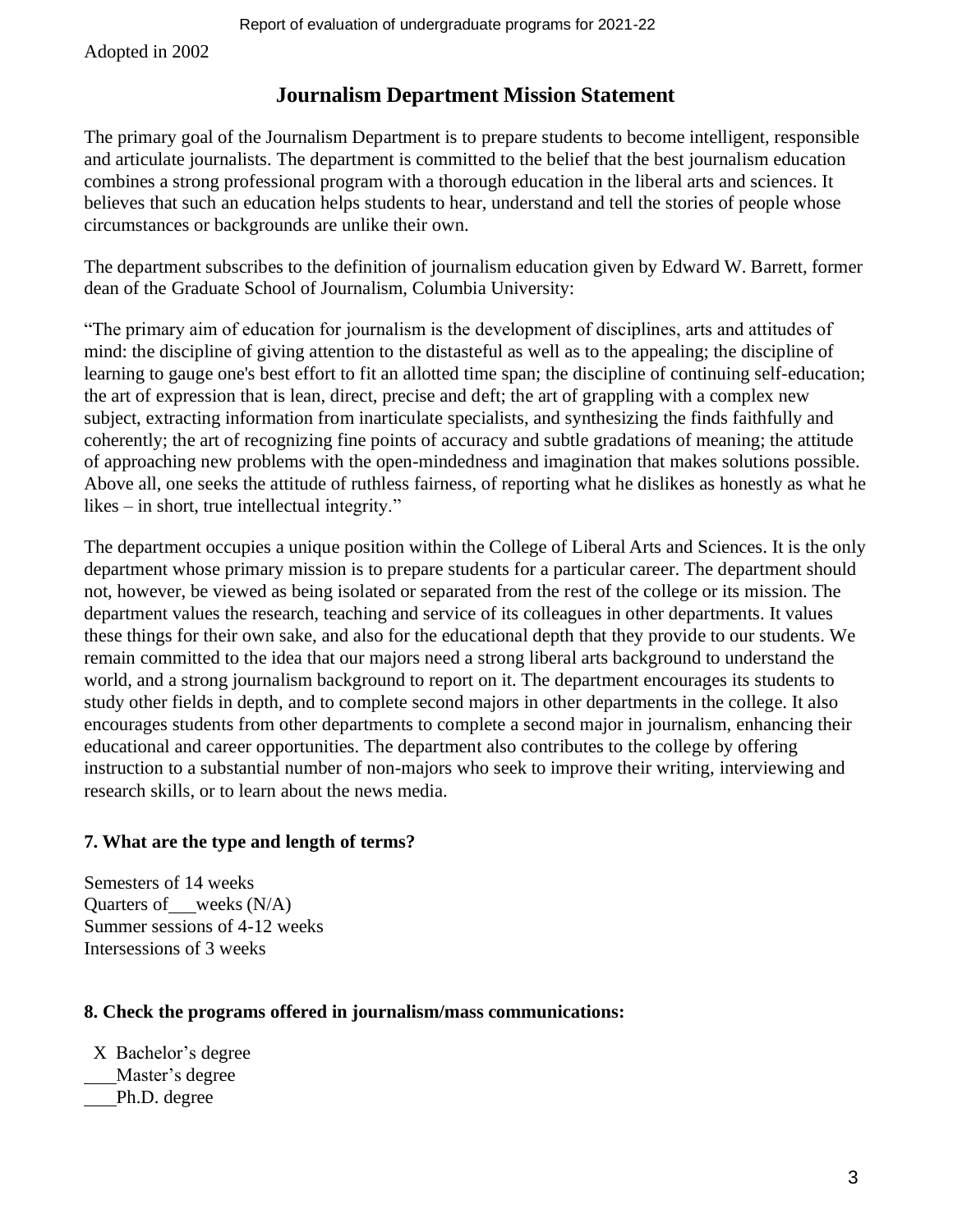Adopted in 2002

## Journalism Department Mission Statement

The primary goal of the Journalism Department is to prepare students to become intelligent, responsible and articulate journalists. The department is committed to the belief that the best journalism education combines a strong professional program with a thorough education in the liberal arts and sciences. It believes that such an education helps students to hear, understand and tell the stories of people whose circumstances or backgrounds are unlike their own.

The department subscribes to the definition of journalism education given by Edward W. Barrett, former dean of the Graduate School of Journalism, Columbia University:

"The primary aim of education for journalism is the development of disciplines, arts and attitudes of mind: the discipline of giving attention to the distasteful as well as to the appealing; the discipline of learning to gauge one's best effort to fit an allotted time span; the discipline of continuing self-education; the art of expression that is lean, direct, precise and deft; the art of grappling with a complex new subject, extracting information from inarticulate specialists, and synthesizing the finds faithfully and coherently; the art of recognizing fine points of accuracy and subtle gradations of meaning; the attitude of approaching new problems with the open-mindedness and imagination that makes solutions possible. Above all, one seeks the attitude of ruthless fairness, of reporting what he dislikes as honestly as what he likes – in short, true intellectual integrity."

The department occupies a unique position within the College of Liberal Arts and Sciences. It is the only department whose primary mission is to prepare students for a particular career. The department should not, however, be viewed as being isolated or separated from the rest of the college or its mission. The department values the research, teaching and service of its colleagues in other departments. It values these things for their own sake, and also for the educational depth that they provide to our students. We remain committed to the idea that our majors need a strong liberal arts background to understand the world, and a strong journalism background to report on it. The department encourages its students to study other fields in depth, and to complete second majors in other departments in the college. It also encourages students from other departments to complete a second major in journalism, enhancing their educational and career opportunities. The department also contributes to the college by offering instruction to a substantial number of non-majors who seek to improve their writing, interviewing and research skills, or to learn about the news media.

### 7. What are the type and length of terms?

Semesters of 14 weeks
Quarters of ___ weeks (N/A)
Summer sessions of 4-12 weeks
Intersessions of 3 weeks

### 8. Check the programs offered in journalism/mass communications:

X Bachelor's degree
___ Master's degree
___ Ph.D. degree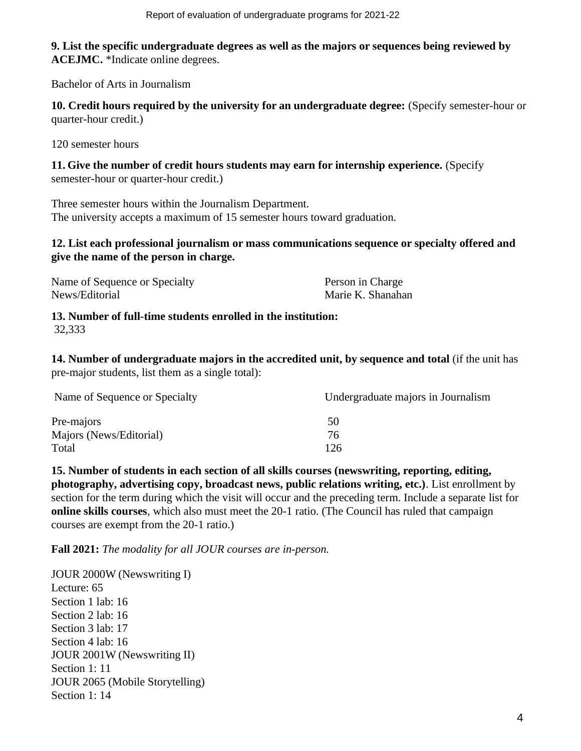**9. List the specific undergraduate degrees as well as the majors or sequences being reviewed by ACEJMC.** *Indicate online degrees.

Bachelor of Arts in Journalism

**10. Credit hours required by the university for an undergraduate degree:** (Specify semester-hour or quarter-hour credit.)

120 semester hours

**11. Give the number of credit hours students may earn for internship experience.** (Specify semester-hour or quarter-hour credit.)

Three semester hours within the Journalism Department.
The university accepts a maximum of 15 semester hours toward graduation.

**12. List each professional journalism or mass communications sequence or specialty offered and give the name of the person in charge.**

| Name of Sequence or Specialty | Person in Charge |
|---|---|
| News/Editorial | Marie K. Shanahan |

**13. Number of full-time students enrolled in the institution:**
32,333

**14. Number of undergraduate majors in the accredited unit, by sequence and total** (if the unit has pre-major students, list them as a single total):

| Name of Sequence or Specialty | Undergraduate majors in Journalism |
|---|---|
| Pre-majors | 50 |
| Majors (News/Editorial) | 76 |
| Total | 126 |

**15. Number of students in each section of all skills courses (newswriting, reporting, editing, photography, advertising copy, broadcast news, public relations writing, etc.)**. List enrollment by section for the term during which the visit will occur and the preceding term. Include a separate list for **online skills courses**, which also must meet the 20-1 ratio. (The Council has ruled that campaign courses are exempt from the 20-1 ratio.)

**Fall 2021:** *The modality for all JOUR courses are in-person.*

JOUR 2000W (Newswriting I)
Lecture: 65
Section 1 lab: 16
Section 2 lab: 16
Section 3 lab: 17
Section 4 lab: 16
JOUR 2001W (Newswriting II)
Section 1: 11
JOUR 2065 (Mobile Storytelling)
Section 1: 14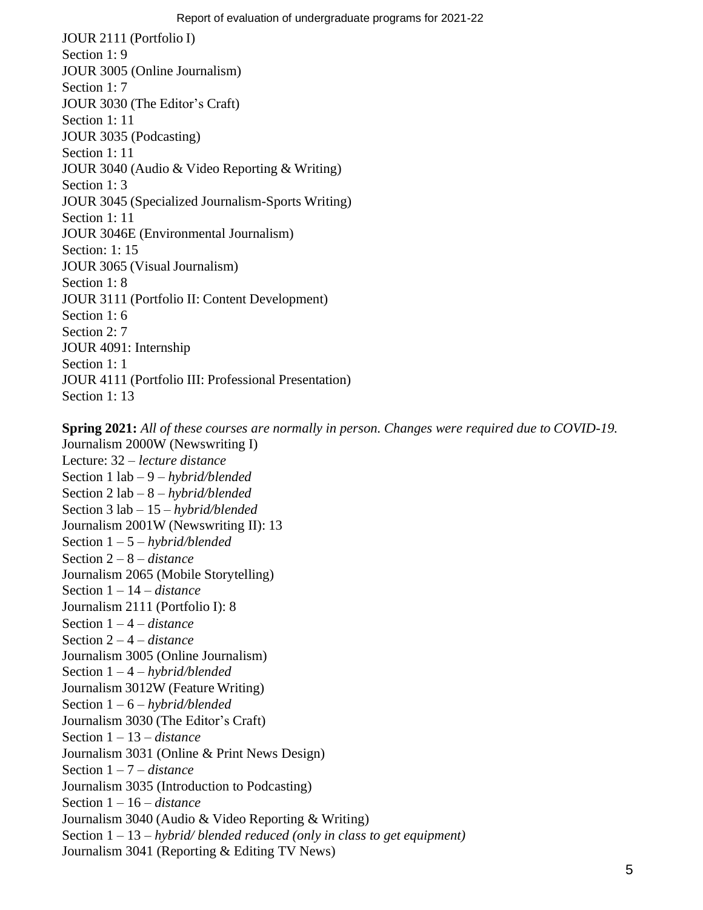JOUR 2111 (Portfolio I)
Section 1: 9
JOUR 3005 (Online Journalism)
Section 1: 7
JOUR 3030 (The Editor's Craft)
Section 1: 11
JOUR 3035 (Podcasting)
Section 1: 11
JOUR 3040 (Audio & Video Reporting & Writing)
Section 1: 3
JOUR 3045 (Specialized Journalism-Sports Writing)
Section 1: 11
JOUR 3046E (Environmental Journalism)
Section: 1: 15
JOUR 3065 (Visual Journalism)
Section 1: 8
JOUR 3111 (Portfolio II: Content Development)
Section 1: 6
Section 2: 7
JOUR 4091: Internship
Section 1: 1
JOUR 4111 (Portfolio III: Professional Presentation)
Section 1: 13

**Spring 2021:** *All of these courses are normally in person. Changes were required due to COVID-19.*
Journalism 2000W (Newswriting I)
Lecture: 32 – *lecture distance*
Section 1 lab – 9 – *hybrid/blended*
Section 2 lab – 8 – *hybrid/blended*
Section 3 lab – 15 – *hybrid/blended*
Journalism 2001W (Newswriting II): 13
Section 1 – 5 – *hybrid/blended*
Section 2 – 8 – *distance*
Journalism 2065 (Mobile Storytelling)
Section 1 – 14 – *distance*
Journalism 2111 (Portfolio I): 8
Section 1 – 4 – *distance*
Section 2 – 4 – *distance*
Journalism 3005 (Online Journalism)
Section 1 – 4 – *hybrid/blended*
Journalism 3012W (Feature Writing)
Section 1 – 6 – *hybrid/blended*
Journalism 3030 (The Editor's Craft)
Section 1 – 13 – *distance*
Journalism 3031 (Online & Print News Design)
Section 1 – 7 – *distance*
Journalism 3035 (Introduction to Podcasting)
Section 1 – 16 – *distance*
Journalism 3040 (Audio & Video Reporting & Writing)
Section 1 – 13 – *hybrid/ blended reduced (only in class to get equipment)*
Journalism 3041 (Reporting & Editing TV News)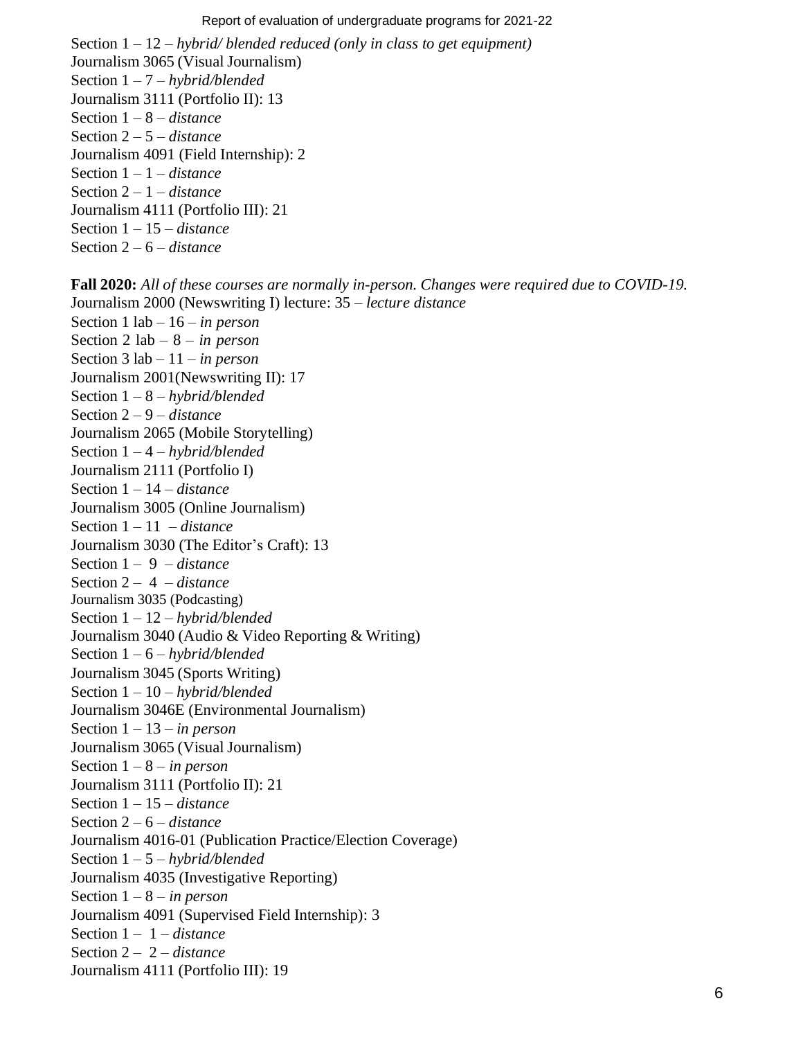Section 1 – 12 – *hybrid/ blended reduced (only in class to get equipment)*
Journalism 3065 (Visual Journalism)
Section 1 – 7 – *hybrid/blended*
Journalism 3111 (Portfolio II): 13
Section 1 – 8 – *distance*
Section 2 – 5 – *distance*
Journalism 4091 (Field Internship): 2
Section 1 – 1 – *distance*
Section 2 – 1 – *distance*
Journalism 4111 (Portfolio III): 21
Section 1 – 15 – *distance*
Section 2 – 6 – *distance*

**Fall 2020:** *All of these courses are normally in-person. Changes were required due to COVID-19.*
Journalism 2000 (Newswriting I) lecture: 35 – *lecture distance*
Section 1 lab – 16 – *in person*
Section 2 lab – 8 – *in person*
Section 3 lab – 11 – *in person*
Journalism 2001(Newswriting II): 17
Section 1 – 8 – *hybrid/blended*
Section 2 – 9 – *distance*
Journalism 2065 (Mobile Storytelling)
Section 1 – 4 – *hybrid/blended*
Journalism 2111 (Portfolio I)
Section 1 – 14 – *distance*
Journalism 3005 (Online Journalism)
Section 1 – 11 – *distance*
Journalism 3030 (The Editor's Craft): 13
Section 1 – 9 – *distance*
Section 2 – 4 – *distance*
Journalism 3035 (Podcasting)
Section 1 – 12 – *hybrid/blended*
Journalism 3040 (Audio & Video Reporting & Writing)
Section 1 – 6 – *hybrid/blended*
Journalism 3045 (Sports Writing)
Section 1 – 10 – *hybrid/blended*
Journalism 3046E (Environmental Journalism)
Section 1 – 13 – *in person*
Journalism 3065 (Visual Journalism)
Section 1 – 8 – *in person*
Journalism 3111 (Portfolio II): 21
Section 1 – 15 – *distance*
Section 2 – 6 – *distance*
Journalism 4016-01 (Publication Practice/Election Coverage)
Section 1 – 5 – *hybrid/blended*
Journalism 4035 (Investigative Reporting)
Section 1 – 8 – *in person*
Journalism 4091 (Supervised Field Internship): 3
Section 1 – 1 – *distance*
Section 2 – 2 – *distance*
Journalism 4111 (Portfolio III): 19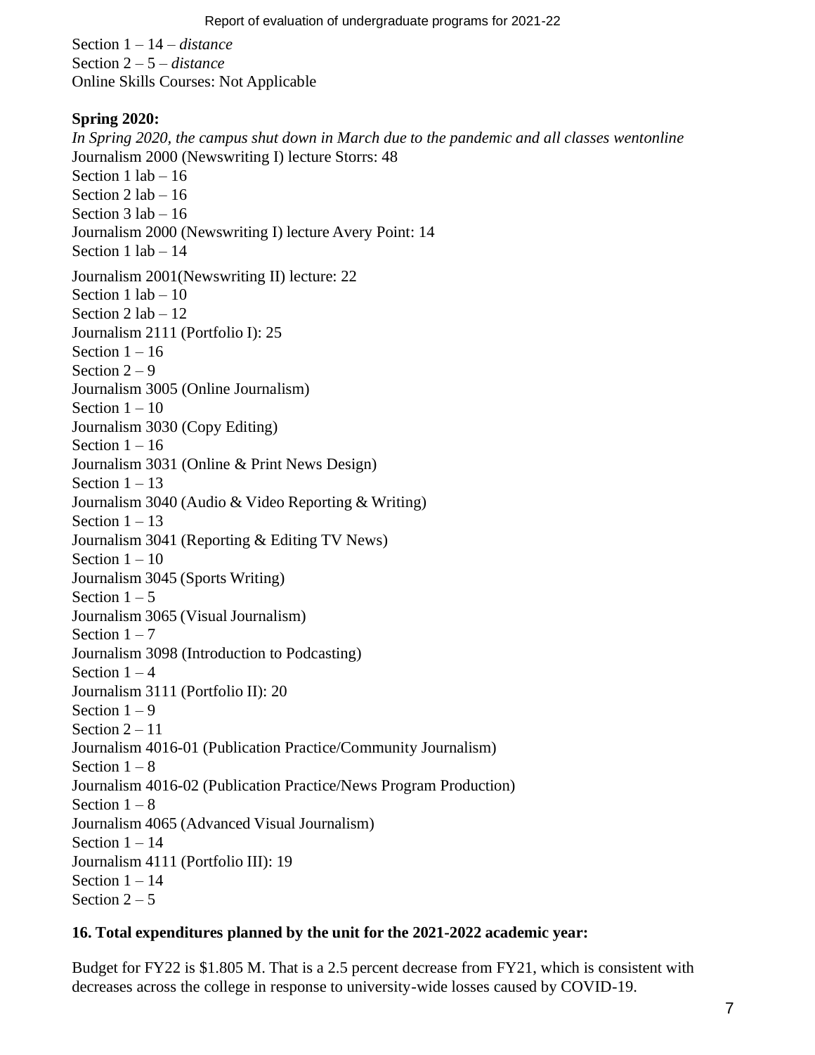Section 1 – 14 – *distance*
Section 2 – 5 – *distance*
Online Skills Courses: Not Applicable

**Spring 2020:**

*In Spring 2020, the campus shut down in March due to the pandemic and all classes wentonline*

Journalism 2000 (Newswriting I) lecture Storrs: 48
Section 1 lab – 16
Section 2 lab – 16
Section 3 lab – 16
Journalism 2000 (Newswriting I) lecture Avery Point: 14
Section 1 lab – 14

Journalism 2001(Newswriting II) lecture: 22
Section 1 lab – 10
Section 2 lab – 12
Journalism 2111 (Portfolio I): 25
Section 1 – 16
Section 2 – 9
Journalism 3005 (Online Journalism)
Section 1 – 10
Journalism 3030 (Copy Editing)
Section 1 – 16
Journalism 3031 (Online & Print News Design)
Section 1 – 13
Journalism 3040 (Audio & Video Reporting & Writing)
Section 1 – 13
Journalism 3041 (Reporting & Editing TV News)
Section 1 – 10
Journalism 3045 (Sports Writing)
Section 1 – 5
Journalism 3065 (Visual Journalism)
Section 1 – 7
Journalism 3098 (Introduction to Podcasting)
Section 1 – 4
Journalism 3111 (Portfolio II): 20
Section 1 – 9
Section 2 – 11
Journalism 4016-01 (Publication Practice/Community Journalism)
Section 1 – 8
Journalism 4016-02 (Publication Practice/News Program Production)
Section 1 – 8
Journalism 4065 (Advanced Visual Journalism)
Section 1 – 14
Journalism 4111 (Portfolio III): 19
Section 1 – 14
Section 2 – 5

**16. Total expenditures planned by the unit for the 2021-2022 academic year:**

Budget for FY22 is $1.805 M. That is a 2.5 percent decrease from FY21, which is consistent with decreases across the college in response to university-wide losses caused by COVID-19.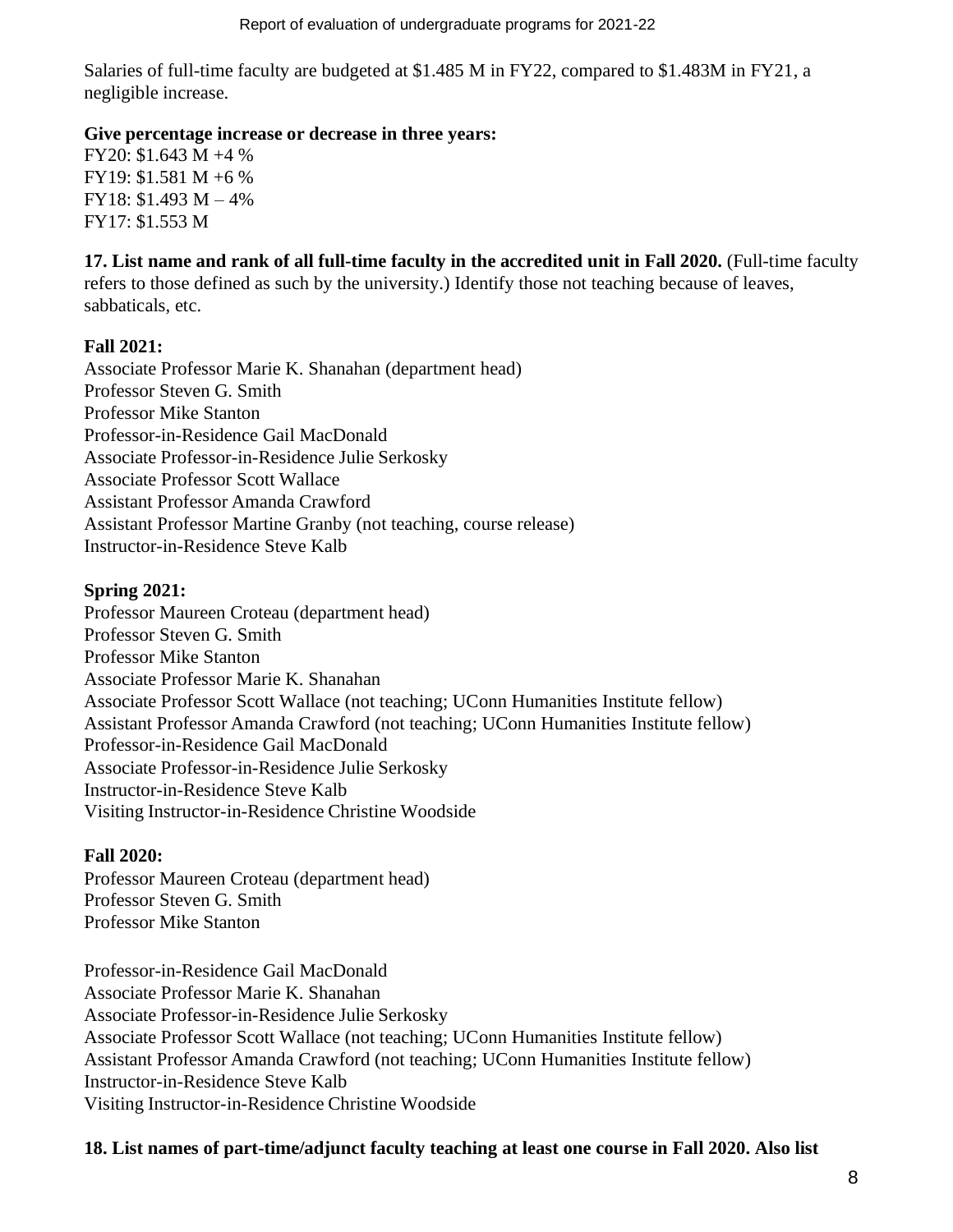Salaries of full-time faculty are budgeted at $1.485 M in FY22, compared to $1.483M in FY21, a negligible increase.

**Give percentage increase or decrease in three years:**

FY20: $1.643 M +4 %
FY19: $1.581 M +6 %
FY18: $1.493 M – 4%
FY17: $1.553 M

**17. List name and rank of all full-time faculty in the accredited unit in Fall 2020.** (Full-time faculty refers to those defined as such by the university.) Identify those not teaching because of leaves, sabbaticals, etc.

**Fall 2021:**

Associate Professor Marie K. Shanahan (department head)
Professor Steven G. Smith
Professor Mike Stanton
Professor-in-Residence Gail MacDonald
Associate Professor-in-Residence Julie Serkosky
Associate Professor Scott Wallace
Assistant Professor Amanda Crawford
Assistant Professor Martine Granby (not teaching, course release)
Instructor-in-Residence Steve Kalb

**Spring 2021:**

Professor Maureen Croteau (department head)
Professor Steven G. Smith
Professor Mike Stanton
Associate Professor Marie K. Shanahan
Associate Professor Scott Wallace (not teaching; UConn Humanities Institute fellow)
Assistant Professor Amanda Crawford (not teaching; UConn Humanities Institute fellow)
Professor-in-Residence Gail MacDonald
Associate Professor-in-Residence Julie Serkosky
Instructor-in-Residence Steve Kalb
Visiting Instructor-in-Residence Christine Woodside

**Fall 2020:**

Professor Maureen Croteau (department head)
Professor Steven G. Smith
Professor Mike Stanton

Professor-in-Residence Gail MacDonald
Associate Professor Marie K. Shanahan
Associate Professor-in-Residence Julie Serkosky
Associate Professor Scott Wallace (not teaching; UConn Humanities Institute fellow)
Assistant Professor Amanda Crawford (not teaching; UConn Humanities Institute fellow)
Instructor-in-Residence Steve Kalb
Visiting Instructor-in-Residence Christine Woodside

**18. List names of part-time/adjunct faculty teaching at least one course in Fall 2020. Also list**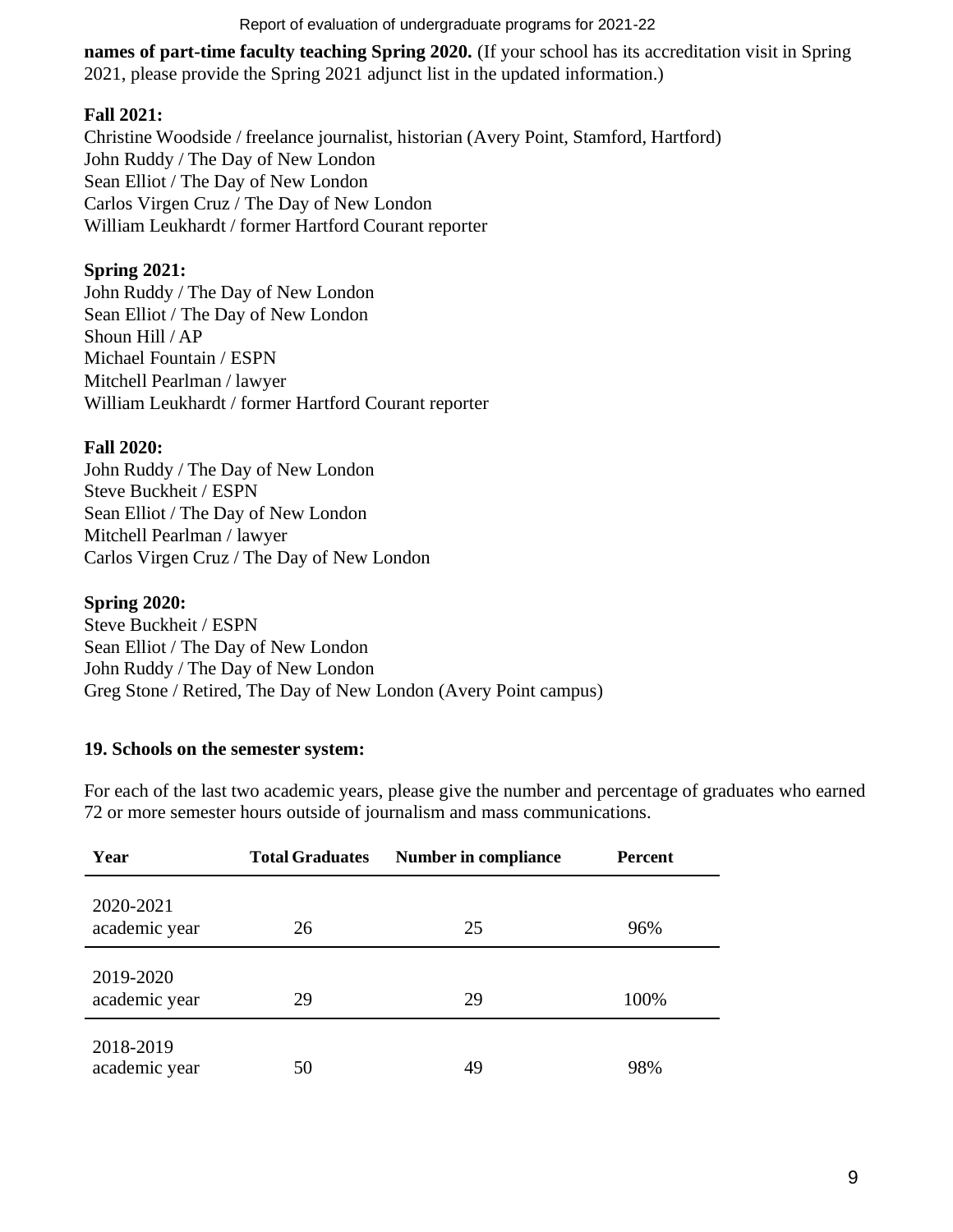**names of part-time faculty teaching Spring 2020.** (If your school has its accreditation visit in Spring 2021, please provide the Spring 2021 adjunct list in the updated information.)

**Fall 2021:**
Christine Woodside / freelance journalist, historian (Avery Point, Stamford, Hartford)
John Ruddy / The Day of New London
Sean Elliot / The Day of New London
Carlos Virgen Cruz / The Day of New London
William Leukhardt / former Hartford Courant reporter

**Spring 2021:**
John Ruddy / The Day of New London
Sean Elliot / The Day of New London
Shoun Hill / AP
Michael Fountain / ESPN
Mitchell Pearlman / lawyer
William Leukhardt / former Hartford Courant reporter

**Fall 2020:**
John Ruddy / The Day of New London
Steve Buckheit / ESPN
Sean Elliot / The Day of New London
Mitchell Pearlman / lawyer
Carlos Virgen Cruz / The Day of New London

**Spring 2020:**
Steve Buckheit / ESPN
Sean Elliot / The Day of New London
John Ruddy / The Day of New London
Greg Stone / Retired, The Day of New London (Avery Point campus)

**19. Schools on the semester system:**

For each of the last two academic years, please give the number and percentage of graduates who earned 72 or more semester hours outside of journalism and mass communications.

| Year | Total Graduates | Number in compliance | Percent |
|---|---|---|---|
| 2020-2021 academic year | 26 | 25 | 96% |
| 2019-2020 academic year | 29 | 29 | 100% |
| 2018-2019 academic year | 50 | 49 | 98% |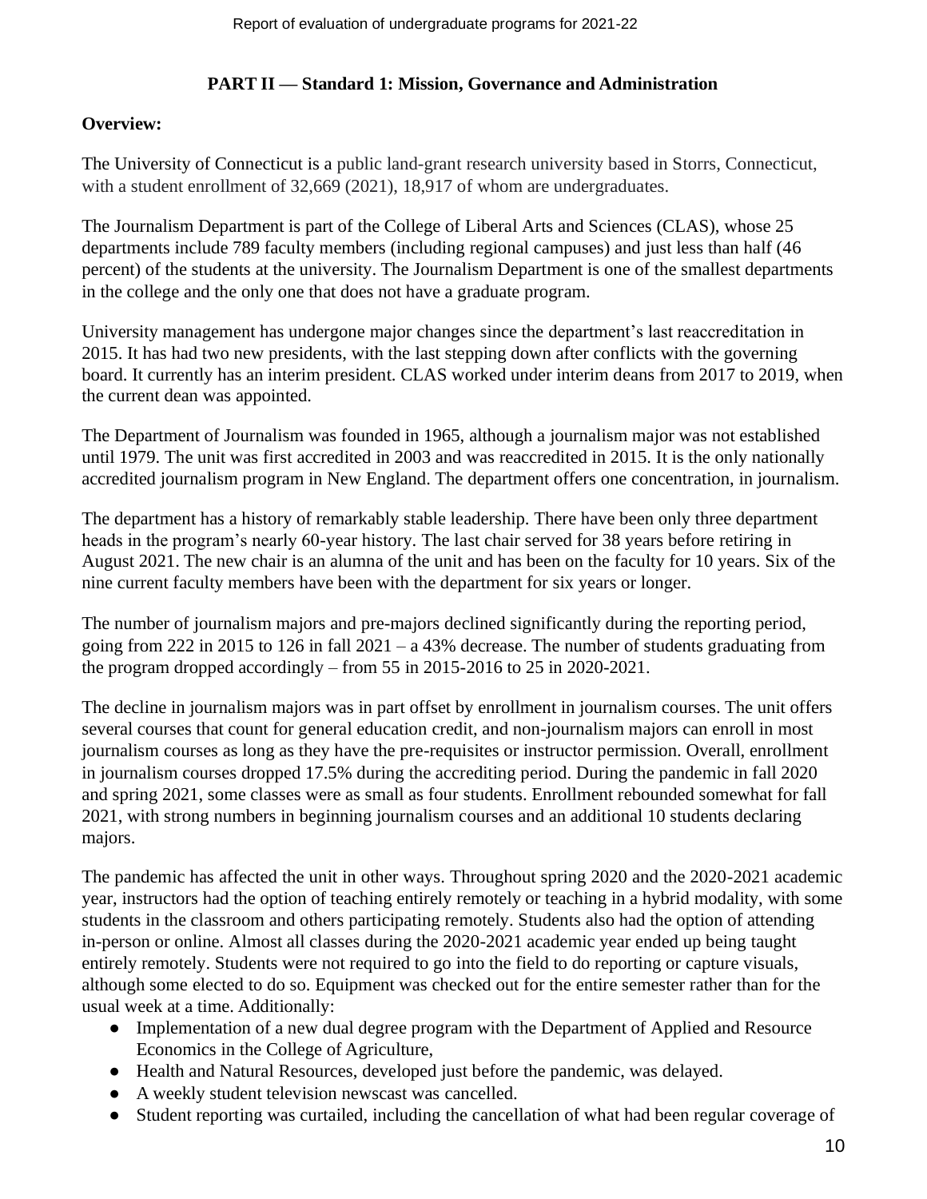**PART II — Standard 1: Mission, Governance and Administration**

**Overview:**

The University of Connecticut is a public land-grant research university based in Storrs, Connecticut, with a student enrollment of 32,669 (2021), 18,917 of whom are undergraduates.

The Journalism Department is part of the College of Liberal Arts and Sciences (CLAS), whose 25 departments include 789 faculty members (including regional campuses) and just less than half (46 percent) of the students at the university. The Journalism Department is one of the smallest departments in the college and the only one that does not have a graduate program.

University management has undergone major changes since the department's last reaccreditation in 2015. It has had two new presidents, with the last stepping down after conflicts with the governing board. It currently has an interim president. CLAS worked under interim deans from 2017 to 2019, when the current dean was appointed.

The Department of Journalism was founded in 1965, although a journalism major was not established until 1979. The unit was first accredited in 2003 and was reaccredited in 2015. It is the only nationally accredited journalism program in New England. The department offers one concentration, in journalism.

The department has a history of remarkably stable leadership. There have been only three department heads in the program's nearly 60-year history. The last chair served for 38 years before retiring in August 2021. The new chair is an alumna of the unit and has been on the faculty for 10 years. Six of the nine current faculty members have been with the department for six years or longer.

The number of journalism majors and pre-majors declined significantly during the reporting period, going from 222 in 2015 to 126 in fall 2021 – a 43% decrease. The number of students graduating from the program dropped accordingly – from 55 in 2015-2016 to 25 in 2020-2021.

The decline in journalism majors was in part offset by enrollment in journalism courses. The unit offers several courses that count for general education credit, and non-journalism majors can enroll in most journalism courses as long as they have the pre-requisites or instructor permission. Overall, enrollment in journalism courses dropped 17.5% during the accrediting period. During the pandemic in fall 2020 and spring 2021, some classes were as small as four students. Enrollment rebounded somewhat for fall 2021, with strong numbers in beginning journalism courses and an additional 10 students declaring majors.

The pandemic has affected the unit in other ways. Throughout spring 2020 and the 2020-2021 academic year, instructors had the option of teaching entirely remotely or teaching in a hybrid modality, with some students in the classroom and others participating remotely. Students also had the option of attending in-person or online. Almost all classes during the 2020-2021 academic year ended up being taught entirely remotely. Students were not required to go into the field to do reporting or capture visuals, although some elected to do so. Equipment was checked out for the entire semester rather than for the usual week at a time. Additionally:

- Implementation of a new dual degree program with the Department of Applied and Resource Economics in the College of Agriculture,
- Health and Natural Resources, developed just before the pandemic, was delayed.
- A weekly student television newscast was cancelled.
- Student reporting was curtailed, including the cancellation of what had been regular coverage of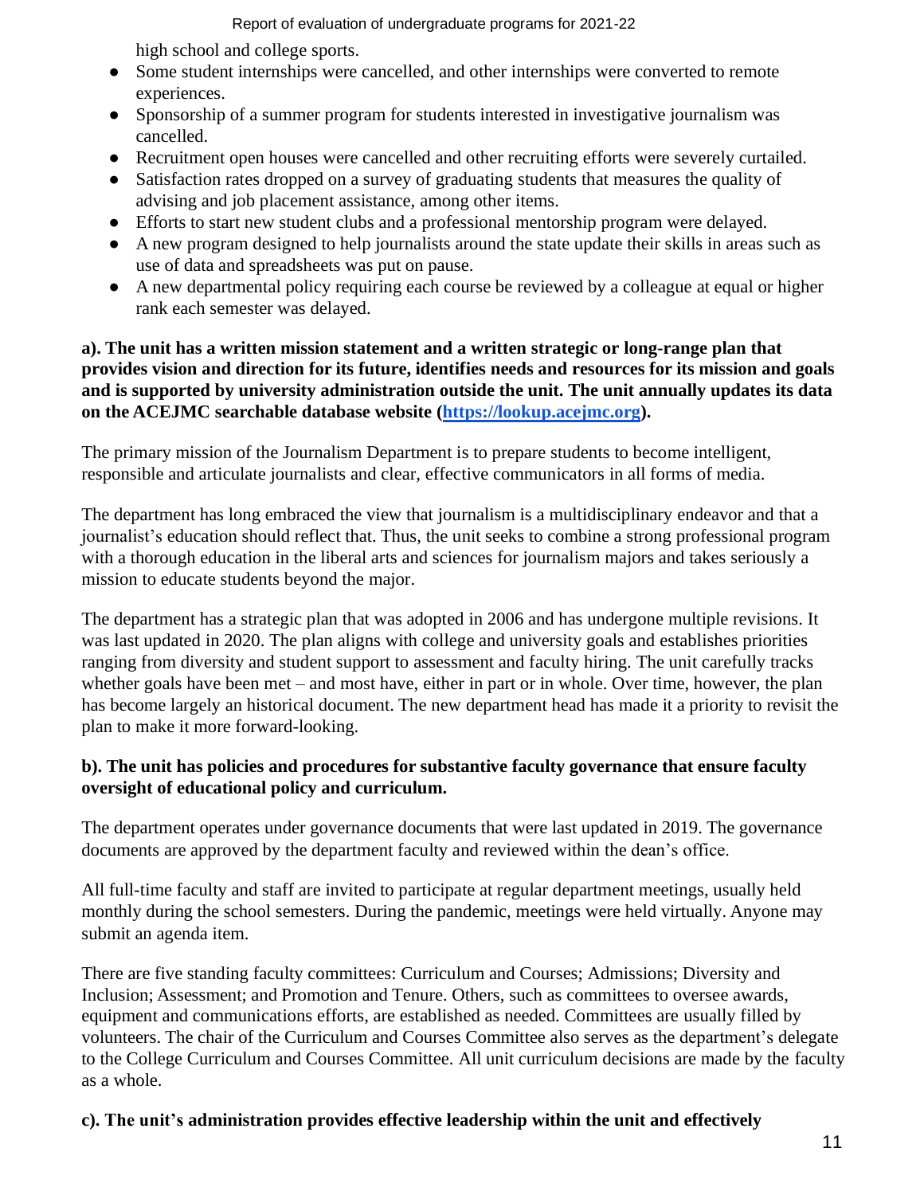high school and college sports.

- Some student internships were cancelled, and other internships were converted to remote experiences.
- Sponsorship of a summer program for students interested in investigative journalism was cancelled.
- Recruitment open houses were cancelled and other recruiting efforts were severely curtailed.
- Satisfaction rates dropped on a survey of graduating students that measures the quality of advising and job placement assistance, among other items.
- Efforts to start new student clubs and a professional mentorship program were delayed.
- A new program designed to help journalists around the state update their skills in areas such as use of data and spreadsheets was put on pause.
- A new departmental policy requiring each course be reviewed by a colleague at equal or higher rank each semester was delayed.

**a). The unit has a written mission statement and a written strategic or long-range plan that provides vision and direction for its future, identifies needs and resources for its mission and goals and is supported by university administration outside the unit. The unit annually updates its data on the ACEJMC searchable database website ([https://lookup.acejmc.org](https://lookup.acejmc.org)).**

The primary mission of the Journalism Department is to prepare students to become intelligent, responsible and articulate journalists and clear, effective communicators in all forms of media.

The department has long embraced the view that journalism is a multidisciplinary endeavor and that a journalist's education should reflect that. Thus, the unit seeks to combine a strong professional program with a thorough education in the liberal arts and sciences for journalism majors and takes seriously a mission to educate students beyond the major.

The department has a strategic plan that was adopted in 2006 and has undergone multiple revisions. It was last updated in 2020. The plan aligns with college and university goals and establishes priorities ranging from diversity and student support to assessment and faculty hiring. The unit carefully tracks whether goals have been met – and most have, either in part or in whole. Over time, however, the plan has become largely an historical document. The new department head has made it a priority to revisit the plan to make it more forward-looking.

**b). The unit has policies and procedures for substantive faculty governance that ensure faculty oversight of educational policy and curriculum.**

The department operates under governance documents that were last updated in 2019. The governance documents are approved by the department faculty and reviewed within the dean's office.

All full-time faculty and staff are invited to participate at regular department meetings, usually held monthly during the school semesters. During the pandemic, meetings were held virtually. Anyone may submit an agenda item.

There are five standing faculty committees: Curriculum and Courses; Admissions; Diversity and Inclusion; Assessment; and Promotion and Tenure. Others, such as committees to oversee awards, equipment and communications efforts, are established as needed. Committees are usually filled by volunteers. The chair of the Curriculum and Courses Committee also serves as the department's delegate to the College Curriculum and Courses Committee. All unit curriculum decisions are made by the faculty as a whole.

**c). The unit's administration provides effective leadership within the unit and effectively**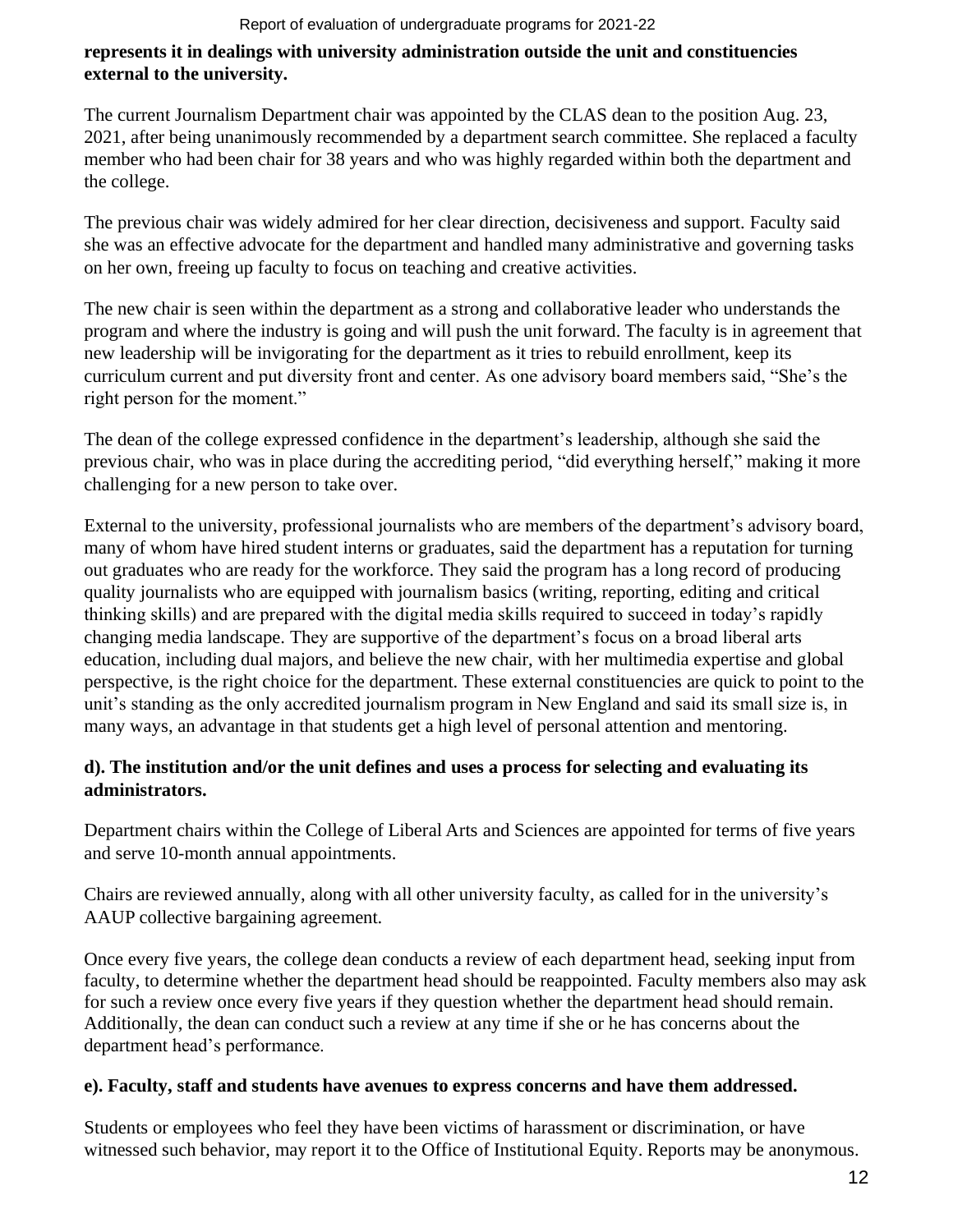**represents it in dealings with university administration outside the unit and constituencies external to the university.**

The current Journalism Department chair was appointed by the CLAS dean to the position Aug. 23, 2021, after being unanimously recommended by a department search committee. She replaced a faculty member who had been chair for 38 years and who was highly regarded within both the department and the college.

The previous chair was widely admired for her clear direction, decisiveness and support. Faculty said she was an effective advocate for the department and handled many administrative and governing tasks on her own, freeing up faculty to focus on teaching and creative activities.

The new chair is seen within the department as a strong and collaborative leader who understands the program and where the industry is going and will push the unit forward. The faculty is in agreement that new leadership will be invigorating for the department as it tries to rebuild enrollment, keep its curriculum current and put diversity front and center. As one advisory board members said, "She's the right person for the moment."

The dean of the college expressed confidence in the department's leadership, although she said the previous chair, who was in place during the accrediting period, "did everything herself," making it more challenging for a new person to take over.

External to the university, professional journalists who are members of the department's advisory board, many of whom have hired student interns or graduates, said the department has a reputation for turning out graduates who are ready for the workforce. They said the program has a long record of producing quality journalists who are equipped with journalism basics (writing, reporting, editing and critical thinking skills) and are prepared with the digital media skills required to succeed in today's rapidly changing media landscape. They are supportive of the department's focus on a broad liberal arts education, including dual majors, and believe the new chair, with her multimedia expertise and global perspective, is the right choice for the department. These external constituencies are quick to point to the unit's standing as the only accredited journalism program in New England and said its small size is, in many ways, an advantage in that students get a high level of personal attention and mentoring.

**d). The institution and/or the unit defines and uses a process for selecting and evaluating its administrators.**

Department chairs within the College of Liberal Arts and Sciences are appointed for terms of five years and serve 10-month annual appointments.

Chairs are reviewed annually, along with all other university faculty, as called for in the university's AAUP collective bargaining agreement.

Once every five years, the college dean conducts a review of each department head, seeking input from faculty, to determine whether the department head should be reappointed. Faculty members also may ask for such a review once every five years if they question whether the department head should remain. Additionally, the dean can conduct such a review at any time if she or he has concerns about the department head's performance.

**e). Faculty, staff and students have avenues to express concerns and have them addressed.**

Students or employees who feel they have been victims of harassment or discrimination, or have witnessed such behavior, may report it to the Office of Institutional Equity. Reports may be anonymous.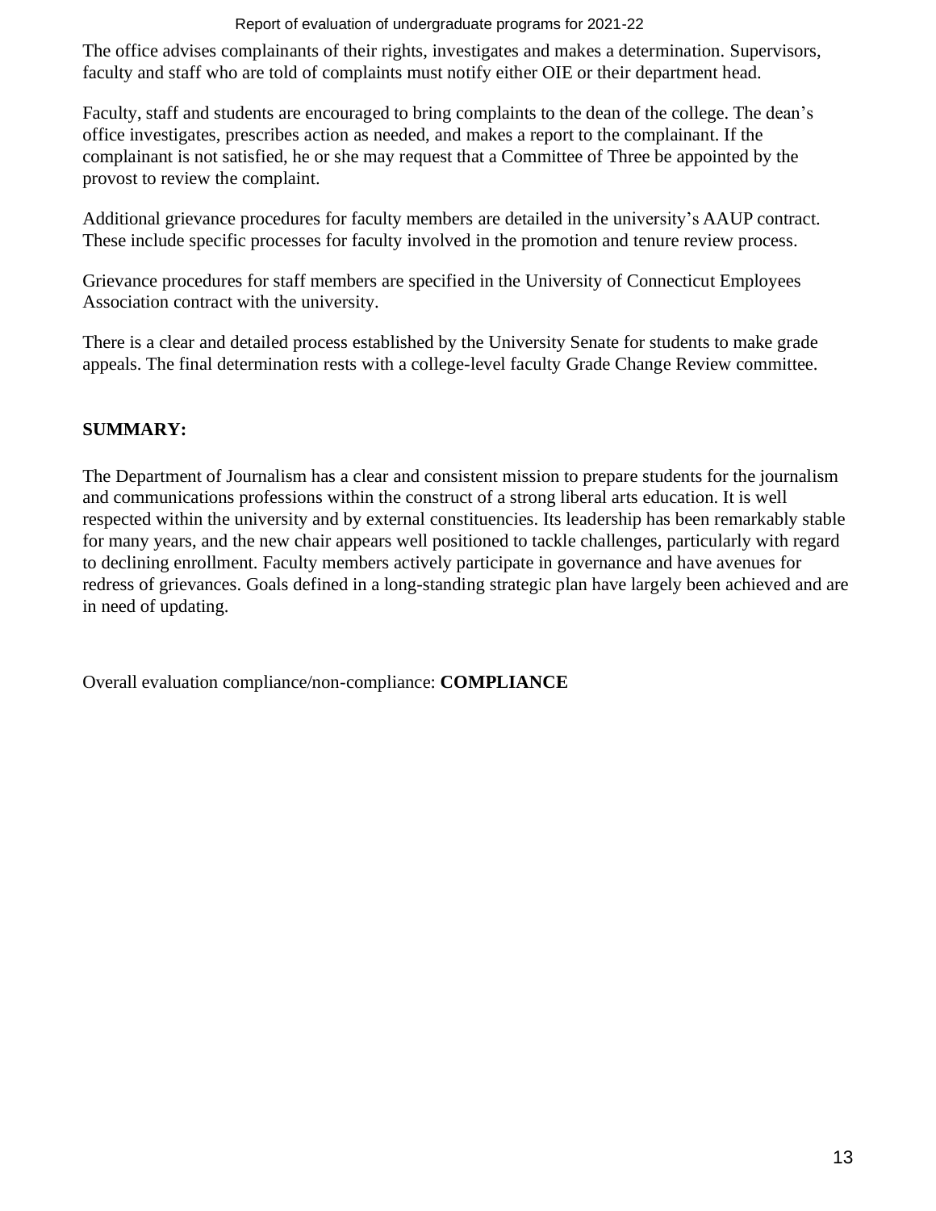The office advises complainants of their rights, investigates and makes a determination. Supervisors, faculty and staff who are told of complaints must notify either OIE or their department head.

Faculty, staff and students are encouraged to bring complaints to the dean of the college. The dean's office investigates, prescribes action as needed, and makes a report to the complainant. If the complainant is not satisfied, he or she may request that a Committee of Three be appointed by the provost to review the complaint.

Additional grievance procedures for faculty members are detailed in the university's AAUP contract. These include specific processes for faculty involved in the promotion and tenure review process.

Grievance procedures for staff members are specified in the University of Connecticut Employees Association contract with the university.

There is a clear and detailed process established by the University Senate for students to make grade appeals. The final determination rests with a college-level faculty Grade Change Review committee.

**SUMMARY:**

The Department of Journalism has a clear and consistent mission to prepare students for the journalism and communications professions within the construct of a strong liberal arts education. It is well respected within the university and by external constituencies. Its leadership has been remarkably stable for many years, and the new chair appears well positioned to tackle challenges, particularly with regard to declining enrollment. Faculty members actively participate in governance and have avenues for redress of grievances. Goals defined in a long-standing strategic plan have largely been achieved and are in need of updating.

Overall evaluation compliance/non-compliance: **COMPLIANCE**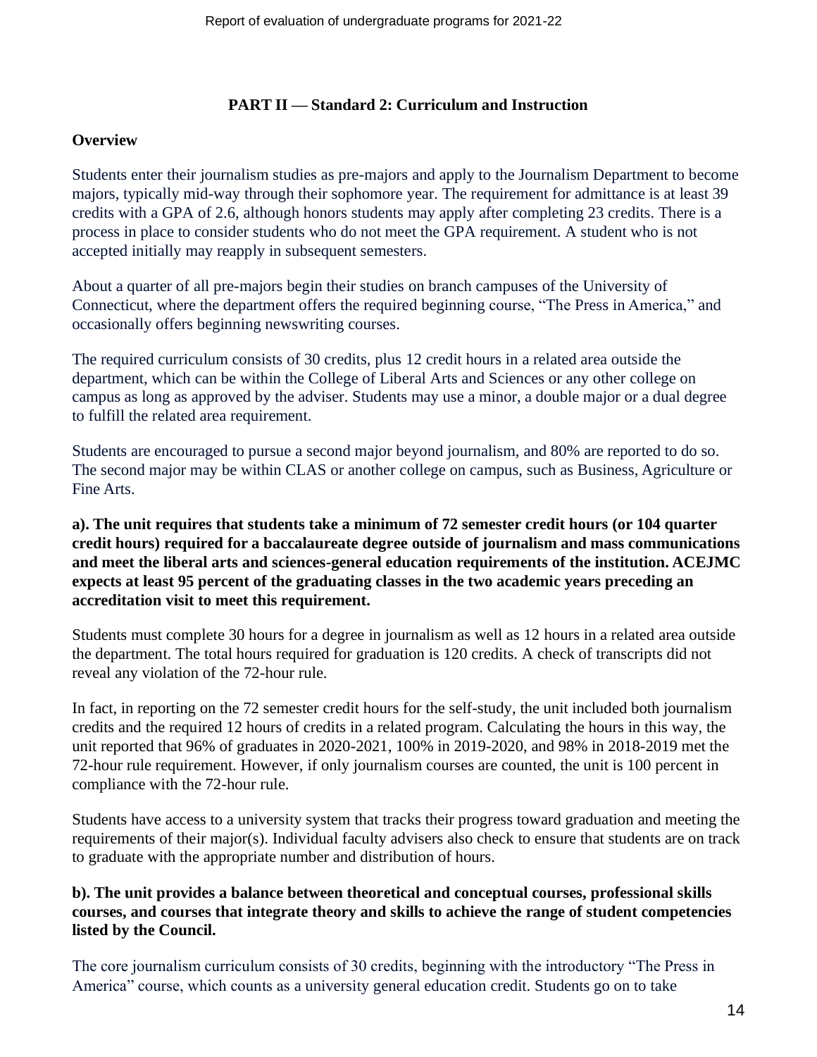## PART II — Standard 2: Curriculum and Instruction

### Overview

Students enter their journalism studies as pre-majors and apply to the Journalism Department to become majors, typically mid-way through their sophomore year. The requirement for admittance is at least 39 credits with a GPA of 2.6, although honors students may apply after completing 23 credits. There is a process in place to consider students who do not meet the GPA requirement. A student who is not accepted initially may reapply in subsequent semesters.

About a quarter of all pre-majors begin their studies on branch campuses of the University of Connecticut, where the department offers the required beginning course, "The Press in America," and occasionally offers beginning newswriting courses.

The required curriculum consists of 30 credits, plus 12 credit hours in a related area outside the department, which can be within the College of Liberal Arts and Sciences or any other college on campus as long as approved by the adviser. Students may use a minor, a double major or a dual degree to fulfill the related area requirement.

Students are encouraged to pursue a second major beyond journalism, and 80% are reported to do so. The second major may be within CLAS or another college on campus, such as Business, Agriculture or Fine Arts.

**a). The unit requires that students take a minimum of 72 semester credit hours (or 104 quarter credit hours) required for a baccalaureate degree outside of journalism and mass communications and meet the liberal arts and sciences-general education requirements of the institution. ACEJMC expects at least 95 percent of the graduating classes in the two academic years preceding an accreditation visit to meet this requirement.**

Students must complete 30 hours for a degree in journalism as well as 12 hours in a related area outside the department. The total hours required for graduation is 120 credits. A check of transcripts did not reveal any violation of the 72-hour rule.

In fact, in reporting on the 72 semester credit hours for the self-study, the unit included both journalism credits and the required 12 hours of credits in a related program. Calculating the hours in this way, the unit reported that 96% of graduates in 2020-2021, 100% in 2019-2020, and 98% in 2018-2019 met the 72-hour rule requirement. However, if only journalism courses are counted, the unit is 100 percent in compliance with the 72-hour rule.

Students have access to a university system that tracks their progress toward graduation and meeting the requirements of their major(s). Individual faculty advisers also check to ensure that students are on track to graduate with the appropriate number and distribution of hours.

**b). The unit provides a balance between theoretical and conceptual courses, professional skills courses, and courses that integrate theory and skills to achieve the range of student competencies listed by the Council.**

The core journalism curriculum consists of 30 credits, beginning with the introductory "The Press in America" course, which counts as a university general education credit. Students go on to take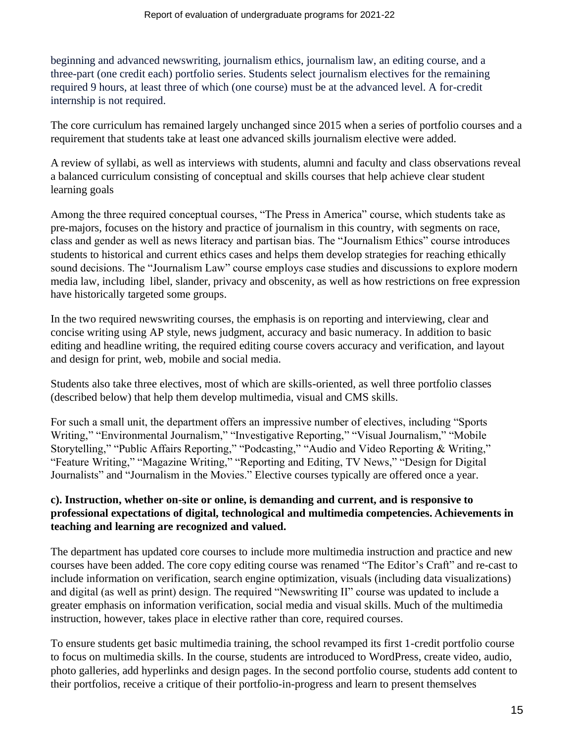beginning and advanced newswriting, journalism ethics, journalism law, an editing course, and a three-part (one credit each) portfolio series. Students select journalism electives for the remaining required 9 hours, at least three of which (one course) must be at the advanced level. A for-credit internship is not required.

The core curriculum has remained largely unchanged since 2015 when a series of portfolio courses and a requirement that students take at least one advanced skills journalism elective were added.

A review of syllabi, as well as interviews with students, alumni and faculty and class observations reveal a balanced curriculum consisting of conceptual and skills courses that help achieve clear student learning goals

Among the three required conceptual courses, "The Press in America" course, which students take as pre-majors, focuses on the history and practice of journalism in this country, with segments on race, class and gender as well as news literacy and partisan bias. The "Journalism Ethics" course introduces students to historical and current ethics cases and helps them develop strategies for reaching ethically sound decisions. The "Journalism Law" course employs case studies and discussions to explore modern media law, including libel, slander, privacy and obscenity, as well as how restrictions on free expression have historically targeted some groups.

In the two required newswriting courses, the emphasis is on reporting and interviewing, clear and concise writing using AP style, news judgment, accuracy and basic numeracy. In addition to basic editing and headline writing, the required editing course covers accuracy and verification, and layout and design for print, web, mobile and social media.

Students also take three electives, most of which are skills-oriented, as well three portfolio classes (described below) that help them develop multimedia, visual and CMS skills.

For such a small unit, the department offers an impressive number of electives, including "Sports Writing," "Environmental Journalism," "Investigative Reporting," "Visual Journalism," "Mobile Storytelling," "Public Affairs Reporting," "Podcasting," "Audio and Video Reporting & Writing," "Feature Writing," "Magazine Writing," "Reporting and Editing, TV News," "Design for Digital Journalists" and "Journalism in the Movies." Elective courses typically are offered once a year.

**c). Instruction, whether on-site or online, is demanding and current, and is responsive to professional expectations of digital, technological and multimedia competencies. Achievements in teaching and learning are recognized and valued.**

The department has updated core courses to include more multimedia instruction and practice and new courses have been added. The core copy editing course was renamed "The Editor's Craft" and re-cast to include information on verification, search engine optimization, visuals (including data visualizations) and digital (as well as print) design. The required "Newswriting II" course was updated to include a greater emphasis on information verification, social media and visual skills. Much of the multimedia instruction, however, takes place in elective rather than core, required courses.

To ensure students get basic multimedia training, the school revamped its first 1-credit portfolio course to focus on multimedia skills. In the course, students are introduced to WordPress, create video, audio, photo galleries, add hyperlinks and design pages. In the second portfolio course, students add content to their portfolios, receive a critique of their portfolio-in-progress and learn to present themselves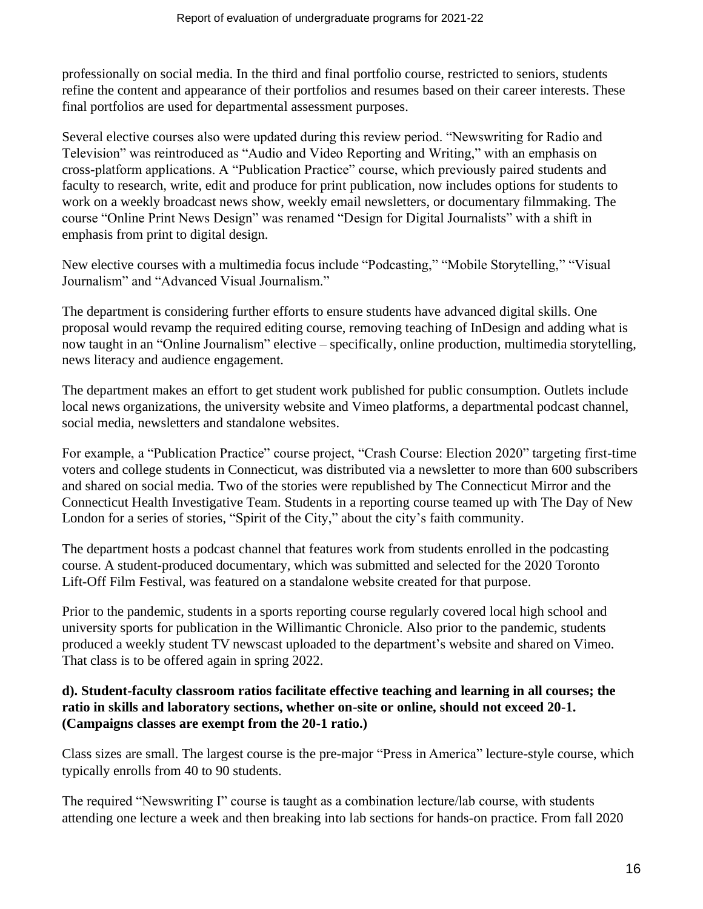professionally on social media. In the third and final portfolio course, restricted to seniors, students refine the content and appearance of their portfolios and resumes based on their career interests. These final portfolios are used for departmental assessment purposes.

Several elective courses also were updated during this review period. "Newswriting for Radio and Television" was reintroduced as "Audio and Video Reporting and Writing," with an emphasis on cross-platform applications. A "Publication Practice" course, which previously paired students and faculty to research, write, edit and produce for print publication, now includes options for students to work on a weekly broadcast news show, weekly email newsletters, or documentary filmmaking. The course "Online Print News Design" was renamed "Design for Digital Journalists" with a shift in emphasis from print to digital design.

New elective courses with a multimedia focus include "Podcasting," "Mobile Storytelling," "Visual Journalism" and "Advanced Visual Journalism."

The department is considering further efforts to ensure students have advanced digital skills. One proposal would revamp the required editing course, removing teaching of InDesign and adding what is now taught in an "Online Journalism" elective – specifically, online production, multimedia storytelling, news literacy and audience engagement.

The department makes an effort to get student work published for public consumption. Outlets include local news organizations, the university website and Vimeo platforms, a departmental podcast channel, social media, newsletters and standalone websites.

For example, a "Publication Practice" course project, "Crash Course: Election 2020" targeting first-time voters and college students in Connecticut, was distributed via a newsletter to more than 600 subscribers and shared on social media. Two of the stories were republished by The Connecticut Mirror and the Connecticut Health Investigative Team. Students in a reporting course teamed up with The Day of New London for a series of stories, "Spirit of the City," about the city's faith community.

The department hosts a podcast channel that features work from students enrolled in the podcasting course. A student-produced documentary, which was submitted and selected for the 2020 Toronto Lift-Off Film Festival, was featured on a standalone website created for that purpose.

Prior to the pandemic, students in a sports reporting course regularly covered local high school and university sports for publication in the Willimantic Chronicle. Also prior to the pandemic, students produced a weekly student TV newscast uploaded to the department's website and shared on Vimeo. That class is to be offered again in spring 2022.

**d). Student-faculty classroom ratios facilitate effective teaching and learning in all courses; the ratio in skills and laboratory sections, whether on-site or online, should not exceed 20-1. (Campaigns classes are exempt from the 20-1 ratio.)**

Class sizes are small. The largest course is the pre-major "Press in America" lecture-style course, which typically enrolls from 40 to 90 students.

The required "Newswriting I" course is taught as a combination lecture/lab course, with students attending one lecture a week and then breaking into lab sections for hands-on practice. From fall 2020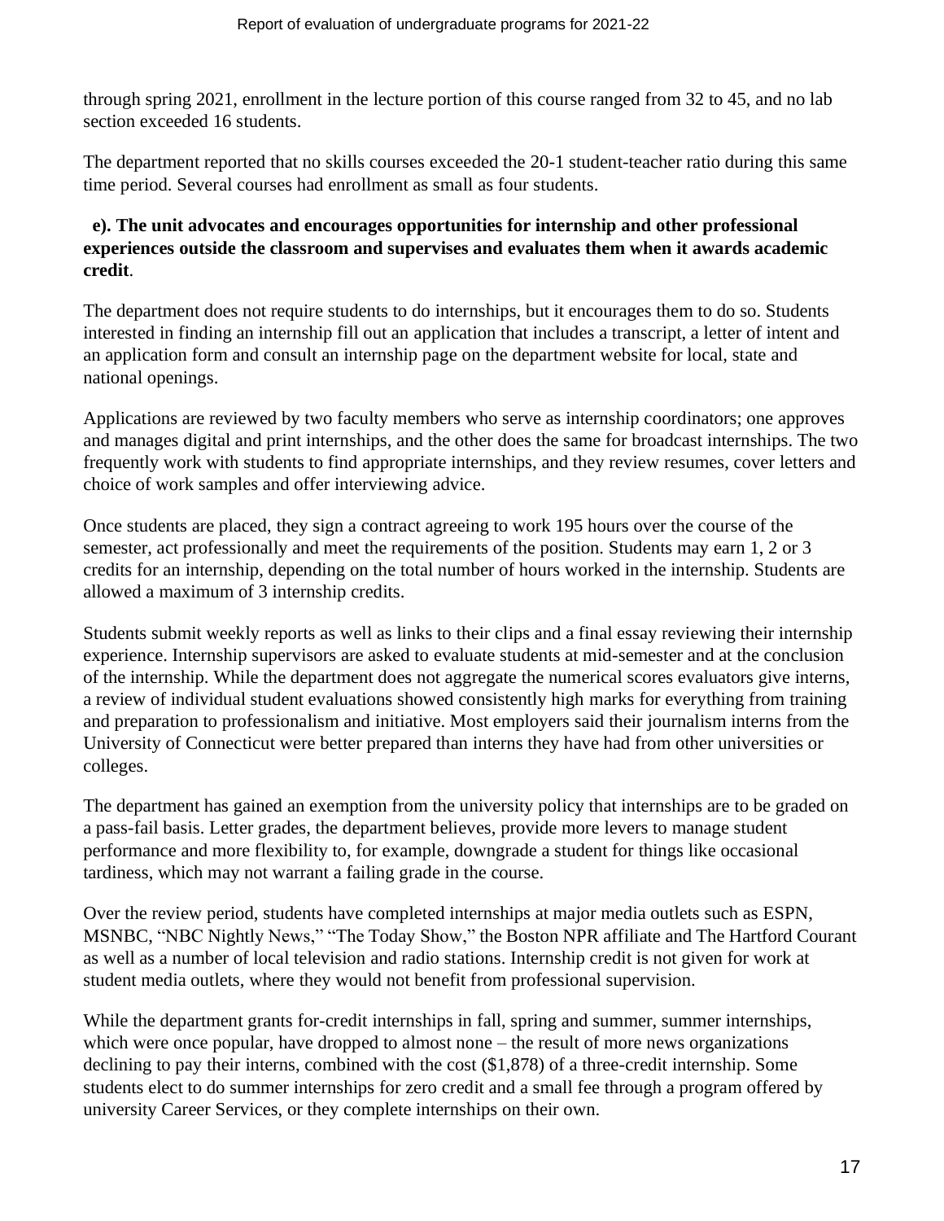through spring 2021, enrollment in the lecture portion of this course ranged from 32 to 45, and no lab section exceeded 16 students.

The department reported that no skills courses exceeded the 20-1 student-teacher ratio during this same time period. Several courses had enrollment as small as four students.

**e). The unit advocates and encourages opportunities for internship and other professional experiences outside the classroom and supervises and evaluates them when it awards academic credit**.

The department does not require students to do internships, but it encourages them to do so. Students interested in finding an internship fill out an application that includes a transcript, a letter of intent and an application form and consult an internship page on the department website for local, state and national openings.

Applications are reviewed by two faculty members who serve as internship coordinators; one approves and manages digital and print internships, and the other does the same for broadcast internships. The two frequently work with students to find appropriate internships, and they review resumes, cover letters and choice of work samples and offer interviewing advice.

Once students are placed, they sign a contract agreeing to work 195 hours over the course of the semester, act professionally and meet the requirements of the position. Students may earn 1, 2 or 3 credits for an internship, depending on the total number of hours worked in the internship. Students are allowed a maximum of 3 internship credits.

Students submit weekly reports as well as links to their clips and a final essay reviewing their internship experience. Internship supervisors are asked to evaluate students at mid-semester and at the conclusion of the internship. While the department does not aggregate the numerical scores evaluators give interns, a review of individual student evaluations showed consistently high marks for everything from training and preparation to professionalism and initiative. Most employers said their journalism interns from the University of Connecticut were better prepared than interns they have had from other universities or colleges.

The department has gained an exemption from the university policy that internships are to be graded on a pass-fail basis. Letter grades, the department believes, provide more levers to manage student performance and more flexibility to, for example, downgrade a student for things like occasional tardiness, which may not warrant a failing grade in the course.

Over the review period, students have completed internships at major media outlets such as ESPN, MSNBC, "NBC Nightly News," "The Today Show," the Boston NPR affiliate and The Hartford Courant as well as a number of local television and radio stations. Internship credit is not given for work at student media outlets, where they would not benefit from professional supervision.

While the department grants for-credit internships in fall, spring and summer, summer internships, which were once popular, have dropped to almost none – the result of more news organizations declining to pay their interns, combined with the cost ($1,878) of a three-credit internship. Some students elect to do summer internships for zero credit and a small fee through a program offered by university Career Services, or they complete internships on their own.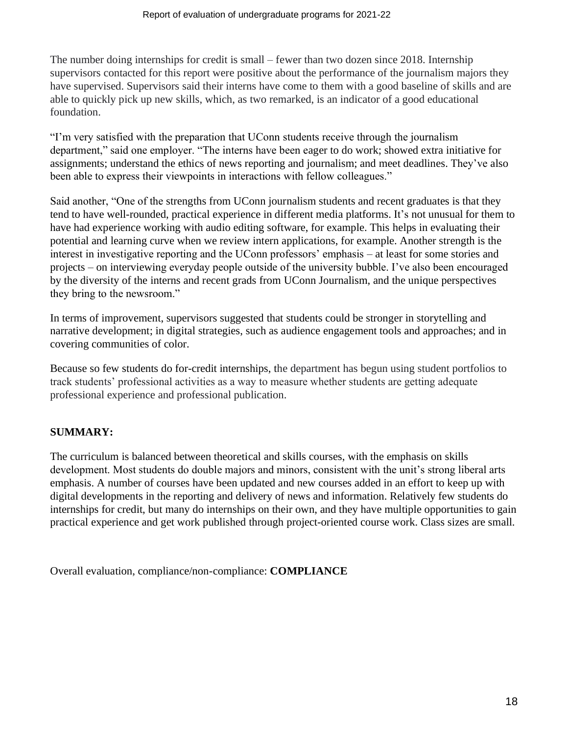The number doing internships for credit is small – fewer than two dozen since 2018. Internship supervisors contacted for this report were positive about the performance of the journalism majors they have supervised. Supervisors said their interns have come to them with a good baseline of skills and are able to quickly pick up new skills, which, as two remarked, is an indicator of a good educational foundation.

"I'm very satisfied with the preparation that UConn students receive through the journalism department," said one employer. "The interns have been eager to do work; showed extra initiative for assignments; understand the ethics of news reporting and journalism; and meet deadlines. They've also been able to express their viewpoints in interactions with fellow colleagues."

Said another, "One of the strengths from UConn journalism students and recent graduates is that they tend to have well-rounded, practical experience in different media platforms. It's not unusual for them to have had experience working with audio editing software, for example. This helps in evaluating their potential and learning curve when we review intern applications, for example. Another strength is the interest in investigative reporting and the UConn professors' emphasis – at least for some stories and projects – on interviewing everyday people outside of the university bubble. I've also been encouraged by the diversity of the interns and recent grads from UConn Journalism, and the unique perspectives they bring to the newsroom."

In terms of improvement, supervisors suggested that students could be stronger in storytelling and narrative development; in digital strategies, such as audience engagement tools and approaches; and in covering communities of color.

Because so few students do for-credit internships, the department has begun using student portfolios to track students' professional activities as a way to measure whether students are getting adequate professional experience and professional publication.

**SUMMARY:**

The curriculum is balanced between theoretical and skills courses, with the emphasis on skills development. Most students do double majors and minors, consistent with the unit's strong liberal arts emphasis. A number of courses have been updated and new courses added in an effort to keep up with digital developments in the reporting and delivery of news and information. Relatively few students do internships for credit, but many do internships on their own, and they have multiple opportunities to gain practical experience and get work published through project-oriented course work. Class sizes are small.

Overall evaluation, compliance/non-compliance: **COMPLIANCE**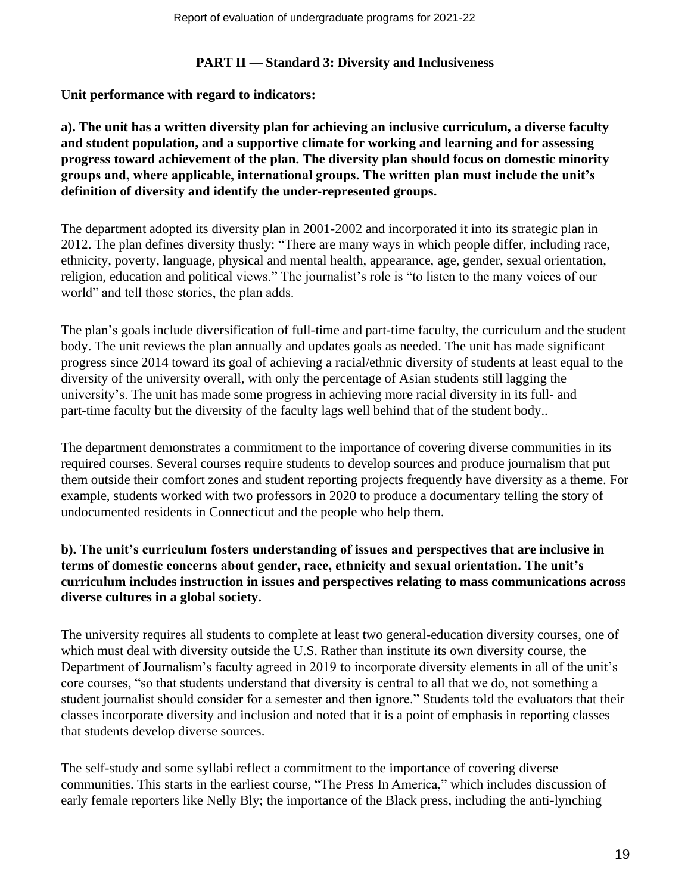## PART II — Standard 3: Diversity and Inclusiveness

**Unit performance with regard to indicators:**

**a). The unit has a written diversity plan for achieving an inclusive curriculum, a diverse faculty and student population, and a supportive climate for working and learning and for assessing progress toward achievement of the plan. The diversity plan should focus on domestic minority groups and, where applicable, international groups. The written plan must include the unit's definition of diversity and identify the under-represented groups.**

The department adopted its diversity plan in 2001-2002 and incorporated it into its strategic plan in 2012. The plan defines diversity thusly: "There are many ways in which people differ, including race, ethnicity, poverty, language, physical and mental health, appearance, age, gender, sexual orientation, religion, education and political views." The journalist's role is "to listen to the many voices of our world" and tell those stories, the plan adds.

The plan's goals include diversification of full-time and part-time faculty, the curriculum and the student body. The unit reviews the plan annually and updates goals as needed. The unit has made significant progress since 2014 toward its goal of achieving a racial/ethnic diversity of students at least equal to the diversity of the university overall, with only the percentage of Asian students still lagging the university's. The unit has made some progress in achieving more racial diversity in its full- and part-time faculty but the diversity of the faculty lags well behind that of the student body..

The department demonstrates a commitment to the importance of covering diverse communities in its required courses. Several courses require students to develop sources and produce journalism that put them outside their comfort zones and student reporting projects frequently have diversity as a theme. For example, students worked with two professors in 2020 to produce a documentary telling the story of undocumented residents in Connecticut and the people who help them.

**b). The unit's curriculum fosters understanding of issues and perspectives that are inclusive in terms of domestic concerns about gender, race, ethnicity and sexual orientation. The unit's curriculum includes instruction in issues and perspectives relating to mass communications across diverse cultures in a global society.**

The university requires all students to complete at least two general-education diversity courses, one of which must deal with diversity outside the U.S. Rather than institute its own diversity course, the Department of Journalism's faculty agreed in 2019 to incorporate diversity elements in all of the unit's core courses, "so that students understand that diversity is central to all that we do, not something a student journalist should consider for a semester and then ignore." Students told the evaluators that their classes incorporate diversity and inclusion and noted that it is a point of emphasis in reporting classes that students develop diverse sources.

The self-study and some syllabi reflect a commitment to the importance of covering diverse communities. This starts in the earliest course, "The Press In America," which includes discussion of early female reporters like Nelly Bly; the importance of the Black press, including the anti-lynching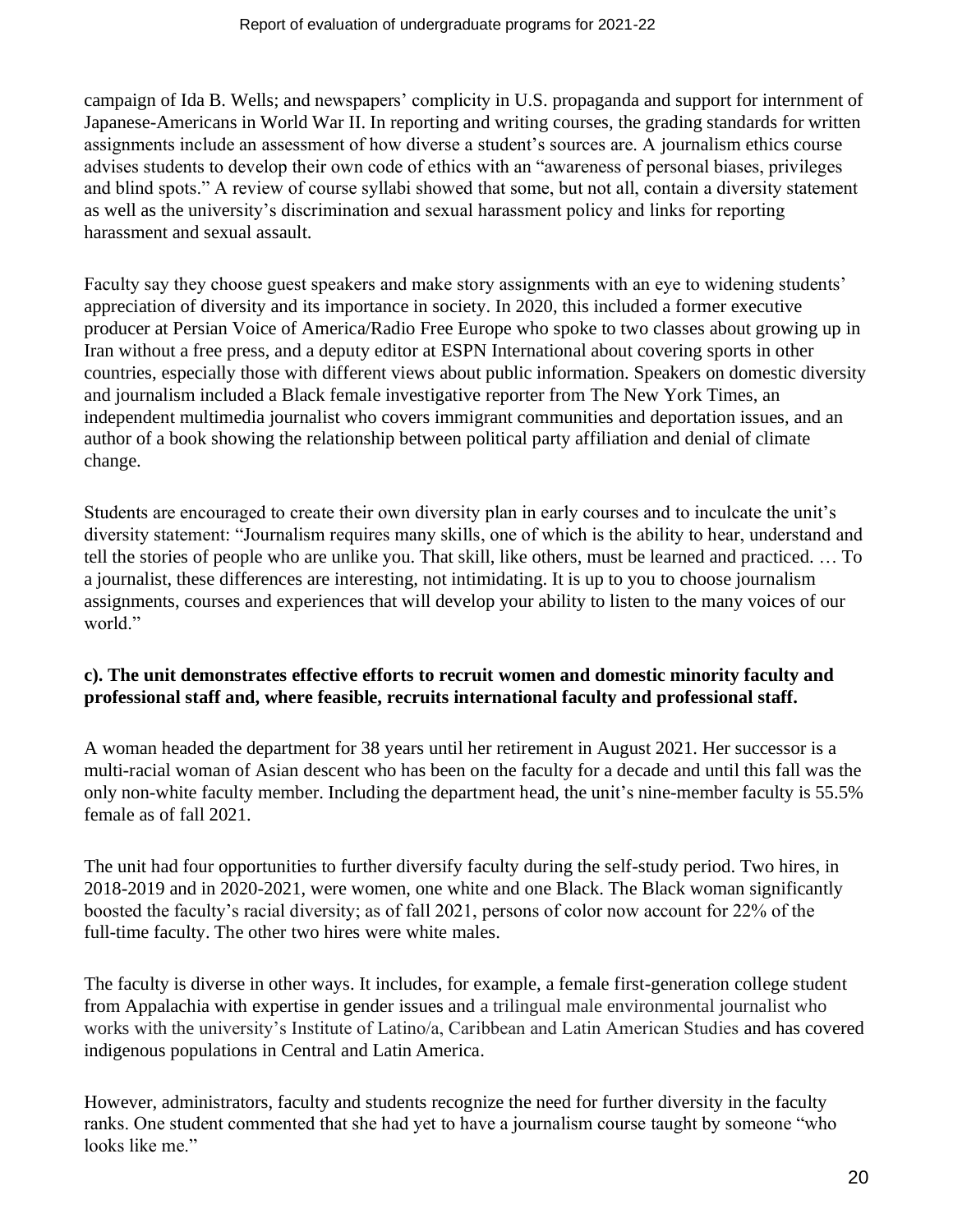campaign of Ida B. Wells; and newspapers' complicity in U.S. propaganda and support for internment of Japanese-Americans in World War II. In reporting and writing courses, the grading standards for written assignments include an assessment of how diverse a student's sources are. A journalism ethics course advises students to develop their own code of ethics with an "awareness of personal biases, privileges and blind spots." A review of course syllabi showed that some, but not all, contain a diversity statement as well as the university's discrimination and sexual harassment policy and links for reporting harassment and sexual assault.

Faculty say they choose guest speakers and make story assignments with an eye to widening students' appreciation of diversity and its importance in society. In 2020, this included a former executive producer at Persian Voice of America/Radio Free Europe who spoke to two classes about growing up in Iran without a free press, and a deputy editor at ESPN International about covering sports in other countries, especially those with different views about public information. Speakers on domestic diversity and journalism included a Black female investigative reporter from The New York Times, an independent multimedia journalist who covers immigrant communities and deportation issues, and an author of a book showing the relationship between political party affiliation and denial of climate change.

Students are encouraged to create their own diversity plan in early courses and to inculcate the unit's diversity statement: "Journalism requires many skills, one of which is the ability to hear, understand and tell the stories of people who are unlike you. That skill, like others, must be learned and practiced. … To a journalist, these differences are interesting, not intimidating. It is up to you to choose journalism assignments, courses and experiences that will develop your ability to listen to the many voices of our world."

**c). The unit demonstrates effective efforts to recruit women and domestic minority faculty and professional staff and, where feasible, recruits international faculty and professional staff.**

A woman headed the department for 38 years until her retirement in August 2021. Her successor is a multi-racial woman of Asian descent who has been on the faculty for a decade and until this fall was the only non-white faculty member. Including the department head, the unit's nine-member faculty is 55.5% female as of fall 2021.

The unit had four opportunities to further diversify faculty during the self-study period. Two hires, in 2018-2019 and in 2020-2021, were women, one white and one Black. The Black woman significantly boosted the faculty's racial diversity; as of fall 2021, persons of color now account for 22% of the full-time faculty. The other two hires were white males.

The faculty is diverse in other ways. It includes, for example, a female first-generation college student from Appalachia with expertise in gender issues and a trilingual male environmental journalist who works with the university's Institute of Latino/a, Caribbean and Latin American Studies and has covered indigenous populations in Central and Latin America.

However, administrators, faculty and students recognize the need for further diversity in the faculty ranks. One student commented that she had yet to have a journalism course taught by someone "who looks like me."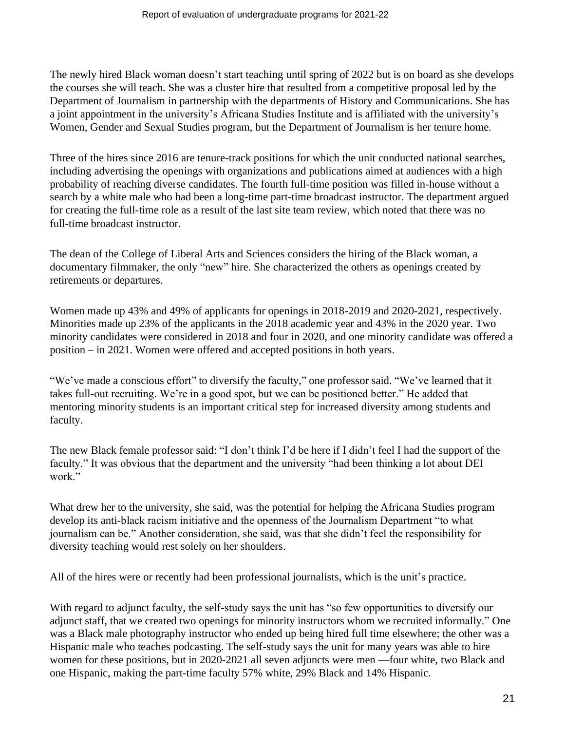The newly hired Black woman doesn't start teaching until spring of 2022 but is on board as she develops the courses she will teach. She was a cluster hire that resulted from a competitive proposal led by the Department of Journalism in partnership with the departments of History and Communications. She has a joint appointment in the university's Africana Studies Institute and is affiliated with the university's Women, Gender and Sexual Studies program, but the Department of Journalism is her tenure home.

Three of the hires since 2016 are tenure-track positions for which the unit conducted national searches, including advertising the openings with organizations and publications aimed at audiences with a high probability of reaching diverse candidates. The fourth full-time position was filled in-house without a search by a white male who had been a long-time part-time broadcast instructor. The department argued for creating the full-time role as a result of the last site team review, which noted that there was no full-time broadcast instructor.

The dean of the College of Liberal Arts and Sciences considers the hiring of the Black woman, a documentary filmmaker, the only "new" hire. She characterized the others as openings created by retirements or departures.

Women made up 43% and 49% of applicants for openings in 2018-2019 and 2020-2021, respectively. Minorities made up 23% of the applicants in the 2018 academic year and 43% in the 2020 year. Two minority candidates were considered in 2018 and four in 2020, and one minority candidate was offered a position – in 2021. Women were offered and accepted positions in both years.

"We've made a conscious effort" to diversify the faculty," one professor said. "We've learned that it takes full-out recruiting. We're in a good spot, but we can be positioned better." He added that mentoring minority students is an important critical step for increased diversity among students and faculty.

The new Black female professor said: "I don't think I'd be here if I didn't feel I had the support of the faculty." It was obvious that the department and the university "had been thinking a lot about DEI work."

What drew her to the university, she said, was the potential for helping the Africana Studies program develop its anti-black racism initiative and the openness of the Journalism Department "to what journalism can be." Another consideration, she said, was that she didn't feel the responsibility for diversity teaching would rest solely on her shoulders.

All of the hires were or recently had been professional journalists, which is the unit's practice.

With regard to adjunct faculty, the self-study says the unit has "so few opportunities to diversify our adjunct staff, that we created two openings for minority instructors whom we recruited informally." One was a Black male photography instructor who ended up being hired full time elsewhere; the other was a Hispanic male who teaches podcasting. The self-study says the unit for many years was able to hire women for these positions, but in 2020-2021 all seven adjuncts were men —four white, two Black and one Hispanic, making the part-time faculty 57% white, 29% Black and 14% Hispanic.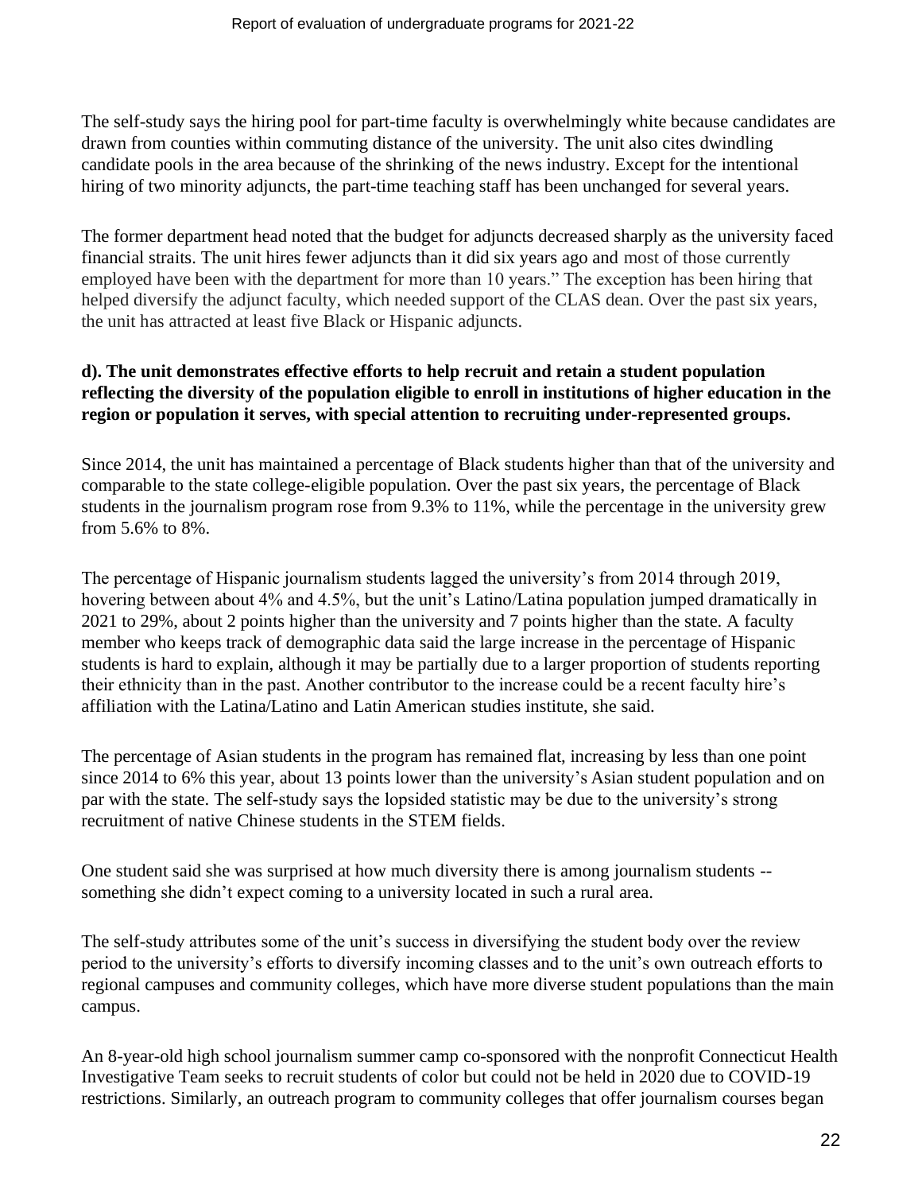The self-study says the hiring pool for part-time faculty is overwhelmingly white because candidates are drawn from counties within commuting distance of the university. The unit also cites dwindling candidate pools in the area because of the shrinking of the news industry. Except for the intentional hiring of two minority adjuncts, the part-time teaching staff has been unchanged for several years.

The former department head noted that the budget for adjuncts decreased sharply as the university faced financial straits. The unit hires fewer adjuncts than it did six years ago and most of those currently employed have been with the department for more than 10 years." The exception has been hiring that helped diversify the adjunct faculty, which needed support of the CLAS dean. Over the past six years, the unit has attracted at least five Black or Hispanic adjuncts.

**d). The unit demonstrates effective efforts to help recruit and retain a student population reflecting the diversity of the population eligible to enroll in institutions of higher education in the region or population it serves, with special attention to recruiting under-represented groups.**

Since 2014, the unit has maintained a percentage of Black students higher than that of the university and comparable to the state college-eligible population. Over the past six years, the percentage of Black students in the journalism program rose from 9.3% to 11%, while the percentage in the university grew from 5.6% to 8%.

The percentage of Hispanic journalism students lagged the university's from 2014 through 2019, hovering between about 4% and 4.5%, but the unit's Latino/Latina population jumped dramatically in 2021 to 29%, about 2 points higher than the university and 7 points higher than the state. A faculty member who keeps track of demographic data said the large increase in the percentage of Hispanic students is hard to explain, although it may be partially due to a larger proportion of students reporting their ethnicity than in the past. Another contributor to the increase could be a recent faculty hire's affiliation with the Latina/Latino and Latin American studies institute, she said.

The percentage of Asian students in the program has remained flat, increasing by less than one point since 2014 to 6% this year, about 13 points lower than the university's Asian student population and on par with the state. The self-study says the lopsided statistic may be due to the university's strong recruitment of native Chinese students in the STEM fields.

One student said she was surprised at how much diversity there is among journalism students -- something she didn't expect coming to a university located in such a rural area.

The self-study attributes some of the unit's success in diversifying the student body over the review period to the university's efforts to diversify incoming classes and to the unit's own outreach efforts to regional campuses and community colleges, which have more diverse student populations than the main campus.

An 8-year-old high school journalism summer camp co-sponsored with the nonprofit Connecticut Health Investigative Team seeks to recruit students of color but could not be held in 2020 due to COVID-19 restrictions. Similarly, an outreach program to community colleges that offer journalism courses began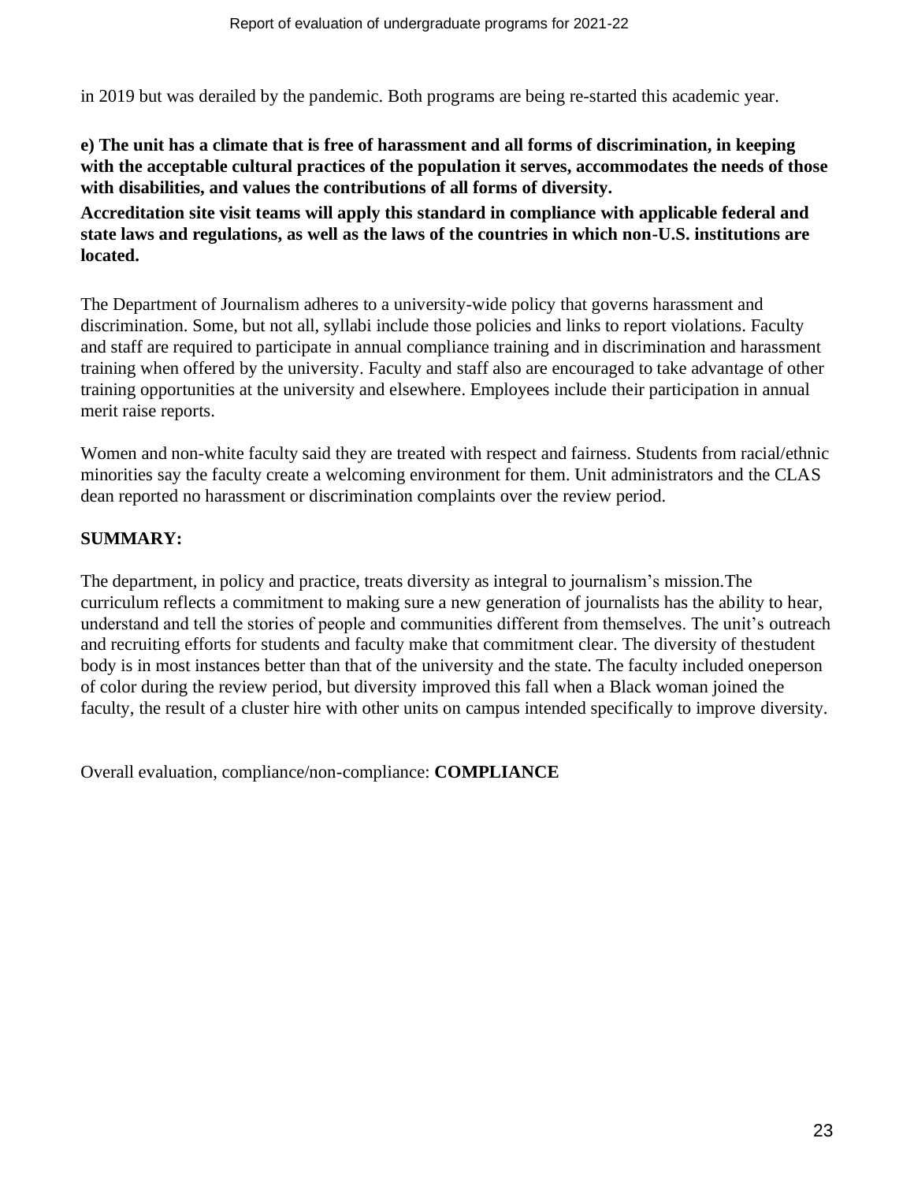in 2019 but was derailed by the pandemic. Both programs are being re-started this academic year.

**e) The unit has a climate that is free of harassment and all forms of discrimination, in keeping with the acceptable cultural practices of the population it serves, accommodates the needs of those with disabilities, and values the contributions of all forms of diversity.**

**Accreditation site visit teams will apply this standard in compliance with applicable federal and state laws and regulations, as well as the laws of the countries in which non-U.S. institutions are located.**

The Department of Journalism adheres to a university-wide policy that governs harassment and discrimination. Some, but not all, syllabi include those policies and links to report violations. Faculty and staff are required to participate in annual compliance training and in discrimination and harassment training when offered by the university. Faculty and staff also are encouraged to take advantage of other training opportunities at the university and elsewhere. Employees include their participation in annual merit raise reports.

Women and non-white faculty said they are treated with respect and fairness. Students from racial/ethnic minorities say the faculty create a welcoming environment for them. Unit administrators and the CLAS dean reported no harassment or discrimination complaints over the review period.

**SUMMARY:**

The department, in policy and practice, treats diversity as integral to journalism's mission.The curriculum reflects a commitment to making sure a new generation of journalists has the ability to hear, understand and tell the stories of people and communities different from themselves. The unit's outreach and recruiting efforts for students and faculty make that commitment clear. The diversity of thestudent body is in most instances better than that of the university and the state. The faculty included oneperson of color during the review period, but diversity improved this fall when a Black woman joined the faculty, the result of a cluster hire with other units on campus intended specifically to improve diversity.

Overall evaluation, compliance/non-compliance: **COMPLIANCE**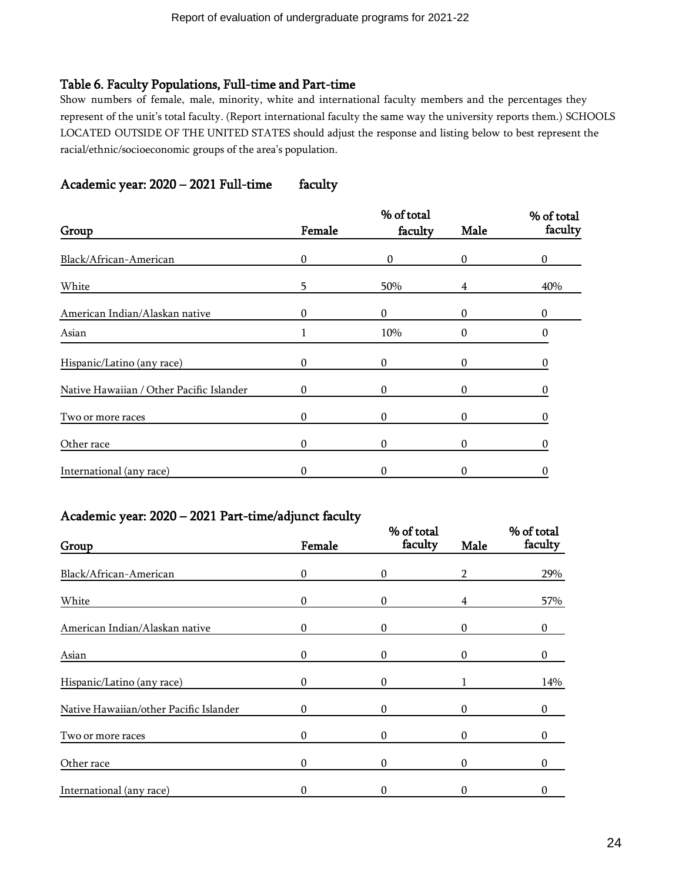## Table 6. Faculty Populations, Full-time and Part-time

Show numbers of female, male, minority, white and international faculty members and the percentages they represent of the unit's total faculty. (Report international faculty the same way the university reports them.) SCHOOLS LOCATED OUTSIDE OF THE UNITED STATES should adjust the response and listing below to best represent the racial/ethnic/socioeconomic groups of the area's population.

### Academic year: 2020 – 2021 Full-time faculty

| Group | Female | % of total faculty | Male | % of total faculty |
|---|---|---|---|---|
| Black/African-American | 0 | 0 | 0 | 0 |
| White | 5 | 50% | 4 | 40% |
| American Indian/Alaskan native | 0 | 0 | 0 | 0 |
| Asian | 1 | 10% | 0 | 0 |
| Hispanic/Latino (any race) | 0 | 0 | 0 | 0 |
| Native Hawaiian / Other Pacific Islander | 0 | 0 | 0 | 0 |
| Two or more races | 0 | 0 | 0 | 0 |
| Other race | 0 | 0 | 0 | 0 |
| International (any race) | 0 | 0 | 0 | 0 |

### Academic year: 2020 – 2021 Part-time/adjunct faculty

| Group | Female | % of total faculty | Male | % of total faculty |
|---|---|---|---|---|
| Black/African-American | 0 | 0 | 2 | 29% |
| White | 0 | 0 | 4 | 57% |
| American Indian/Alaskan native | 0 | 0 | 0 | 0 |
| Asian | 0 | 0 | 0 | 0 |
| Hispanic/Latino (any race) | 0 | 0 | 1 | 14% |
| Native Hawaiian/other Pacific Islander | 0 | 0 | 0 | 0 |
| Two or more races | 0 | 0 | 0 | 0 |
| Other race | 0 | 0 | 0 | 0 |
| International (any race) | 0 | 0 | 0 | 0 |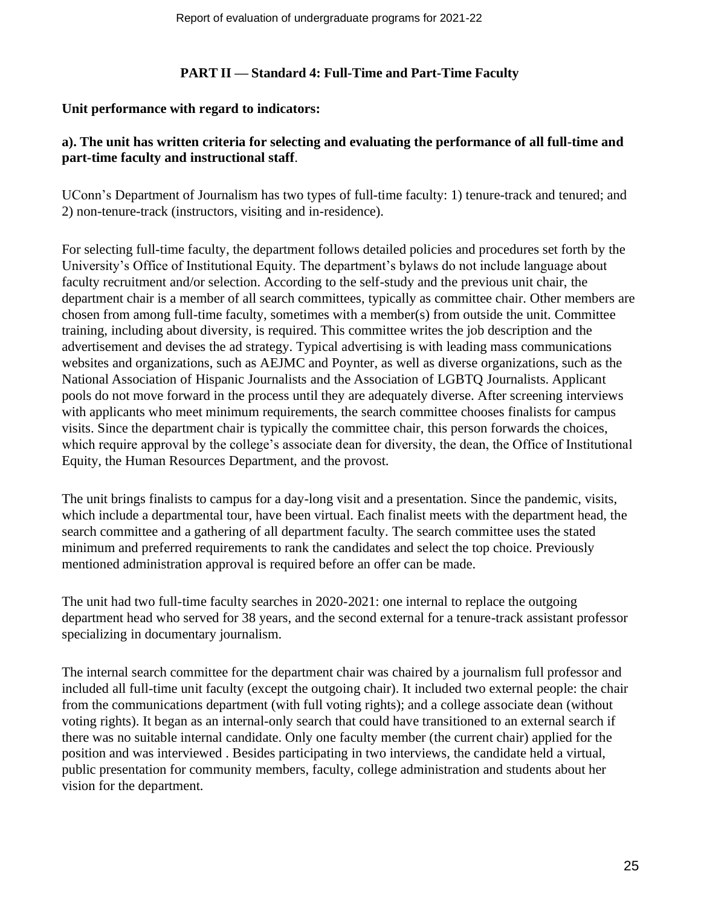## PART II — Standard 4: Full-Time and Part-Time Faculty

**Unit performance with regard to indicators:**

**a). The unit has written criteria for selecting and evaluating the performance of all full-time and part-time faculty and instructional staff**.

UConn's Department of Journalism has two types of full-time faculty: 1) tenure-track and tenured; and 2) non-tenure-track (instructors, visiting and in-residence).

For selecting full-time faculty, the department follows detailed policies and procedures set forth by the University's Office of Institutional Equity. The department's bylaws do not include language about faculty recruitment and/or selection. According to the self-study and the previous unit chair, the department chair is a member of all search committees, typically as committee chair. Other members are chosen from among full-time faculty, sometimes with a member(s) from outside the unit. Committee training, including about diversity, is required. This committee writes the job description and the advertisement and devises the ad strategy. Typical advertising is with leading mass communications websites and organizations, such as AEJMC and Poynter, as well as diverse organizations, such as the National Association of Hispanic Journalists and the Association of LGBTQ Journalists. Applicant pools do not move forward in the process until they are adequately diverse. After screening interviews with applicants who meet minimum requirements, the search committee chooses finalists for campus visits. Since the department chair is typically the committee chair, this person forwards the choices, which require approval by the college's associate dean for diversity, the dean, the Office of Institutional Equity, the Human Resources Department, and the provost.

The unit brings finalists to campus for a day-long visit and a presentation. Since the pandemic, visits, which include a departmental tour, have been virtual. Each finalist meets with the department head, the search committee and a gathering of all department faculty. The search committee uses the stated minimum and preferred requirements to rank the candidates and select the top choice. Previously mentioned administration approval is required before an offer can be made.

The unit had two full-time faculty searches in 2020-2021: one internal to replace the outgoing department head who served for 38 years, and the second external for a tenure-track assistant professor specializing in documentary journalism.

The internal search committee for the department chair was chaired by a journalism full professor and included all full-time unit faculty (except the outgoing chair). It included two external people: the chair from the communications department (with full voting rights); and a college associate dean (without voting rights). It began as an internal-only search that could have transitioned to an external search if there was no suitable internal candidate. Only one faculty member (the current chair) applied for the position and was interviewed . Besides participating in two interviews, the candidate held a virtual, public presentation for community members, faculty, college administration and students about her vision for the department.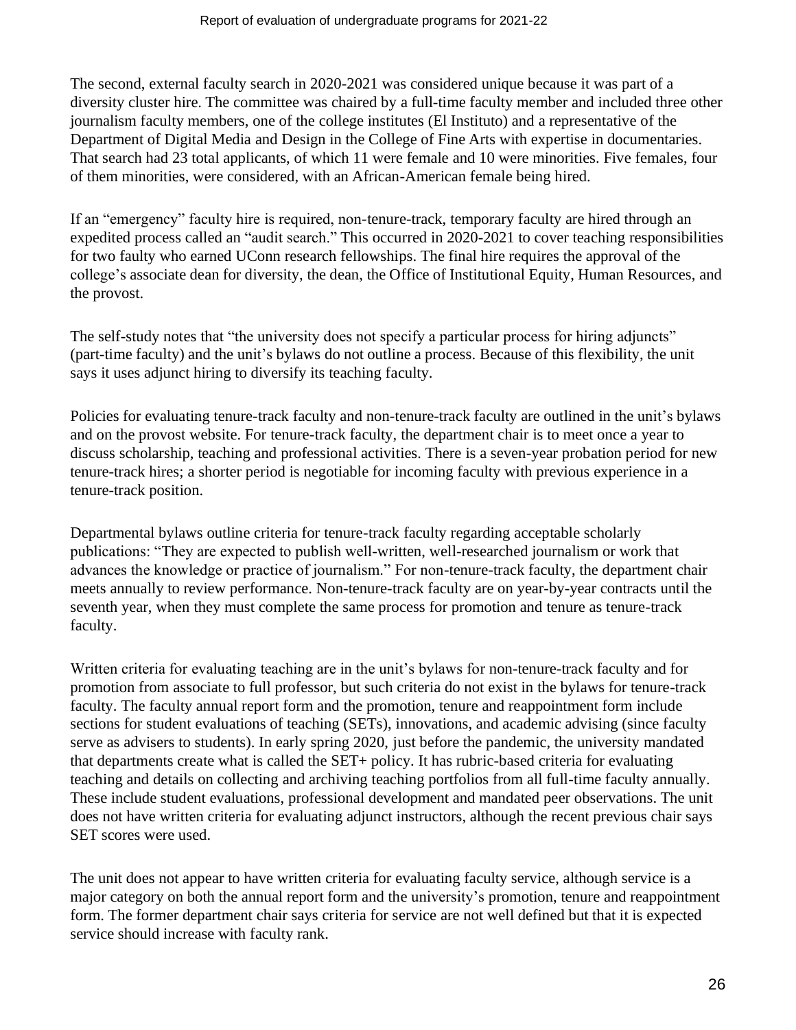The second, external faculty search in 2020-2021 was considered unique because it was part of a diversity cluster hire. The committee was chaired by a full-time faculty member and included three other journalism faculty members, one of the college institutes (El Instituto) and a representative of the Department of Digital Media and Design in the College of Fine Arts with expertise in documentaries. That search had 23 total applicants, of which 11 were female and 10 were minorities. Five females, four of them minorities, were considered, with an African-American female being hired.

If an "emergency" faculty hire is required, non-tenure-track, temporary faculty are hired through an expedited process called an "audit search." This occurred in 2020-2021 to cover teaching responsibilities for two faulty who earned UConn research fellowships. The final hire requires the approval of the college's associate dean for diversity, the dean, the Office of Institutional Equity, Human Resources, and the provost.

The self-study notes that "the university does not specify a particular process for hiring adjuncts" (part-time faculty) and the unit's bylaws do not outline a process. Because of this flexibility, the unit says it uses adjunct hiring to diversify its teaching faculty.

Policies for evaluating tenure-track faculty and non-tenure-track faculty are outlined in the unit's bylaws and on the provost website. For tenure-track faculty, the department chair is to meet once a year to discuss scholarship, teaching and professional activities. There is a seven-year probation period for new tenure-track hires; a shorter period is negotiable for incoming faculty with previous experience in a tenure-track position.

Departmental bylaws outline criteria for tenure-track faculty regarding acceptable scholarly publications: "They are expected to publish well-written, well-researched journalism or work that advances the knowledge or practice of journalism." For non-tenure-track faculty, the department chair meets annually to review performance. Non-tenure-track faculty are on year-by-year contracts until the seventh year, when they must complete the same process for promotion and tenure as tenure-track faculty.

Written criteria for evaluating teaching are in the unit's bylaws for non-tenure-track faculty and for promotion from associate to full professor, but such criteria do not exist in the bylaws for tenure-track faculty. The faculty annual report form and the promotion, tenure and reappointment form include sections for student evaluations of teaching (SETs), innovations, and academic advising (since faculty serve as advisers to students). In early spring 2020, just before the pandemic, the university mandated that departments create what is called the SET+ policy. It has rubric-based criteria for evaluating teaching and details on collecting and archiving teaching portfolios from all full-time faculty annually. These include student evaluations, professional development and mandated peer observations. The unit does not have written criteria for evaluating adjunct instructors, although the recent previous chair says SET scores were used.

The unit does not appear to have written criteria for evaluating faculty service, although service is a major category on both the annual report form and the university's promotion, tenure and reappointment form. The former department chair says criteria for service are not well defined but that it is expected service should increase with faculty rank.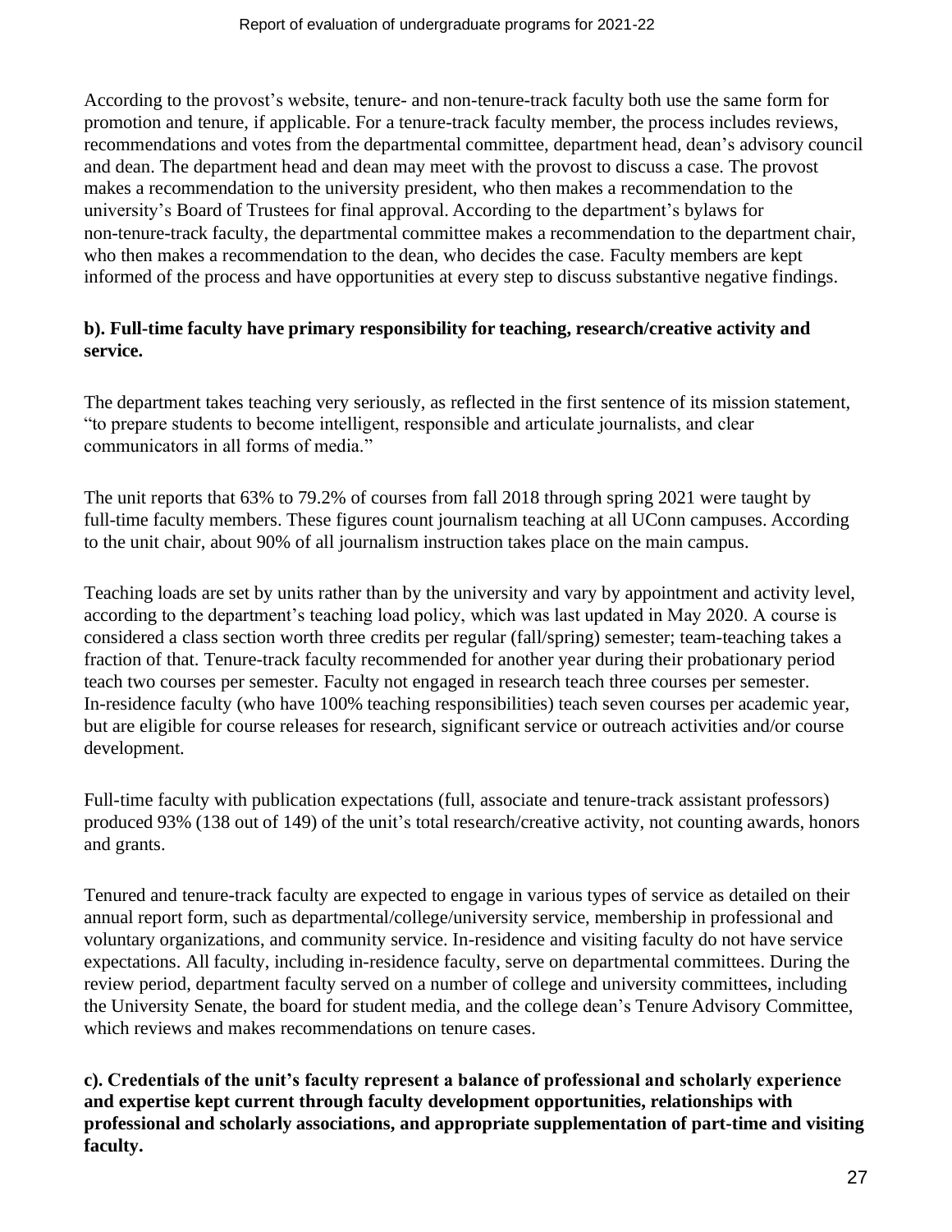According to the provost's website, tenure- and non-tenure-track faculty both use the same form for promotion and tenure, if applicable. For a tenure-track faculty member, the process includes reviews, recommendations and votes from the departmental committee, department head, dean's advisory council and dean. The department head and dean may meet with the provost to discuss a case. The provost makes a recommendation to the university president, who then makes a recommendation to the university's Board of Trustees for final approval. According to the department's bylaws for non-tenure-track faculty, the departmental committee makes a recommendation to the department chair, who then makes a recommendation to the dean, who decides the case. Faculty members are kept informed of the process and have opportunities at every step to discuss substantive negative findings.

**b). Full-time faculty have primary responsibility for teaching, research/creative activity and service.**

The department takes teaching very seriously, as reflected in the first sentence of its mission statement, "to prepare students to become intelligent, responsible and articulate journalists, and clear communicators in all forms of media."

The unit reports that 63% to 79.2% of courses from fall 2018 through spring 2021 were taught by full-time faculty members. These figures count journalism teaching at all UConn campuses. According to the unit chair, about 90% of all journalism instruction takes place on the main campus.

Teaching loads are set by units rather than by the university and vary by appointment and activity level, according to the department's teaching load policy, which was last updated in May 2020. A course is considered a class section worth three credits per regular (fall/spring) semester; team-teaching takes a fraction of that. Tenure-track faculty recommended for another year during their probationary period teach two courses per semester. Faculty not engaged in research teach three courses per semester. In-residence faculty (who have 100% teaching responsibilities) teach seven courses per academic year, but are eligible for course releases for research, significant service or outreach activities and/or course development.

Full-time faculty with publication expectations (full, associate and tenure-track assistant professors) produced 93% (138 out of 149) of the unit's total research/creative activity, not counting awards, honors and grants.

Tenured and tenure-track faculty are expected to engage in various types of service as detailed on their annual report form, such as departmental/college/university service, membership in professional and voluntary organizations, and community service. In-residence and visiting faculty do not have service expectations. All faculty, including in-residence faculty, serve on departmental committees. During the review period, department faculty served on a number of college and university committees, including the University Senate, the board for student media, and the college dean's Tenure Advisory Committee, which reviews and makes recommendations on tenure cases.

**c). Credentials of the unit's faculty represent a balance of professional and scholarly experience and expertise kept current through faculty development opportunities, relationships with professional and scholarly associations, and appropriate supplementation of part-time and visiting faculty.**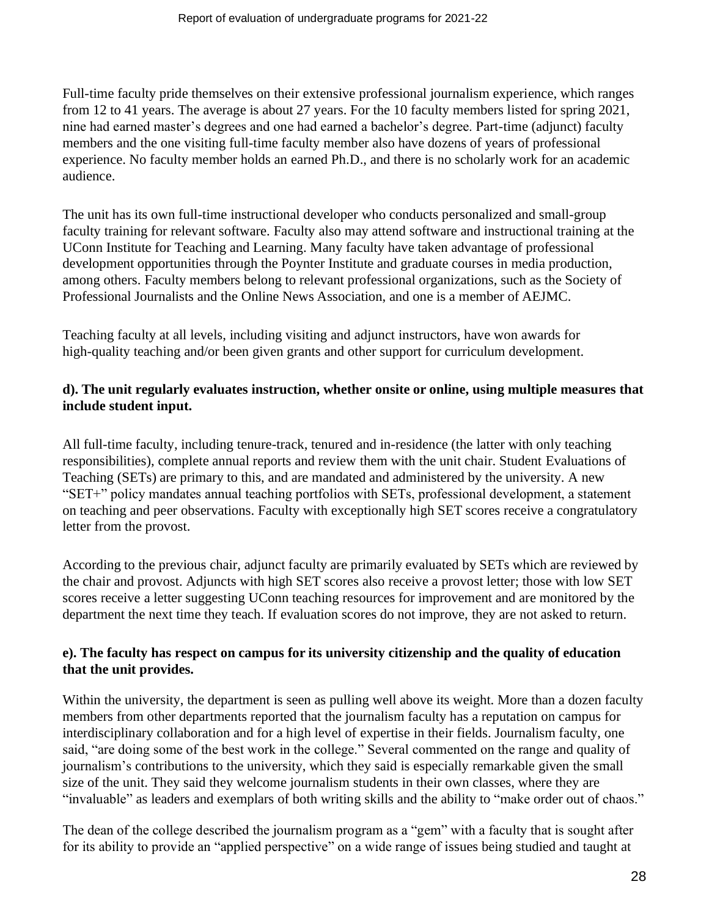Full-time faculty pride themselves on their extensive professional journalism experience, which ranges from 12 to 41 years. The average is about 27 years. For the 10 faculty members listed for spring 2021, nine had earned master's degrees and one had earned a bachelor's degree. Part-time (adjunct) faculty members and the one visiting full-time faculty member also have dozens of years of professional experience. No faculty member holds an earned Ph.D., and there is no scholarly work for an academic audience.

The unit has its own full-time instructional developer who conducts personalized and small-group faculty training for relevant software. Faculty also may attend software and instructional training at the UConn Institute for Teaching and Learning. Many faculty have taken advantage of professional development opportunities through the Poynter Institute and graduate courses in media production, among others. Faculty members belong to relevant professional organizations, such as the Society of Professional Journalists and the Online News Association, and one is a member of AEJMC.

Teaching faculty at all levels, including visiting and adjunct instructors, have won awards for high-quality teaching and/or been given grants and other support for curriculum development.

**d). The unit regularly evaluates instruction, whether onsite or online, using multiple measures that include student input.**

All full-time faculty, including tenure-track, tenured and in-residence (the latter with only teaching responsibilities), complete annual reports and review them with the unit chair. Student Evaluations of Teaching (SETs) are primary to this, and are mandated and administered by the university. A new "SET+" policy mandates annual teaching portfolios with SETs, professional development, a statement on teaching and peer observations. Faculty with exceptionally high SET scores receive a congratulatory letter from the provost.

According to the previous chair, adjunct faculty are primarily evaluated by SETs which are reviewed by the chair and provost. Adjuncts with high SET scores also receive a provost letter; those with low SET scores receive a letter suggesting UConn teaching resources for improvement and are monitored by the department the next time they teach. If evaluation scores do not improve, they are not asked to return.

**e). The faculty has respect on campus for its university citizenship and the quality of education that the unit provides.**

Within the university, the department is seen as pulling well above its weight. More than a dozen faculty members from other departments reported that the journalism faculty has a reputation on campus for interdisciplinary collaboration and for a high level of expertise in their fields. Journalism faculty, one said, "are doing some of the best work in the college." Several commented on the range and quality of journalism's contributions to the university, which they said is especially remarkable given the small size of the unit. They said they welcome journalism students in their own classes, where they are "invaluable" as leaders and exemplars of both writing skills and the ability to "make order out of chaos."

The dean of the college described the journalism program as a "gem" with a faculty that is sought after for its ability to provide an "applied perspective" on a wide range of issues being studied and taught at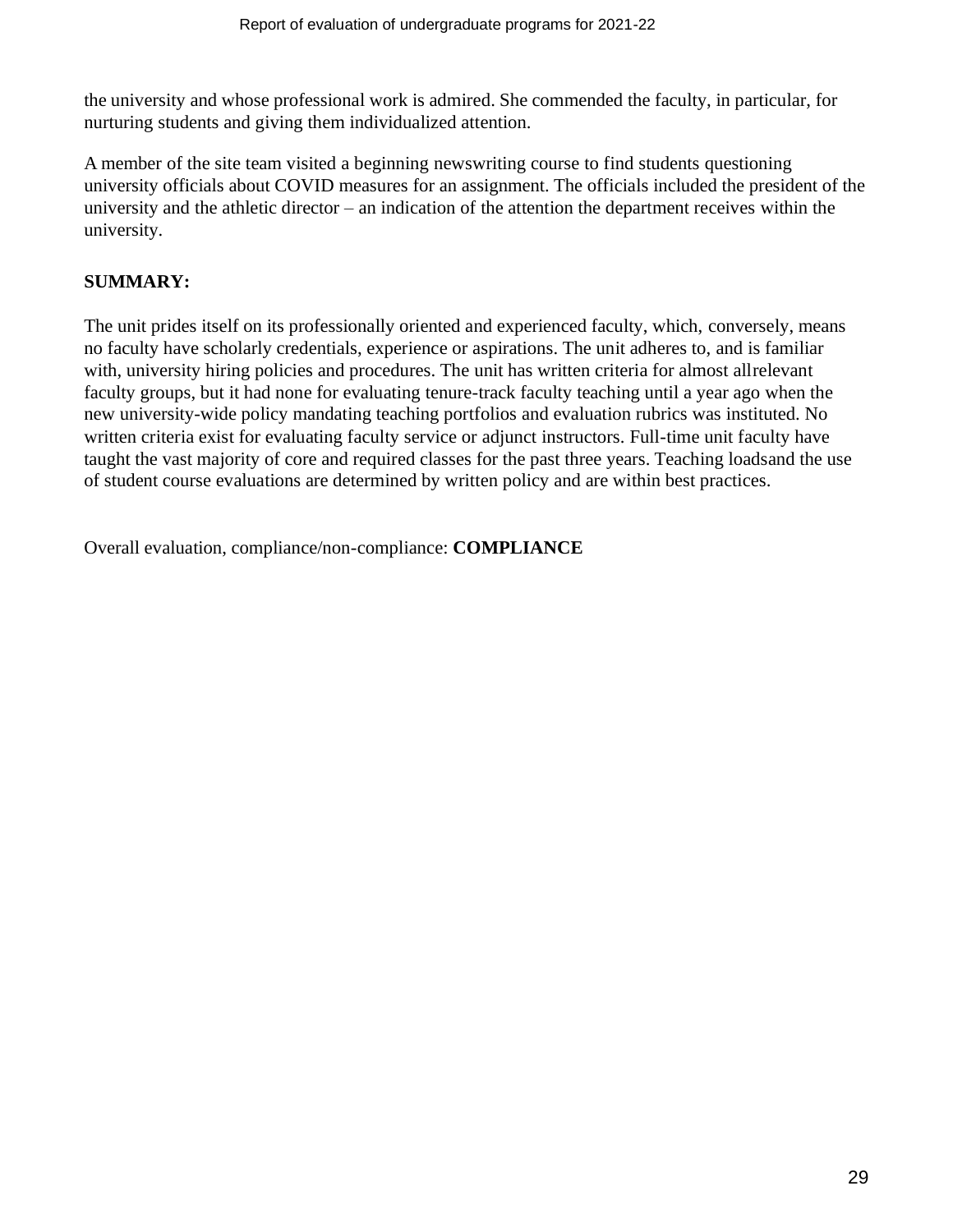the university and whose professional work is admired. She commended the faculty, in particular, for nurturing students and giving them individualized attention.

A member of the site team visited a beginning newswriting course to find students questioning university officials about COVID measures for an assignment. The officials included the president of the university and the athletic director – an indication of the attention the department receives within the university.

**SUMMARY:**

The unit prides itself on its professionally oriented and experienced faculty, which, conversely, means no faculty have scholarly credentials, experience or aspirations. The unit adheres to, and is familiar with, university hiring policies and procedures. The unit has written criteria for almost allrelevant faculty groups, but it had none for evaluating tenure-track faculty teaching until a year ago when the new university-wide policy mandating teaching portfolios and evaluation rubrics was instituted. No written criteria exist for evaluating faculty service or adjunct instructors. Full-time unit faculty have taught the vast majority of core and required classes for the past three years. Teaching loadsand the use of student course evaluations are determined by written policy and are within best practices.

Overall evaluation, compliance/non-compliance: **COMPLIANCE**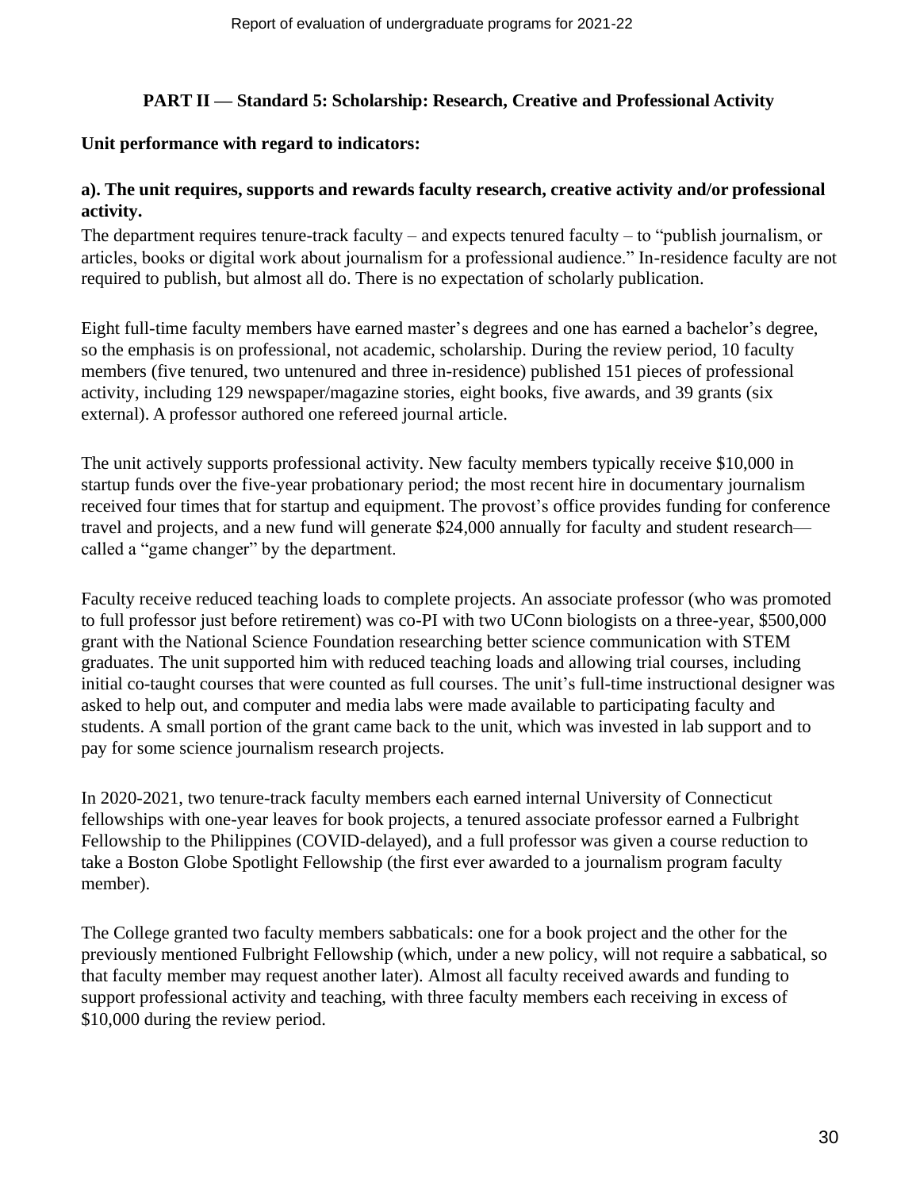## PART II — Standard 5: Scholarship: Research, Creative and Professional Activity

**Unit performance with regard to indicators:**

**a). The unit requires, supports and rewards faculty research, creative activity and/or professional activity.**

The department requires tenure-track faculty – and expects tenured faculty – to "publish journalism, or articles, books or digital work about journalism for a professional audience." In-residence faculty are not required to publish, but almost all do. There is no expectation of scholarly publication.

Eight full-time faculty members have earned master's degrees and one has earned a bachelor's degree, so the emphasis is on professional, not academic, scholarship. During the review period, 10 faculty members (five tenured, two untenured and three in-residence) published 151 pieces of professional activity, including 129 newspaper/magazine stories, eight books, five awards, and 39 grants (six external). A professor authored one refereed journal article.

The unit actively supports professional activity. New faculty members typically receive $10,000 in startup funds over the five-year probationary period; the most recent hire in documentary journalism received four times that for startup and equipment. The provost's office provides funding for conference travel and projects, and a new fund will generate $24,000 annually for faculty and student research—called a "game changer" by the department.

Faculty receive reduced teaching loads to complete projects. An associate professor (who was promoted to full professor just before retirement) was co-PI with two UConn biologists on a three-year, $500,000 grant with the National Science Foundation researching better science communication with STEM graduates. The unit supported him with reduced teaching loads and allowing trial courses, including initial co-taught courses that were counted as full courses. The unit's full-time instructional designer was asked to help out, and computer and media labs were made available to participating faculty and students. A small portion of the grant came back to the unit, which was invested in lab support and to pay for some science journalism research projects.

In 2020-2021, two tenure-track faculty members each earned internal University of Connecticut fellowships with one-year leaves for book projects, a tenured associate professor earned a Fulbright Fellowship to the Philippines (COVID-delayed), and a full professor was given a course reduction to take a Boston Globe Spotlight Fellowship (the first ever awarded to a journalism program faculty member).

The College granted two faculty members sabbaticals: one for a book project and the other for the previously mentioned Fulbright Fellowship (which, under a new policy, will not require a sabbatical, so that faculty member may request another later). Almost all faculty received awards and funding to support professional activity and teaching, with three faculty members each receiving in excess of $10,000 during the review period.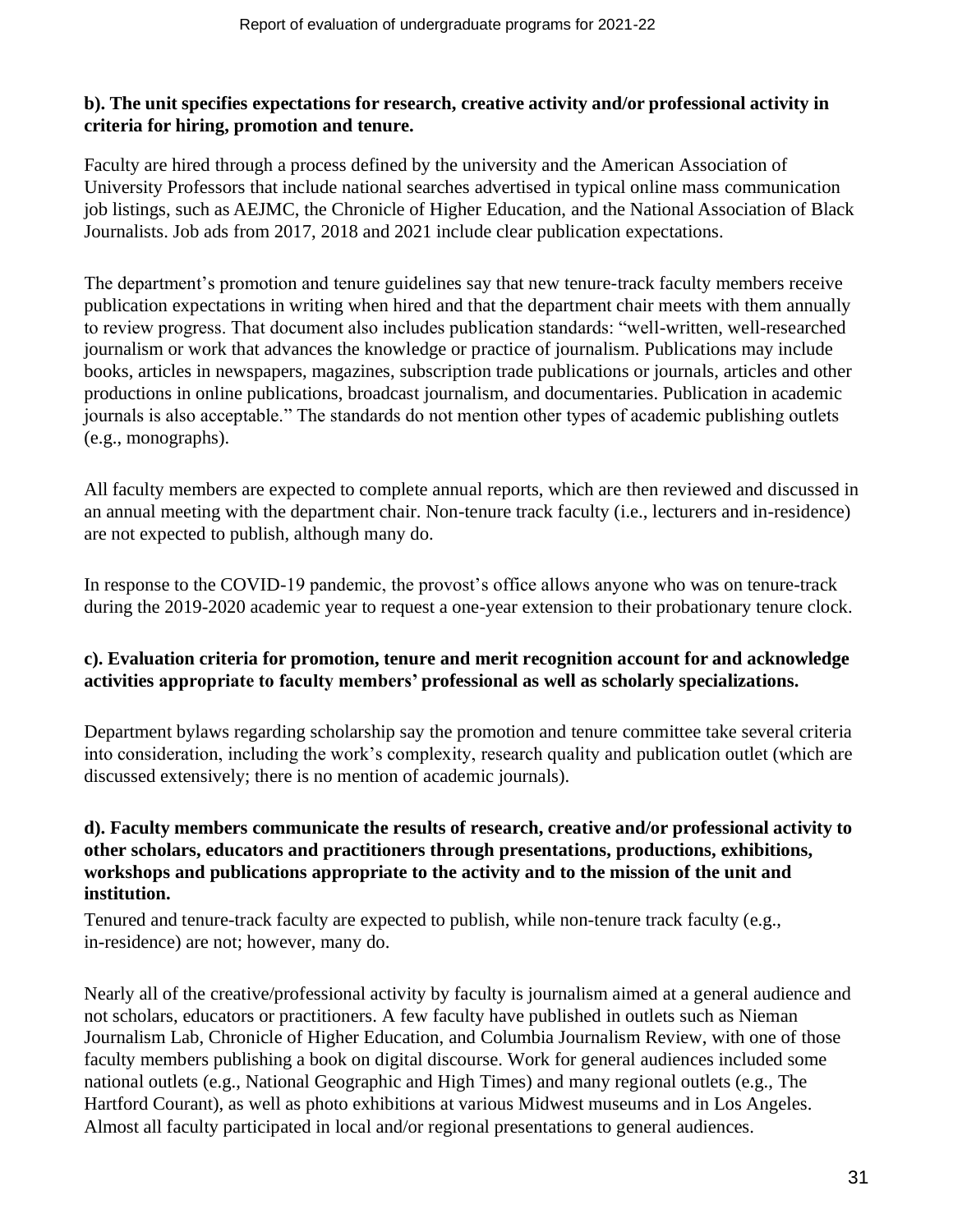**b). The unit specifies expectations for research, creative activity and/or professional activity in criteria for hiring, promotion and tenure.**

Faculty are hired through a process defined by the university and the American Association of University Professors that include national searches advertised in typical online mass communication job listings, such as AEJMC, the Chronicle of Higher Education, and the National Association of Black Journalists. Job ads from 2017, 2018 and 2021 include clear publication expectations.

The department's promotion and tenure guidelines say that new tenure-track faculty members receive publication expectations in writing when hired and that the department chair meets with them annually to review progress. That document also includes publication standards: "well-written, well-researched journalism or work that advances the knowledge or practice of journalism. Publications may include books, articles in newspapers, magazines, subscription trade publications or journals, articles and other productions in online publications, broadcast journalism, and documentaries. Publication in academic journals is also acceptable." The standards do not mention other types of academic publishing outlets (e.g., monographs).

All faculty members are expected to complete annual reports, which are then reviewed and discussed in an annual meeting with the department chair. Non-tenure track faculty (i.e., lecturers and in-residence) are not expected to publish, although many do.

In response to the COVID-19 pandemic, the provost's office allows anyone who was on tenure-track during the 2019-2020 academic year to request a one-year extension to their probationary tenure clock.

**c). Evaluation criteria for promotion, tenure and merit recognition account for and acknowledge activities appropriate to faculty members' professional as well as scholarly specializations.**

Department bylaws regarding scholarship say the promotion and tenure committee take several criteria into consideration, including the work's complexity, research quality and publication outlet (which are discussed extensively; there is no mention of academic journals).

**d). Faculty members communicate the results of research, creative and/or professional activity to other scholars, educators and practitioners through presentations, productions, exhibitions, workshops and publications appropriate to the activity and to the mission of the unit and institution.**

Tenured and tenure-track faculty are expected to publish, while non-tenure track faculty (e.g., in-residence) are not; however, many do.

Nearly all of the creative/professional activity by faculty is journalism aimed at a general audience and not scholars, educators or practitioners. A few faculty have published in outlets such as Nieman Journalism Lab, Chronicle of Higher Education, and Columbia Journalism Review, with one of those faculty members publishing a book on digital discourse. Work for general audiences included some national outlets (e.g., National Geographic and High Times) and many regional outlets (e.g., The Hartford Courant), as well as photo exhibitions at various Midwest museums and in Los Angeles. Almost all faculty participated in local and/or regional presentations to general audiences.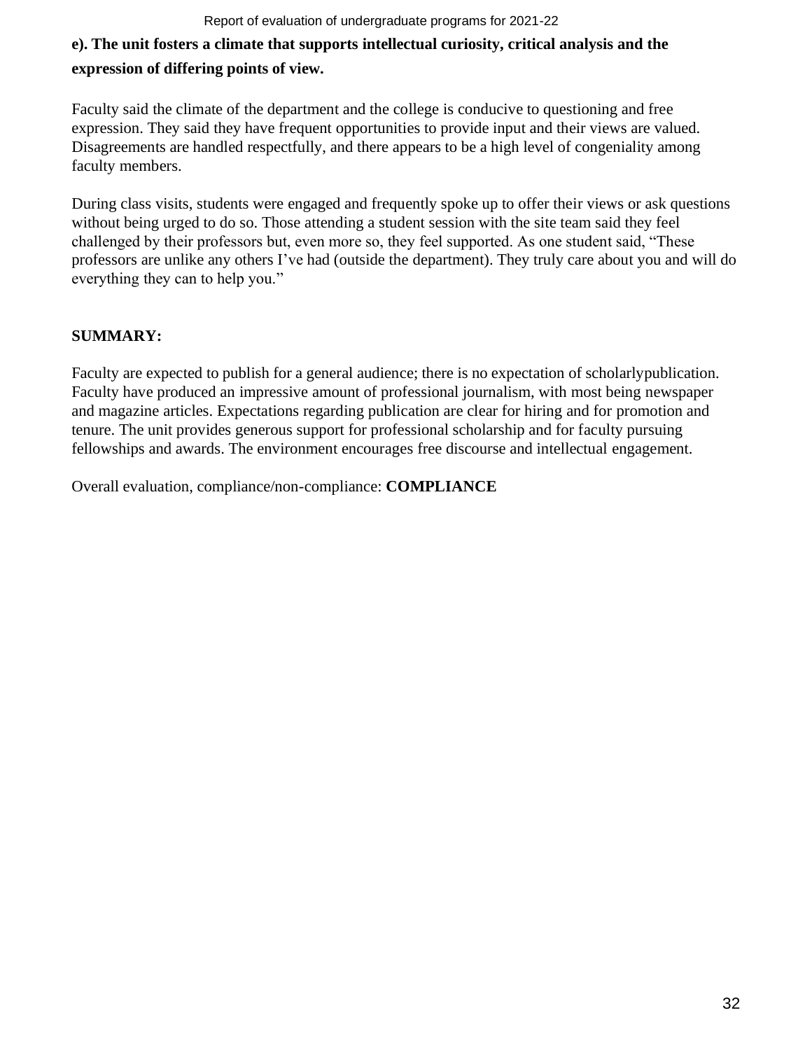**e). The unit fosters a climate that supports intellectual curiosity, critical analysis and the expression of differing points of view.**

Faculty said the climate of the department and the college is conducive to questioning and free expression. They said they have frequent opportunities to provide input and their views are valued. Disagreements are handled respectfully, and there appears to be a high level of congeniality among faculty members.

During class visits, students were engaged and frequently spoke up to offer their views or ask questions without being urged to do so. Those attending a student session with the site team said they feel challenged by their professors but, even more so, they feel supported. As one student said, "These professors are unlike any others I've had (outside the department). They truly care about you and will do everything they can to help you."

**SUMMARY:**

Faculty are expected to publish for a general audience; there is no expectation of scholarlypublication. Faculty have produced an impressive amount of professional journalism, with most being newspaper and magazine articles. Expectations regarding publication are clear for hiring and for promotion and tenure. The unit provides generous support for professional scholarship and for faculty pursuing fellowships and awards. The environment encourages free discourse and intellectual engagement.

Overall evaluation, compliance/non-compliance: **COMPLIANCE**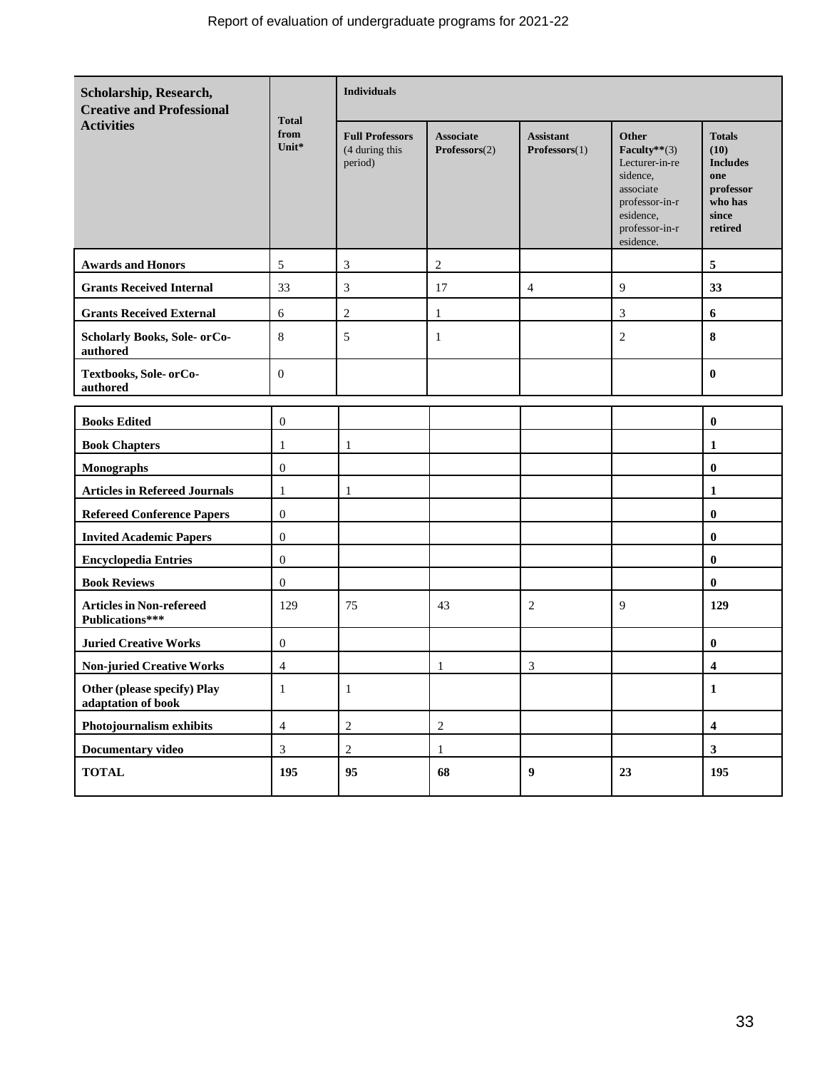| Scholarship, Research, Creative and Professional Activities | Total from Unit* | Individuals | | | | |
|---|---|---|---|---|---|---|
| | | Full Professors (4 during this period) | Associate Professors(2) | Assistant Professors(1) | Other Faculty**(3) Lecturer-in-residence, associate professor-in-residence, professor-in-residence. | Totals (10) Includes one professor who has since retired |
| **Awards and Honors** | 5 | 3 | 2 | | | **5** |
| **Grants Received Internal** | 33 | 3 | 17 | 4 | 9 | **33** |
| **Grants Received External** | 6 | 2 | 1 | | 3 | **6** |
| **Scholarly Books, Sole- orCo-authored** | 8 | 5 | 1 | | 2 | **8** |
| **Textbooks, Sole- orCo-authored** | 0 | | | | | **0** |
| **Books Edited** | 0 | | | | | **0** |
| **Book Chapters** | 1 | 1 | | | | **1** |
| **Monographs** | 0 | | | | | **0** |
| **Articles in Refereed Journals** | 1 | 1 | | | | **1** |
| **Refereed Conference Papers** | 0 | | | | | **0** |
| **Invited Academic Papers** | 0 | | | | | **0** |
| **Encyclopedia Entries** | 0 | | | | | **0** |
| **Book Reviews** | 0 | | | | | **0** |
| **Articles in Non-refereed Publications*** ** | 129 | 75 | 43 | 2 | 9 | **129** |
| **Juried Creative Works** | 0 | | | | | **0** |
| **Non-juried Creative Works** | 4 | | 1 | 3 | | **4** |
| **Other (please specify) Play adaptation of book** | 1 | 1 | | | | **1** |
| **Photojournalism exhibits** | 4 | 2 | 2 | | | **4** |
| **Documentary video** | 3 | 2 | 1 | | | **3** |
| **TOTAL** | **195** | **95** | **68** | **9** | **23** | **195** |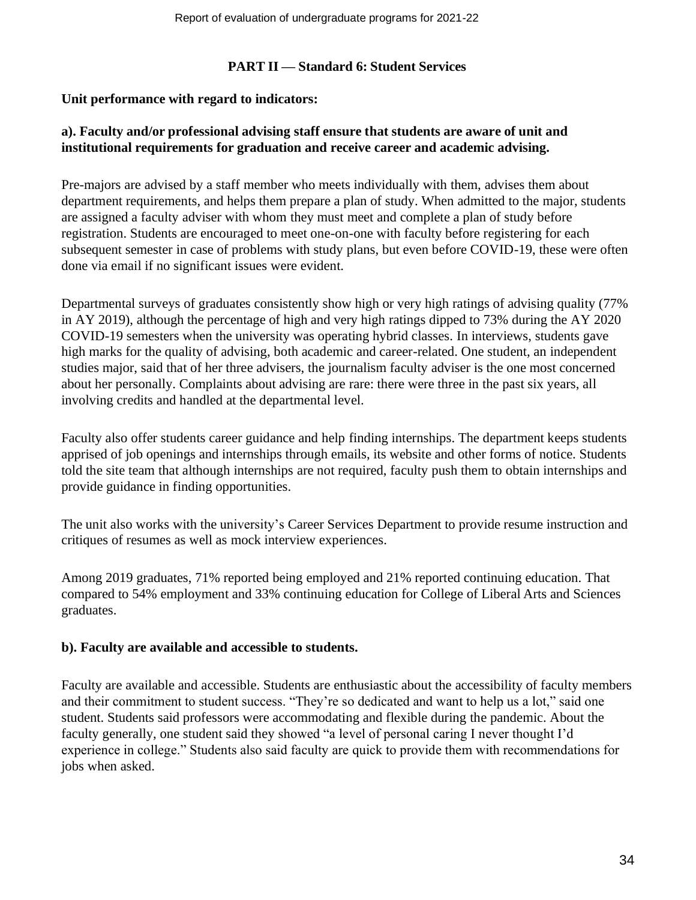## PART II — Standard 6: Student Services

**Unit performance with regard to indicators:**

**a). Faculty and/or professional advising staff ensure that students are aware of unit and institutional requirements for graduation and receive career and academic advising.**

Pre-majors are advised by a staff member who meets individually with them, advises them about department requirements, and helps them prepare a plan of study. When admitted to the major, students are assigned a faculty adviser with whom they must meet and complete a plan of study before registration. Students are encouraged to meet one-on-one with faculty before registering for each subsequent semester in case of problems with study plans, but even before COVID-19, these were often done via email if no significant issues were evident.

Departmental surveys of graduates consistently show high or very high ratings of advising quality (77% in AY 2019), although the percentage of high and very high ratings dipped to 73% during the AY 2020 COVID-19 semesters when the university was operating hybrid classes. In interviews, students gave high marks for the quality of advising, both academic and career-related. One student, an independent studies major, said that of her three advisers, the journalism faculty adviser is the one most concerned about her personally. Complaints about advising are rare: there were three in the past six years, all involving credits and handled at the departmental level.

Faculty also offer students career guidance and help finding internships. The department keeps students apprised of job openings and internships through emails, its website and other forms of notice. Students told the site team that although internships are not required, faculty push them to obtain internships and provide guidance in finding opportunities.

The unit also works with the university's Career Services Department to provide resume instruction and critiques of resumes as well as mock interview experiences.

Among 2019 graduates, 71% reported being employed and 21% reported continuing education. That compared to 54% employment and 33% continuing education for College of Liberal Arts and Sciences graduates.

**b). Faculty are available and accessible to students.**

Faculty are available and accessible. Students are enthusiastic about the accessibility of faculty members and their commitment to student success. "They're so dedicated and want to help us a lot," said one student. Students said professors were accommodating and flexible during the pandemic. About the faculty generally, one student said they showed "a level of personal caring I never thought I'd experience in college." Students also said faculty are quick to provide them with recommendations for jobs when asked.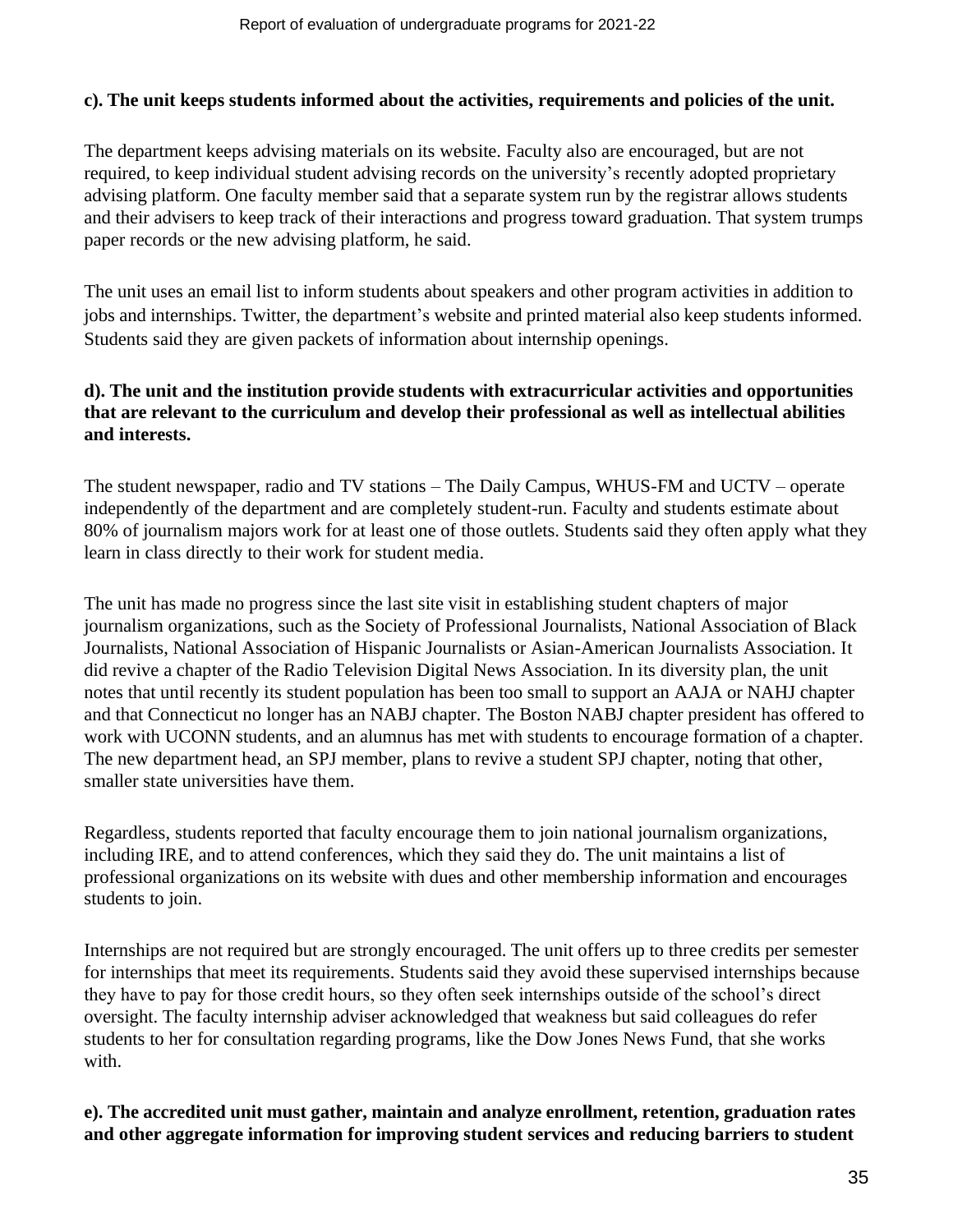**c). The unit keeps students informed about the activities, requirements and policies of the unit.**

The department keeps advising materials on its website. Faculty also are encouraged, but are not required, to keep individual student advising records on the university's recently adopted proprietary advising platform. One faculty member said that a separate system run by the registrar allows students and their advisers to keep track of their interactions and progress toward graduation. That system trumps paper records or the new advising platform, he said.

The unit uses an email list to inform students about speakers and other program activities in addition to jobs and internships. Twitter, the department's website and printed material also keep students informed. Students said they are given packets of information about internship openings.

**d). The unit and the institution provide students with extracurricular activities and opportunities that are relevant to the curriculum and develop their professional as well as intellectual abilities and interests.**

The student newspaper, radio and TV stations – The Daily Campus, WHUS-FM and UCTV – operate independently of the department and are completely student-run. Faculty and students estimate about 80% of journalism majors work for at least one of those outlets. Students said they often apply what they learn in class directly to their work for student media.

The unit has made no progress since the last site visit in establishing student chapters of major journalism organizations, such as the Society of Professional Journalists, National Association of Black Journalists, National Association of Hispanic Journalists or Asian-American Journalists Association. It did revive a chapter of the Radio Television Digital News Association. In its diversity plan, the unit notes that until recently its student population has been too small to support an AAJA or NAHJ chapter and that Connecticut no longer has an NABJ chapter. The Boston NABJ chapter president has offered to work with UCONN students, and an alumnus has met with students to encourage formation of a chapter. The new department head, an SPJ member, plans to revive a student SPJ chapter, noting that other, smaller state universities have them.

Regardless, students reported that faculty encourage them to join national journalism organizations, including IRE, and to attend conferences, which they said they do. The unit maintains a list of professional organizations on its website with dues and other membership information and encourages students to join.

Internships are not required but are strongly encouraged. The unit offers up to three credits per semester for internships that meet its requirements. Students said they avoid these supervised internships because they have to pay for those credit hours, so they often seek internships outside of the school's direct oversight. The faculty internship adviser acknowledged that weakness but said colleagues do refer students to her for consultation regarding programs, like the Dow Jones News Fund, that she works with.

**e). The accredited unit must gather, maintain and analyze enrollment, retention, graduation rates and other aggregate information for improving student services and reducing barriers to student**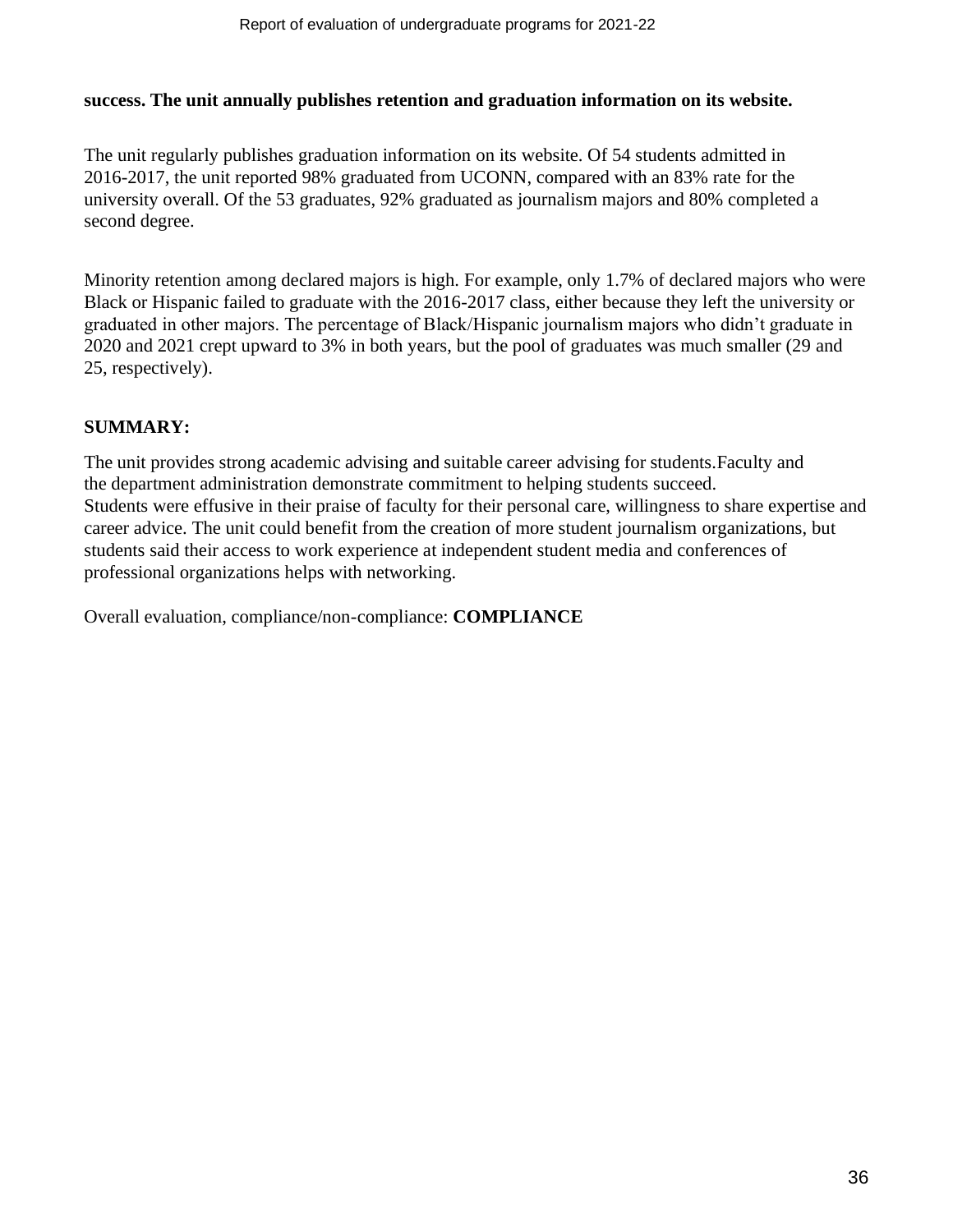**success. The unit annually publishes retention and graduation information on its website.**

The unit regularly publishes graduation information on its website. Of 54 students admitted in 2016-2017, the unit reported 98% graduated from UCONN, compared with an 83% rate for the university overall. Of the 53 graduates, 92% graduated as journalism majors and 80% completed a second degree.

Minority retention among declared majors is high. For example, only 1.7% of declared majors who were Black or Hispanic failed to graduate with the 2016-2017 class, either because they left the university or graduated in other majors. The percentage of Black/Hispanic journalism majors who didn't graduate in 2020 and 2021 crept upward to 3% in both years, but the pool of graduates was much smaller (29 and 25, respectively).

## SUMMARY:

The unit provides strong academic advising and suitable career advising for students.Faculty and the department administration demonstrate commitment to helping students succeed. Students were effusive in their praise of faculty for their personal care, willingness to share expertise and career advice. The unit could benefit from the creation of more student journalism organizations, but students said their access to work experience at independent student media and conferences of professional organizations helps with networking.

Overall evaluation, compliance/non-compliance: **COMPLIANCE**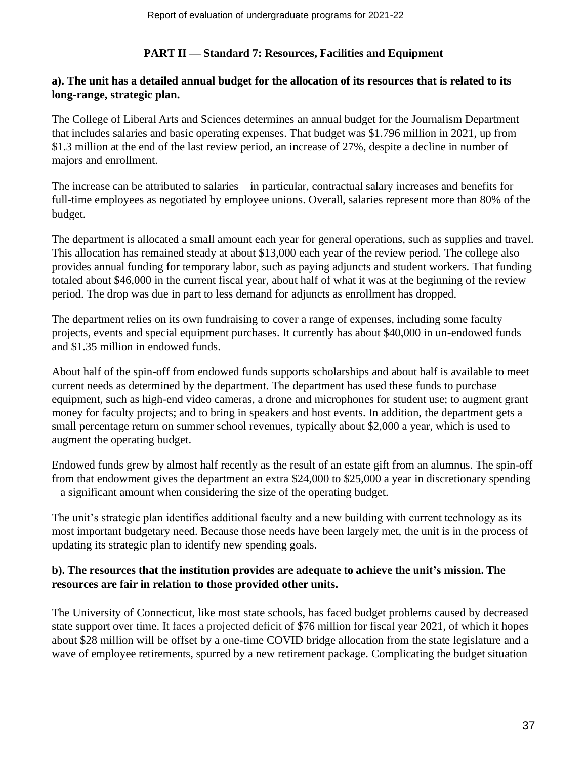## PART II — Standard 7: Resources, Facilities and Equipment

**a). The unit has a detailed annual budget for the allocation of its resources that is related to its long-range, strategic plan.**

The College of Liberal Arts and Sciences determines an annual budget for the Journalism Department that includes salaries and basic operating expenses. That budget was $1.796 million in 2021, up from $1.3 million at the end of the last review period, an increase of 27%, despite a decline in number of majors and enrollment.

The increase can be attributed to salaries – in particular, contractual salary increases and benefits for full-time employees as negotiated by employee unions. Overall, salaries represent more than 80% of the budget.

The department is allocated a small amount each year for general operations, such as supplies and travel. This allocation has remained steady at about $13,000 each year of the review period. The college also provides annual funding for temporary labor, such as paying adjuncts and student workers. That funding totaled about $46,000 in the current fiscal year, about half of what it was at the beginning of the review period. The drop was due in part to less demand for adjuncts as enrollment has dropped.

The department relies on its own fundraising to cover a range of expenses, including some faculty projects, events and special equipment purchases. It currently has about $40,000 in un-endowed funds and $1.35 million in endowed funds.

About half of the spin-off from endowed funds supports scholarships and about half is available to meet current needs as determined by the department. The department has used these funds to purchase equipment, such as high-end video cameras, a drone and microphones for student use; to augment grant money for faculty projects; and to bring in speakers and host events. In addition, the department gets a small percentage return on summer school revenues, typically about $2,000 a year, which is used to augment the operating budget.

Endowed funds grew by almost half recently as the result of an estate gift from an alumnus. The spin-off from that endowment gives the department an extra $24,000 to $25,000 a year in discretionary spending – a significant amount when considering the size of the operating budget.

The unit's strategic plan identifies additional faculty and a new building with current technology as its most important budgetary need. Because those needs have been largely met, the unit is in the process of updating its strategic plan to identify new spending goals.

**b). The resources that the institution provides are adequate to achieve the unit's mission. The resources are fair in relation to those provided other units.**

The University of Connecticut, like most state schools, has faced budget problems caused by decreased state support over time. It faces a projected deficit of $76 million for fiscal year 2021, of which it hopes about $28 million will be offset by a one-time COVID bridge allocation from the state legislature and a wave of employee retirements, spurred by a new retirement package. Complicating the budget situation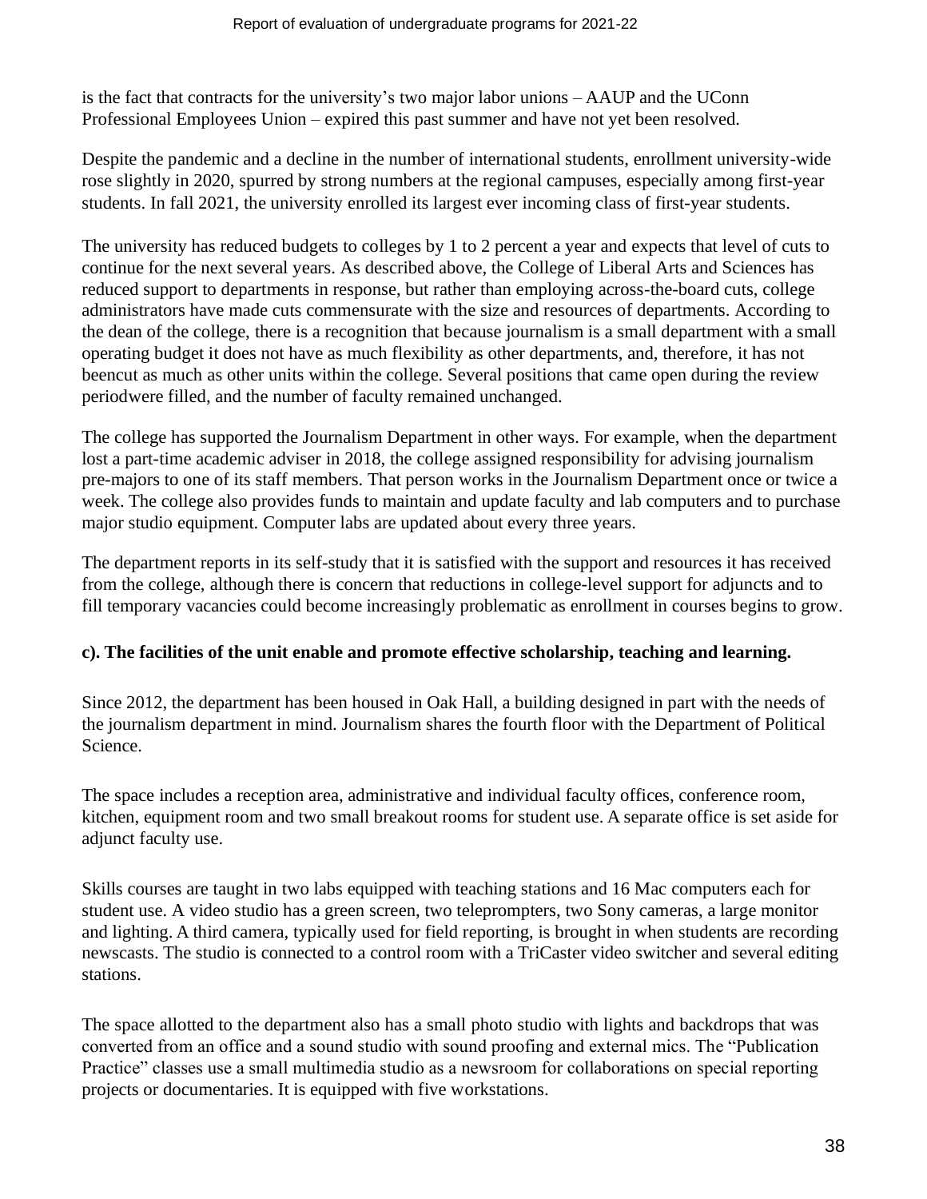is the fact that contracts for the university's two major labor unions – AAUP and the UConn Professional Employees Union – expired this past summer and have not yet been resolved.

Despite the pandemic and a decline in the number of international students, enrollment university-wide rose slightly in 2020, spurred by strong numbers at the regional campuses, especially among first-year students. In fall 2021, the university enrolled its largest ever incoming class of first-year students.

The university has reduced budgets to colleges by 1 to 2 percent a year and expects that level of cuts to continue for the next several years. As described above, the College of Liberal Arts and Sciences has reduced support to departments in response, but rather than employing across-the-board cuts, college administrators have made cuts commensurate with the size and resources of departments. According to the dean of the college, there is a recognition that because journalism is a small department with a small operating budget it does not have as much flexibility as other departments, and, therefore, it has not beencut as much as other units within the college. Several positions that came open during the review periodwere filled, and the number of faculty remained unchanged.

The college has supported the Journalism Department in other ways. For example, when the department lost a part-time academic adviser in 2018, the college assigned responsibility for advising journalism pre-majors to one of its staff members. That person works in the Journalism Department once or twice a week. The college also provides funds to maintain and update faculty and lab computers and to purchase major studio equipment. Computer labs are updated about every three years.

The department reports in its self-study that it is satisfied with the support and resources it has received from the college, although there is concern that reductions in college-level support for adjuncts and to fill temporary vacancies could become increasingly problematic as enrollment in courses begins to grow.

**c). The facilities of the unit enable and promote effective scholarship, teaching and learning.**

Since 2012, the department has been housed in Oak Hall, a building designed in part with the needs of the journalism department in mind. Journalism shares the fourth floor with the Department of Political Science.

The space includes a reception area, administrative and individual faculty offices, conference room, kitchen, equipment room and two small breakout rooms for student use. A separate office is set aside for adjunct faculty use.

Skills courses are taught in two labs equipped with teaching stations and 16 Mac computers each for student use. A video studio has a green screen, two teleprompters, two Sony cameras, a large monitor and lighting. A third camera, typically used for field reporting, is brought in when students are recording newscasts. The studio is connected to a control room with a TriCaster video switcher and several editing stations.

The space allotted to the department also has a small photo studio with lights and backdrops that was converted from an office and a sound studio with sound proofing and external mics. The "Publication Practice" classes use a small multimedia studio as a newsroom for collaborations on special reporting projects or documentaries. It is equipped with five workstations.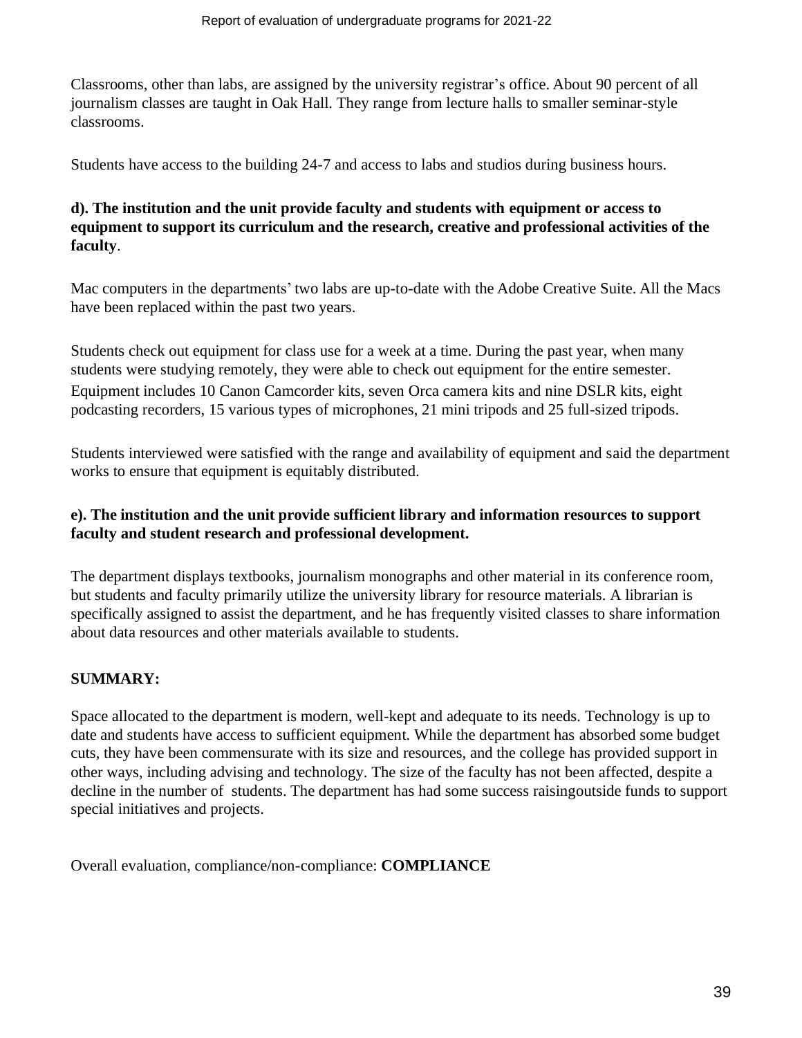Classrooms, other than labs, are assigned by the university registrar's office. About 90 percent of all journalism classes are taught in Oak Hall. They range from lecture halls to smaller seminar-style classrooms.

Students have access to the building 24-7 and access to labs and studios during business hours.

**d). The institution and the unit provide faculty and students with equipment or access to equipment to support its curriculum and the research, creative and professional activities of the faculty**.

Mac computers in the departments' two labs are up-to-date with the Adobe Creative Suite. All the Macs have been replaced within the past two years.

Students check out equipment for class use for a week at a time. During the past year, when many students were studying remotely, they were able to check out equipment for the entire semester. Equipment includes 10 Canon Camcorder kits, seven Orca camera kits and nine DSLR kits, eight podcasting recorders, 15 various types of microphones, 21 mini tripods and 25 full-sized tripods.

Students interviewed were satisfied with the range and availability of equipment and said the department works to ensure that equipment is equitably distributed.

**e). The institution and the unit provide sufficient library and information resources to support faculty and student research and professional development.**

The department displays textbooks, journalism monographs and other material in its conference room, but students and faculty primarily utilize the university library for resource materials. A librarian is specifically assigned to assist the department, and he has frequently visited classes to share information about data resources and other materials available to students.

**SUMMARY:**

Space allocated to the department is modern, well-kept and adequate to its needs. Technology is up to date and students have access to sufficient equipment. While the department has absorbed some budget cuts, they have been commensurate with its size and resources, and the college has provided support in other ways, including advising and technology. The size of the faculty has not been affected, despite a decline in the number of students. The department has had some success raisingoutside funds to support special initiatives and projects.

Overall evaluation, compliance/non-compliance: **COMPLIANCE**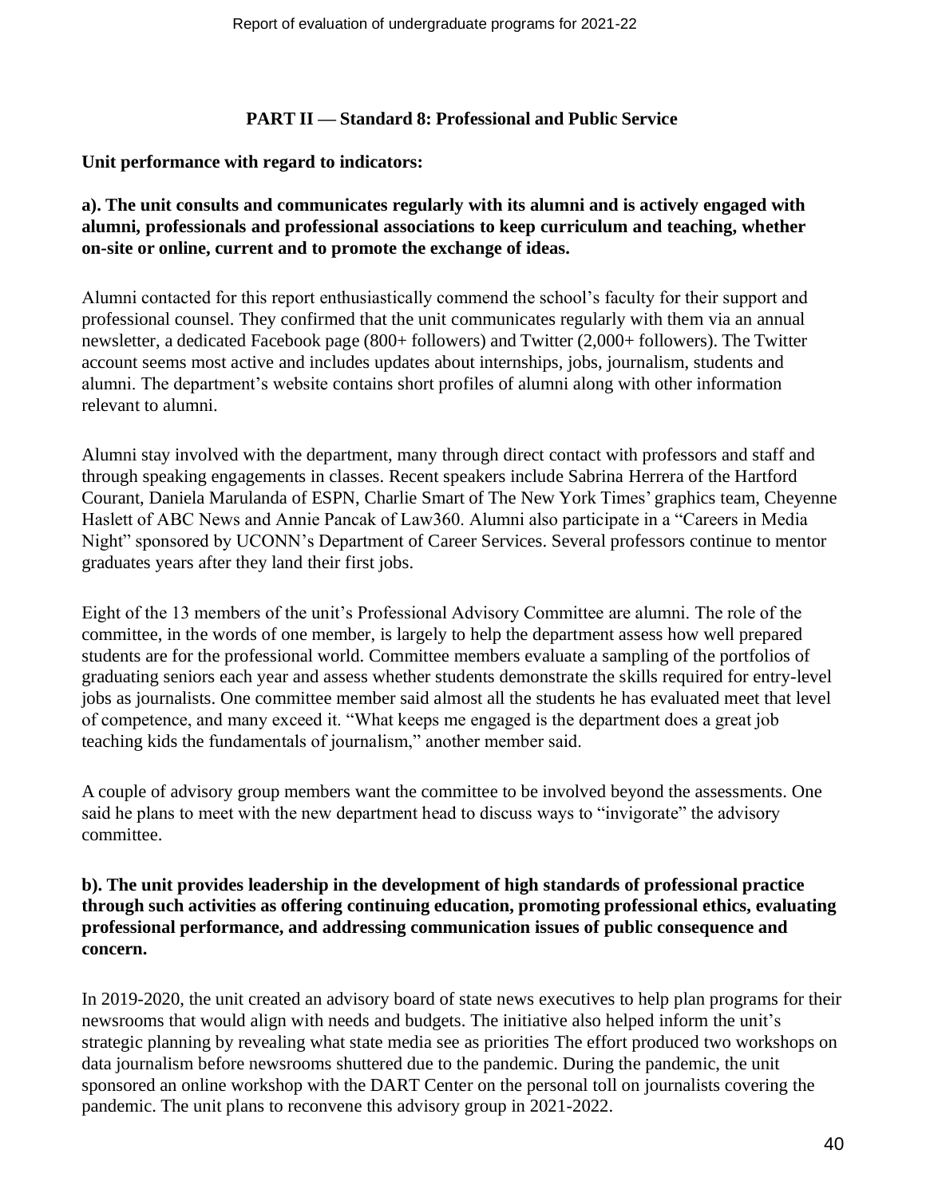## PART II — Standard 8: Professional and Public Service

**Unit performance with regard to indicators:**

**a). The unit consults and communicates regularly with its alumni and is actively engaged with alumni, professionals and professional associations to keep curriculum and teaching, whether on-site or online, current and to promote the exchange of ideas.**

Alumni contacted for this report enthusiastically commend the school's faculty for their support and professional counsel. They confirmed that the unit communicates regularly with them via an annual newsletter, a dedicated Facebook page (800+ followers) and Twitter (2,000+ followers). The Twitter account seems most active and includes updates about internships, jobs, journalism, students and alumni. The department's website contains short profiles of alumni along with other information relevant to alumni.

Alumni stay involved with the department, many through direct contact with professors and staff and through speaking engagements in classes. Recent speakers include Sabrina Herrera of the Hartford Courant, Daniela Marulanda of ESPN, Charlie Smart of The New York Times' graphics team, Cheyenne Haslett of ABC News and Annie Pancak of Law360. Alumni also participate in a "Careers in Media Night" sponsored by UCONN's Department of Career Services. Several professors continue to mentor graduates years after they land their first jobs.

Eight of the 13 members of the unit's Professional Advisory Committee are alumni. The role of the committee, in the words of one member, is largely to help the department assess how well prepared students are for the professional world. Committee members evaluate a sampling of the portfolios of graduating seniors each year and assess whether students demonstrate the skills required for entry-level jobs as journalists. One committee member said almost all the students he has evaluated meet that level of competence, and many exceed it. "What keeps me engaged is the department does a great job teaching kids the fundamentals of journalism," another member said.

A couple of advisory group members want the committee to be involved beyond the assessments. One said he plans to meet with the new department head to discuss ways to "invigorate" the advisory committee.

**b). The unit provides leadership in the development of high standards of professional practice through such activities as offering continuing education, promoting professional ethics, evaluating professional performance, and addressing communication issues of public consequence and concern.**

In 2019-2020, the unit created an advisory board of state news executives to help plan programs for their newsrooms that would align with needs and budgets. The initiative also helped inform the unit's strategic planning by revealing what state media see as priorities The effort produced two workshops on data journalism before newsrooms shuttered due to the pandemic. During the pandemic, the unit sponsored an online workshop with the DART Center on the personal toll on journalists covering the pandemic. The unit plans to reconvene this advisory group in 2021-2022.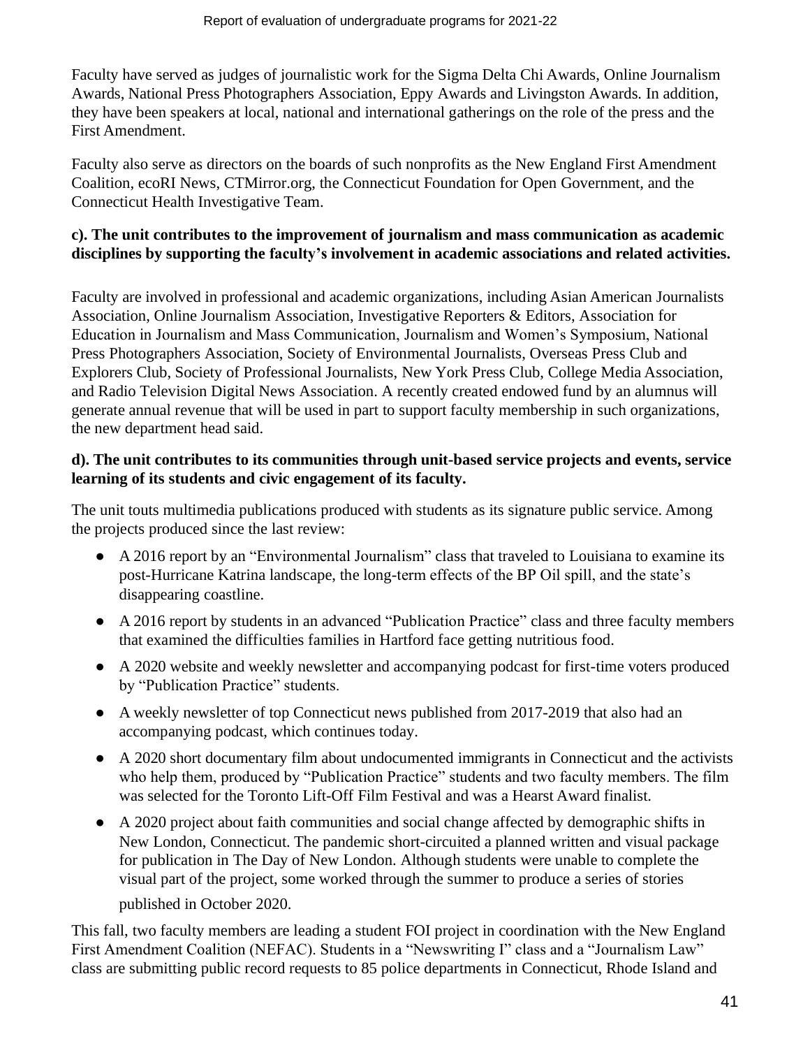Faculty have served as judges of journalistic work for the Sigma Delta Chi Awards, Online Journalism Awards, National Press Photographers Association, Eppy Awards and Livingston Awards. In addition, they have been speakers at local, national and international gatherings on the role of the press and the First Amendment.

Faculty also serve as directors on the boards of such nonprofits as the New England First Amendment Coalition, ecoRI News, CTMirror.org, the Connecticut Foundation for Open Government, and the Connecticut Health Investigative Team.

**c). The unit contributes to the improvement of journalism and mass communication as academic disciplines by supporting the faculty's involvement in academic associations and related activities.**

Faculty are involved in professional and academic organizations, including Asian American Journalists Association, Online Journalism Association, Investigative Reporters & Editors, Association for Education in Journalism and Mass Communication, Journalism and Women's Symposium, National Press Photographers Association, Society of Environmental Journalists, Overseas Press Club and Explorers Club, Society of Professional Journalists, New York Press Club, College Media Association, and Radio Television Digital News Association. A recently created endowed fund by an alumnus will generate annual revenue that will be used in part to support faculty membership in such organizations, the new department head said.

**d). The unit contributes to its communities through unit-based service projects and events, service learning of its students and civic engagement of its faculty.**

The unit touts multimedia publications produced with students as its signature public service. Among the projects produced since the last review:

- A 2016 report by an "Environmental Journalism" class that traveled to Louisiana to examine its post-Hurricane Katrina landscape, the long-term effects of the BP Oil spill, and the state's disappearing coastline.
- A 2016 report by students in an advanced "Publication Practice" class and three faculty members that examined the difficulties families in Hartford face getting nutritious food.
- A 2020 website and weekly newsletter and accompanying podcast for first-time voters produced by "Publication Practice" students.
- A weekly newsletter of top Connecticut news published from 2017-2019 that also had an accompanying podcast, which continues today.
- A 2020 short documentary film about undocumented immigrants in Connecticut and the activists who help them, produced by "Publication Practice" students and two faculty members. The film was selected for the Toronto Lift-Off Film Festival and was a Hearst Award finalist.
- A 2020 project about faith communities and social change affected by demographic shifts in New London, Connecticut. The pandemic short-circuited a planned written and visual package for publication in The Day of New London. Although students were unable to complete the visual part of the project, some worked through the summer to produce a series of stories published in October 2020.

This fall, two faculty members are leading a student FOI project in coordination with the New England First Amendment Coalition (NEFAC). Students in a "Newswriting I" class and a "Journalism Law" class are submitting public record requests to 85 police departments in Connecticut, Rhode Island and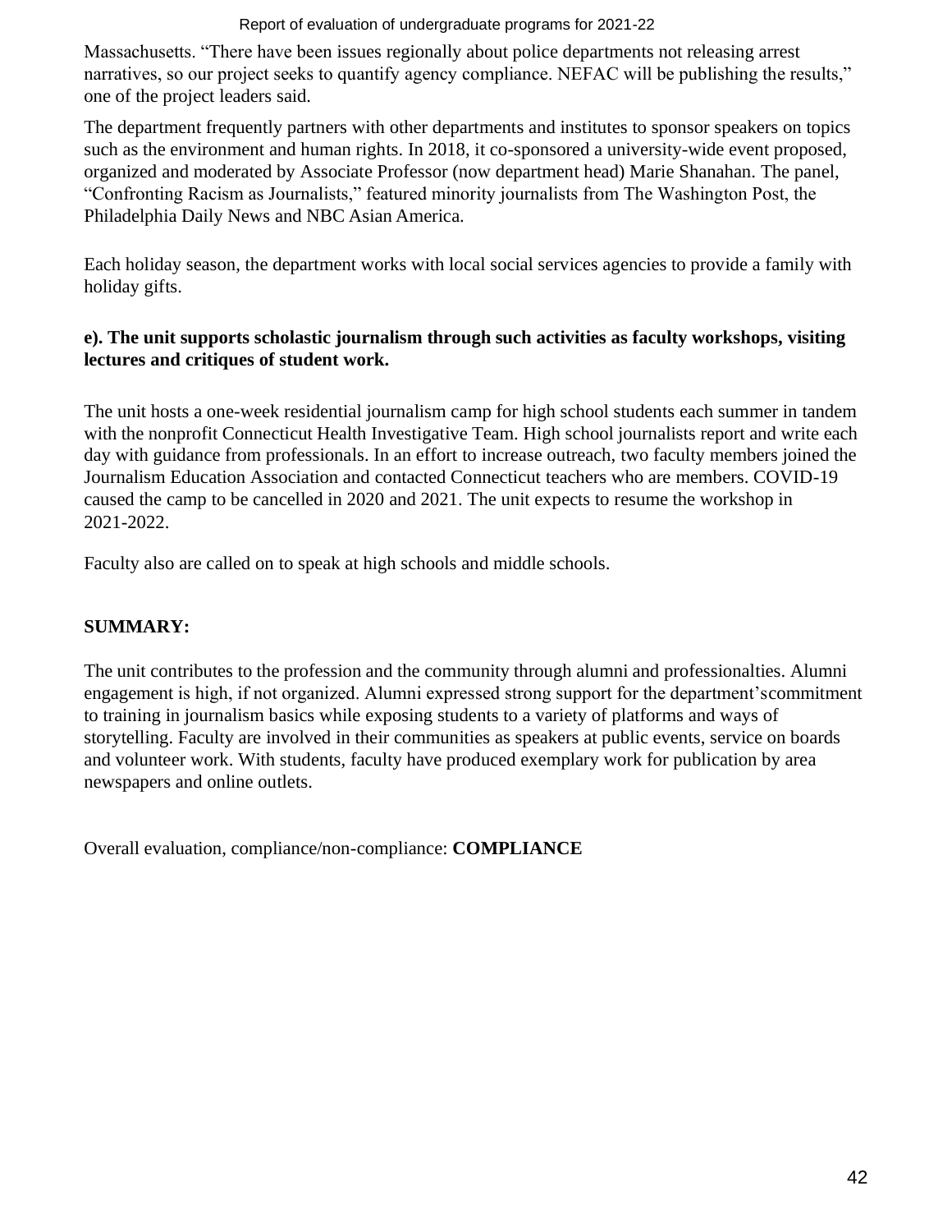Massachusetts. "There have been issues regionally about police departments not releasing arrest narratives, so our project seeks to quantify agency compliance. NEFAC will be publishing the results," one of the project leaders said.

The department frequently partners with other departments and institutes to sponsor speakers on topics such as the environment and human rights. In 2018, it co-sponsored a university-wide event proposed, organized and moderated by Associate Professor (now department head) Marie Shanahan. The panel, "Confronting Racism as Journalists," featured minority journalists from The Washington Post, the Philadelphia Daily News and NBC Asian America.

Each holiday season, the department works with local social services agencies to provide a family with holiday gifts.

**e). The unit supports scholastic journalism through such activities as faculty workshops, visiting lectures and critiques of student work.**

The unit hosts a one-week residential journalism camp for high school students each summer in tandem with the nonprofit Connecticut Health Investigative Team. High school journalists report and write each day with guidance from professionals. In an effort to increase outreach, two faculty members joined the Journalism Education Association and contacted Connecticut teachers who are members. COVID-19 caused the camp to be cancelled in 2020 and 2021. The unit expects to resume the workshop in 2021-2022.

Faculty also are called on to speak at high schools and middle schools.

**SUMMARY:**

The unit contributes to the profession and the community through alumni and professionalties. Alumni engagement is high, if not organized. Alumni expressed strong support for the department'scommitment to training in journalism basics while exposing students to a variety of platforms and ways of storytelling. Faculty are involved in their communities as speakers at public events, service on boards and volunteer work. With students, faculty have produced exemplary work for publication by area newspapers and online outlets.

Overall evaluation, compliance/non-compliance: **COMPLIANCE**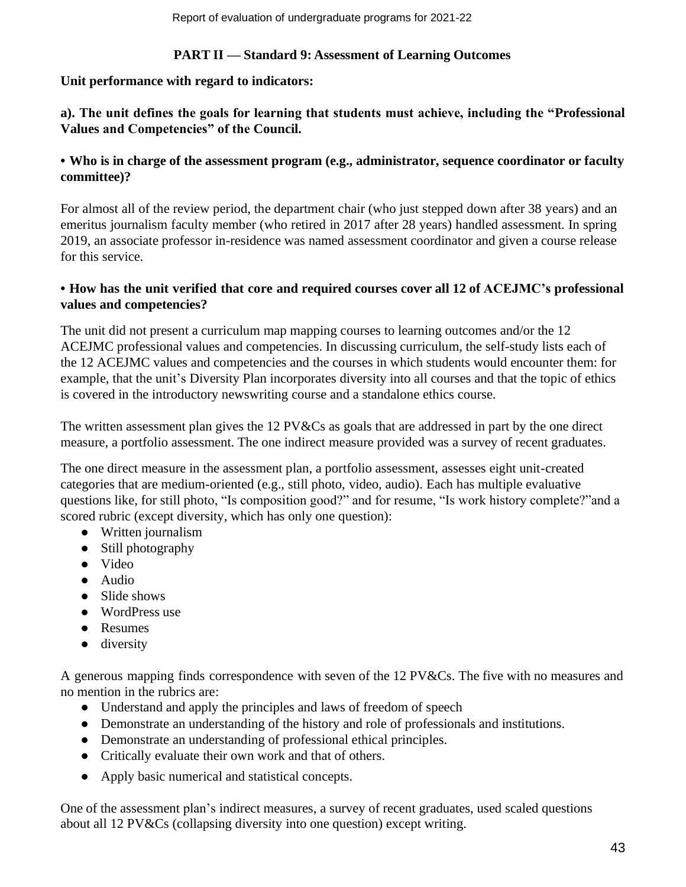**PART II — Standard 9: Assessment of Learning Outcomes**

**Unit performance with regard to indicators:**

**a). The unit defines the goals for learning that students must achieve, including the "Professional Values and Competencies" of the Council.**

**• Who is in charge of the assessment program (e.g., administrator, sequence coordinator or faculty committee)?**

For almost all of the review period, the department chair (who just stepped down after 38 years) and an emeritus journalism faculty member (who retired in 2017 after 28 years) handled assessment. In spring 2019, an associate professor in-residence was named assessment coordinator and given a course release for this service.

**• How has the unit verified that core and required courses cover all 12 of ACEJMC's professional values and competencies?**

The unit did not present a curriculum map mapping courses to learning outcomes and/or the 12 ACEJMC professional values and competencies. In discussing curriculum, the self-study lists each of the 12 ACEJMC values and competencies and the courses in which students would encounter them: for example, that the unit's Diversity Plan incorporates diversity into all courses and that the topic of ethics is covered in the introductory newswriting course and a standalone ethics course.

The written assessment plan gives the 12 PV&Cs as goals that are addressed in part by the one direct measure, a portfolio assessment. The one indirect measure provided was a survey of recent graduates.

The one direct measure in the assessment plan, a portfolio assessment, assesses eight unit-created categories that are medium-oriented (e.g., still photo, video, audio). Each has multiple evaluative questions like, for still photo, "Is composition good?" and for resume, "Is work history complete?"and a scored rubric (except diversity, which has only one question):

- Written journalism
- Still photography
- Video
- Audio
- Slide shows
- WordPress use
- Resumes
- diversity

A generous mapping finds correspondence with seven of the 12 PV&Cs. The five with no measures and no mention in the rubrics are:

- Understand and apply the principles and laws of freedom of speech
- Demonstrate an understanding of the history and role of professionals and institutions.
- Demonstrate an understanding of professional ethical principles.
- Critically evaluate their own work and that of others.
- Apply basic numerical and statistical concepts.

One of the assessment plan's indirect measures, a survey of recent graduates, used scaled questions about all 12 PV&Cs (collapsing diversity into one question) except writing.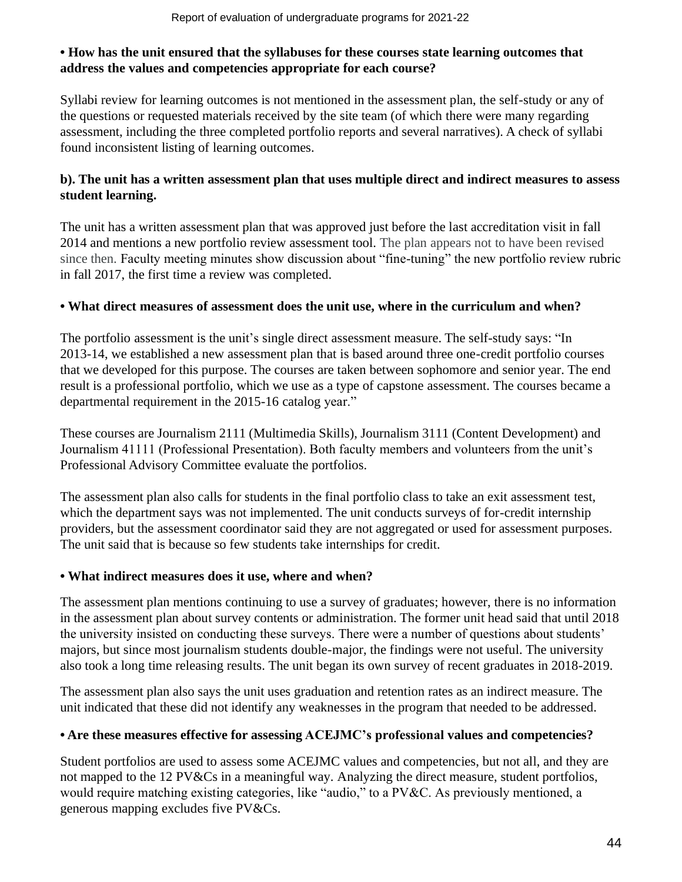**• How has the unit ensured that the syllabuses for these courses state learning outcomes that address the values and competencies appropriate for each course?**

Syllabi review for learning outcomes is not mentioned in the assessment plan, the self-study or any of the questions or requested materials received by the site team (of which there were many regarding assessment, including the three completed portfolio reports and several narratives). A check of syllabi found inconsistent listing of learning outcomes.

**b). The unit has a written assessment plan that uses multiple direct and indirect measures to assess student learning.**

The unit has a written assessment plan that was approved just before the last accreditation visit in fall 2014 and mentions a new portfolio review assessment tool. The plan appears not to have been revised since then. Faculty meeting minutes show discussion about "fine-tuning" the new portfolio review rubric in fall 2017, the first time a review was completed.

**• What direct measures of assessment does the unit use, where in the curriculum and when?**

The portfolio assessment is the unit's single direct assessment measure. The self-study says: "In 2013-14, we established a new assessment plan that is based around three one-credit portfolio courses that we developed for this purpose. The courses are taken between sophomore and senior year. The end result is a professional portfolio, which we use as a type of capstone assessment. The courses became a departmental requirement in the 2015-16 catalog year."

These courses are Journalism 2111 (Multimedia Skills), Journalism 3111 (Content Development) and Journalism 41111 (Professional Presentation). Both faculty members and volunteers from the unit's Professional Advisory Committee evaluate the portfolios.

The assessment plan also calls for students in the final portfolio class to take an exit assessment test, which the department says was not implemented. The unit conducts surveys of for-credit internship providers, but the assessment coordinator said they are not aggregated or used for assessment purposes. The unit said that is because so few students take internships for credit.

**• What indirect measures does it use, where and when?**

The assessment plan mentions continuing to use a survey of graduates; however, there is no information in the assessment plan about survey contents or administration. The former unit head said that until 2018 the university insisted on conducting these surveys. There were a number of questions about students' majors, but since most journalism students double-major, the findings were not useful. The university also took a long time releasing results. The unit began its own survey of recent graduates in 2018-2019.

The assessment plan also says the unit uses graduation and retention rates as an indirect measure. The unit indicated that these did not identify any weaknesses in the program that needed to be addressed.

**• Are these measures effective for assessing ACEJMC's professional values and competencies?**

Student portfolios are used to assess some ACEJMC values and competencies, but not all, and they are not mapped to the 12 PV&Cs in a meaningful way. Analyzing the direct measure, student portfolios, would require matching existing categories, like "audio," to a PV&C. As previously mentioned, a generous mapping excludes five PV&Cs.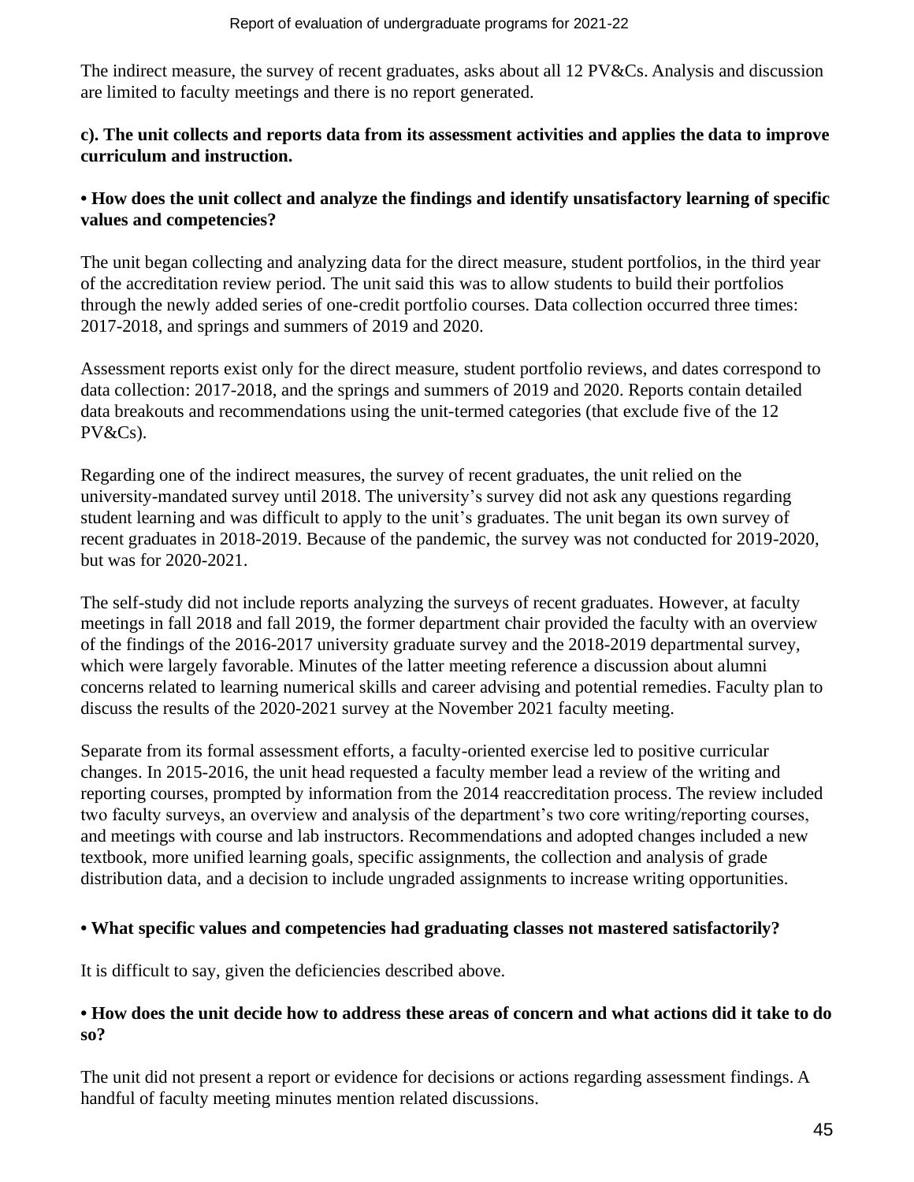The indirect measure, the survey of recent graduates, asks about all 12 PV&Cs. Analysis and discussion are limited to faculty meetings and there is no report generated.

**c). The unit collects and reports data from its assessment activities and applies the data to improve curriculum and instruction.**

**• How does the unit collect and analyze the findings and identify unsatisfactory learning of specific values and competencies?**

The unit began collecting and analyzing data for the direct measure, student portfolios, in the third year of the accreditation review period. The unit said this was to allow students to build their portfolios through the newly added series of one-credit portfolio courses. Data collection occurred three times: 2017-2018, and springs and summers of 2019 and 2020.

Assessment reports exist only for the direct measure, student portfolio reviews, and dates correspond to data collection: 2017-2018, and the springs and summers of 2019 and 2020. Reports contain detailed data breakouts and recommendations using the unit-termed categories (that exclude five of the 12 PV&Cs).

Regarding one of the indirect measures, the survey of recent graduates, the unit relied on the university-mandated survey until 2018. The university's survey did not ask any questions regarding student learning and was difficult to apply to the unit's graduates. The unit began its own survey of recent graduates in 2018-2019. Because of the pandemic, the survey was not conducted for 2019-2020, but was for 2020-2021.

The self-study did not include reports analyzing the surveys of recent graduates. However, at faculty meetings in fall 2018 and fall 2019, the former department chair provided the faculty with an overview of the findings of the 2016-2017 university graduate survey and the 2018-2019 departmental survey, which were largely favorable. Minutes of the latter meeting reference a discussion about alumni concerns related to learning numerical skills and career advising and potential remedies. Faculty plan to discuss the results of the 2020-2021 survey at the November 2021 faculty meeting.

Separate from its formal assessment efforts, a faculty-oriented exercise led to positive curricular changes. In 2015-2016, the unit head requested a faculty member lead a review of the writing and reporting courses, prompted by information from the 2014 reaccreditation process. The review included two faculty surveys, an overview and analysis of the department's two core writing/reporting courses, and meetings with course and lab instructors. Recommendations and adopted changes included a new textbook, more unified learning goals, specific assignments, the collection and analysis of grade distribution data, and a decision to include ungraded assignments to increase writing opportunities.

**• What specific values and competencies had graduating classes not mastered satisfactorily?**

It is difficult to say, given the deficiencies described above.

**• How does the unit decide how to address these areas of concern and what actions did it take to do so?**

The unit did not present a report or evidence for decisions or actions regarding assessment findings. A handful of faculty meeting minutes mention related discussions.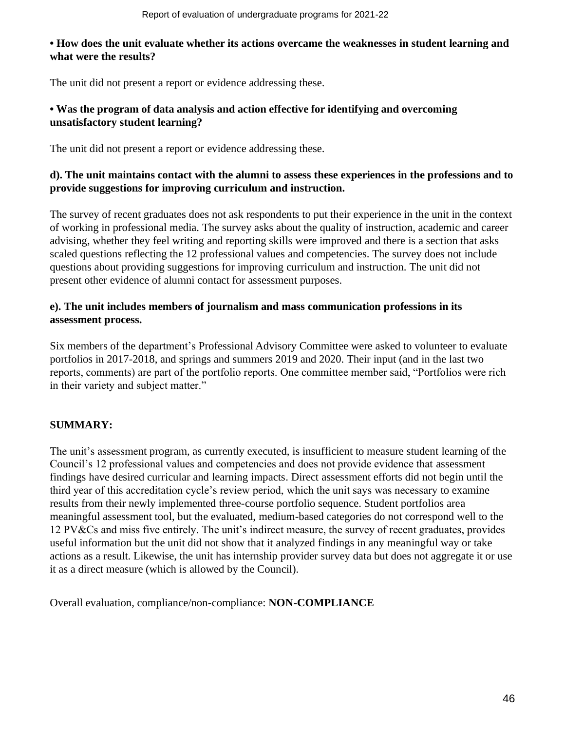**• How does the unit evaluate whether its actions overcame the weaknesses in student learning and what were the results?**

The unit did not present a report or evidence addressing these.

**• Was the program of data analysis and action effective for identifying and overcoming unsatisfactory student learning?**

The unit did not present a report or evidence addressing these.

**d). The unit maintains contact with the alumni to assess these experiences in the professions and to provide suggestions for improving curriculum and instruction.**

The survey of recent graduates does not ask respondents to put their experience in the unit in the context of working in professional media. The survey asks about the quality of instruction, academic and career advising, whether they feel writing and reporting skills were improved and there is a section that asks scaled questions reflecting the 12 professional values and competencies. The survey does not include questions about providing suggestions for improving curriculum and instruction. The unit did not present other evidence of alumni contact for assessment purposes.

**e). The unit includes members of journalism and mass communication professions in its assessment process.**

Six members of the department's Professional Advisory Committee were asked to volunteer to evaluate portfolios in 2017-2018, and springs and summers 2019 and 2020. Their input (and in the last two reports, comments) are part of the portfolio reports. One committee member said, "Portfolios were rich in their variety and subject matter."

**SUMMARY:**

The unit's assessment program, as currently executed, is insufficient to measure student learning of the Council's 12 professional values and competencies and does not provide evidence that assessment findings have desired curricular and learning impacts. Direct assessment efforts did not begin until the third year of this accreditation cycle's review period, which the unit says was necessary to examine results from their newly implemented three-course portfolio sequence. Student portfolios area meaningful assessment tool, but the evaluated, medium-based categories do not correspond well to the 12 PV&Cs and miss five entirely. The unit's indirect measure, the survey of recent graduates, provides useful information but the unit did not show that it analyzed findings in any meaningful way or take actions as a result. Likewise, the unit has internship provider survey data but does not aggregate it or use it as a direct measure (which is allowed by the Council).

Overall evaluation, compliance/non-compliance: **NON-COMPLIANCE**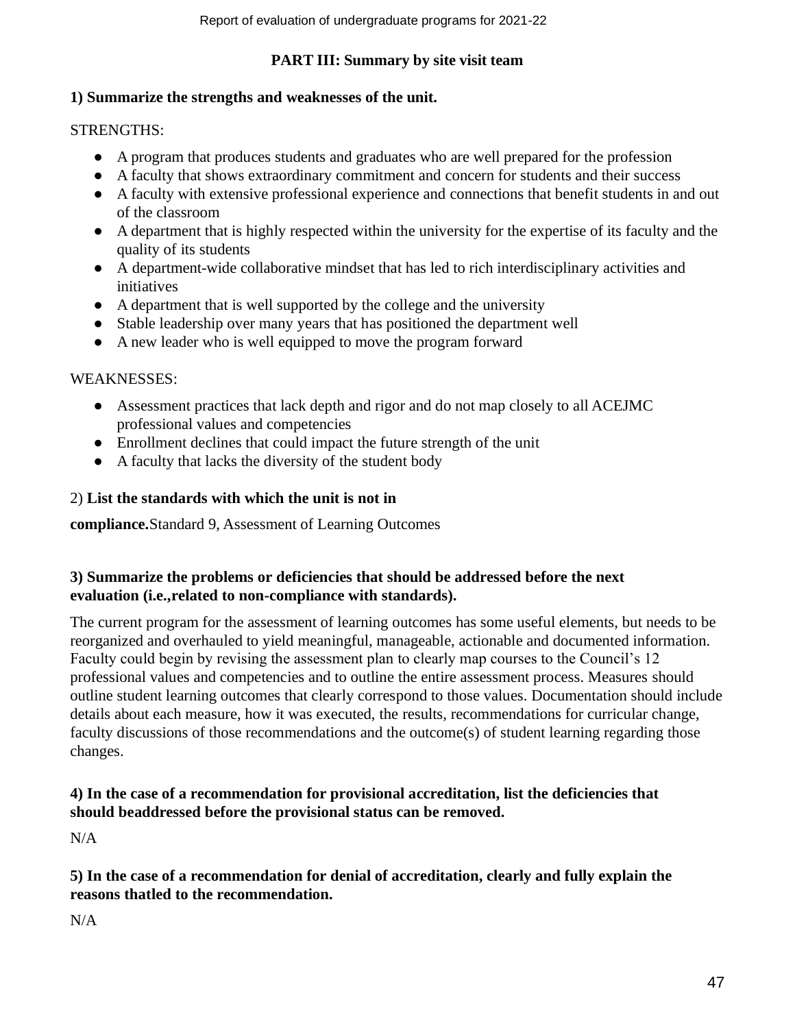## PART III: Summary by site visit team

**1) Summarize the strengths and weaknesses of the unit.**

STRENGTHS:

- A program that produces students and graduates who are well prepared for the profession
- A faculty that shows extraordinary commitment and concern for students and their success
- A faculty with extensive professional experience and connections that benefit students in and out of the classroom
- A department that is highly respected within the university for the expertise of its faculty and the quality of its students
- A department-wide collaborative mindset that has led to rich interdisciplinary activities and initiatives
- A department that is well supported by the college and the university
- Stable leadership over many years that has positioned the department well
- A new leader who is well equipped to move the program forward

WEAKNESSES:

- Assessment practices that lack depth and rigor and do not map closely to all ACEJMC professional values and competencies
- Enrollment declines that could impact the future strength of the unit
- A faculty that lacks the diversity of the student body

2) **List the standards with which the unit is not in compliance.**Standard 9, Assessment of Learning Outcomes

**3) Summarize the problems or deficiencies that should be addressed before the next evaluation (i.e.,related to non-compliance with standards).**

The current program for the assessment of learning outcomes has some useful elements, but needs to be reorganized and overhauled to yield meaningful, manageable, actionable and documented information. Faculty could begin by revising the assessment plan to clearly map courses to the Council's 12 professional values and competencies and to outline the entire assessment process. Measures should outline student learning outcomes that clearly correspond to those values. Documentation should include details about each measure, how it was executed, the results, recommendations for curricular change, faculty discussions of those recommendations and the outcome(s) of student learning regarding those changes.

**4) In the case of a recommendation for provisional accreditation, list the deficiencies that should beaddressed before the provisional status can be removed.**

N/A

**5) In the case of a recommendation for denial of accreditation, clearly and fully explain the reasons thatled to the recommendation.**

N/A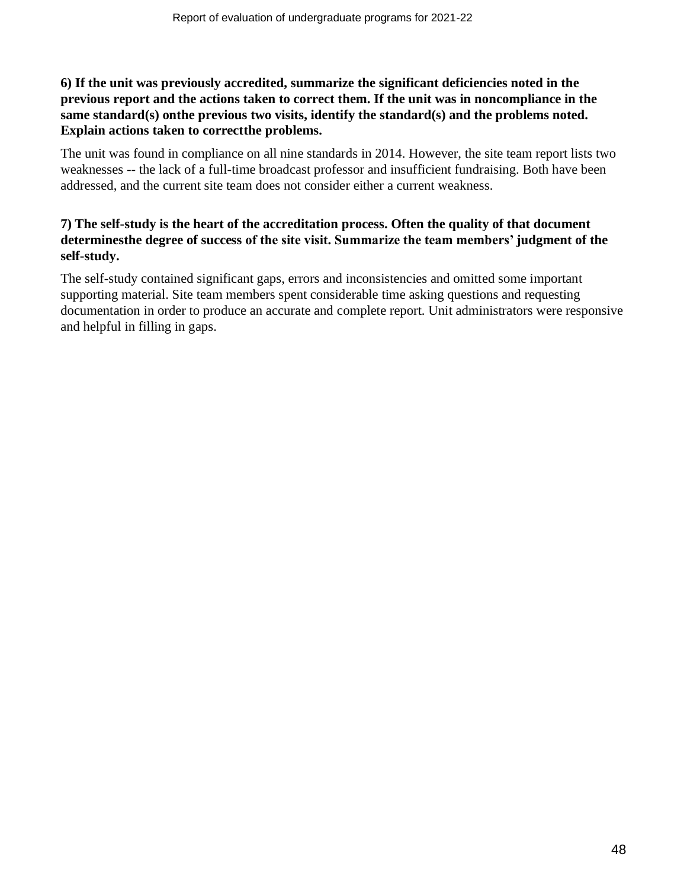**6) If the unit was previously accredited, summarize the significant deficiencies noted in the previous report and the actions taken to correct them. If the unit was in noncompliance in the same standard(s) onthe previous two visits, identify the standard(s) and the problems noted. Explain actions taken to correctthe problems.**

The unit was found in compliance on all nine standards in 2014. However, the site team report lists two weaknesses -- the lack of a full-time broadcast professor and insufficient fundraising. Both have been addressed, and the current site team does not consider either a current weakness.

**7) The self-study is the heart of the accreditation process. Often the quality of that document determinesthe degree of success of the site visit. Summarize the team members' judgment of the self-study.**

The self-study contained significant gaps, errors and inconsistencies and omitted some important supporting material. Site team members spent considerable time asking questions and requesting documentation in order to produce an accurate and complete report. Unit administrators were responsive and helpful in filling in gaps.